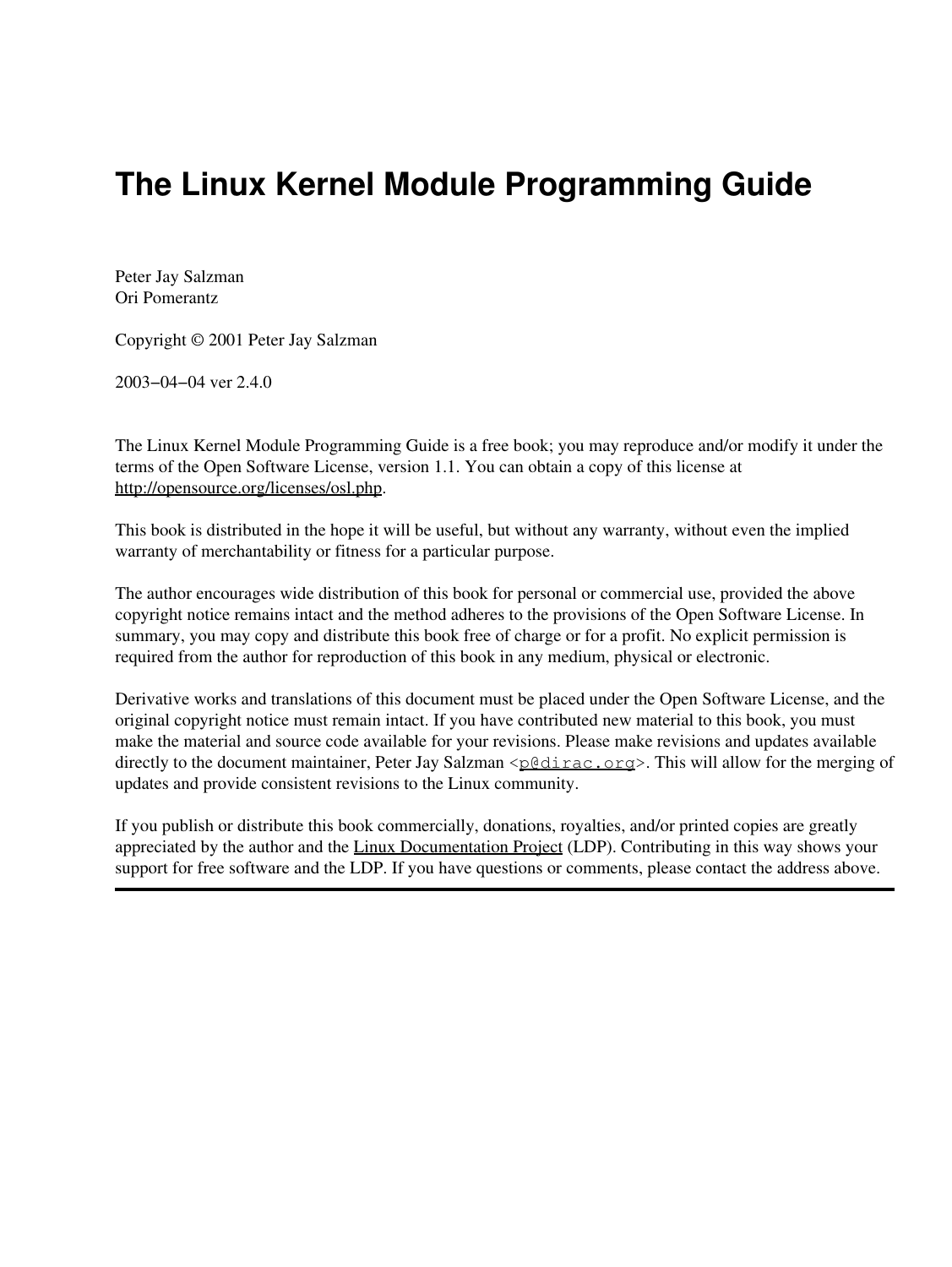# The Linux Kernel Module Programming Guide

Peter Jay Salzman
Ori Pomerantz

Copyright © 2001 Peter Jay Salzman

2003−04−04 ver 2.4.0

The Linux Kernel Module Programming Guide is a free book; you may reproduce and/or modify it under the terms of the Open Software License, version 1.1. You can obtain a copy of this license at http://opensource.org/licenses/osl.php.

This book is distributed in the hope it will be useful, but without any warranty, without even the implied warranty of merchantability or fitness for a particular purpose.

The author encourages wide distribution of this book for personal or commercial use, provided the above copyright notice remains intact and the method adheres to the provisions of the Open Software License. In summary, you may copy and distribute this book free of charge or for a profit. No explicit permission is required from the author for reproduction of this book in any medium, physical or electronic.

Derivative works and translations of this document must be placed under the Open Software License, and the original copyright notice must remain intact. If you have contributed new material to this book, you must make the material and source code available for your revisions. Please make revisions and updates available directly to the document maintainer, Peter Jay Salzman <`p@dirac.org`>. This will allow for the merging of updates and provide consistent revisions to the Linux community.

If you publish or distribute this book commercially, donations, royalties, and/or printed copies are greatly appreciated by the author and the Linux Documentation Project (LDP). Contributing in this way shows your support for free software and the LDP. If you have questions or comments, please contact the address above.

---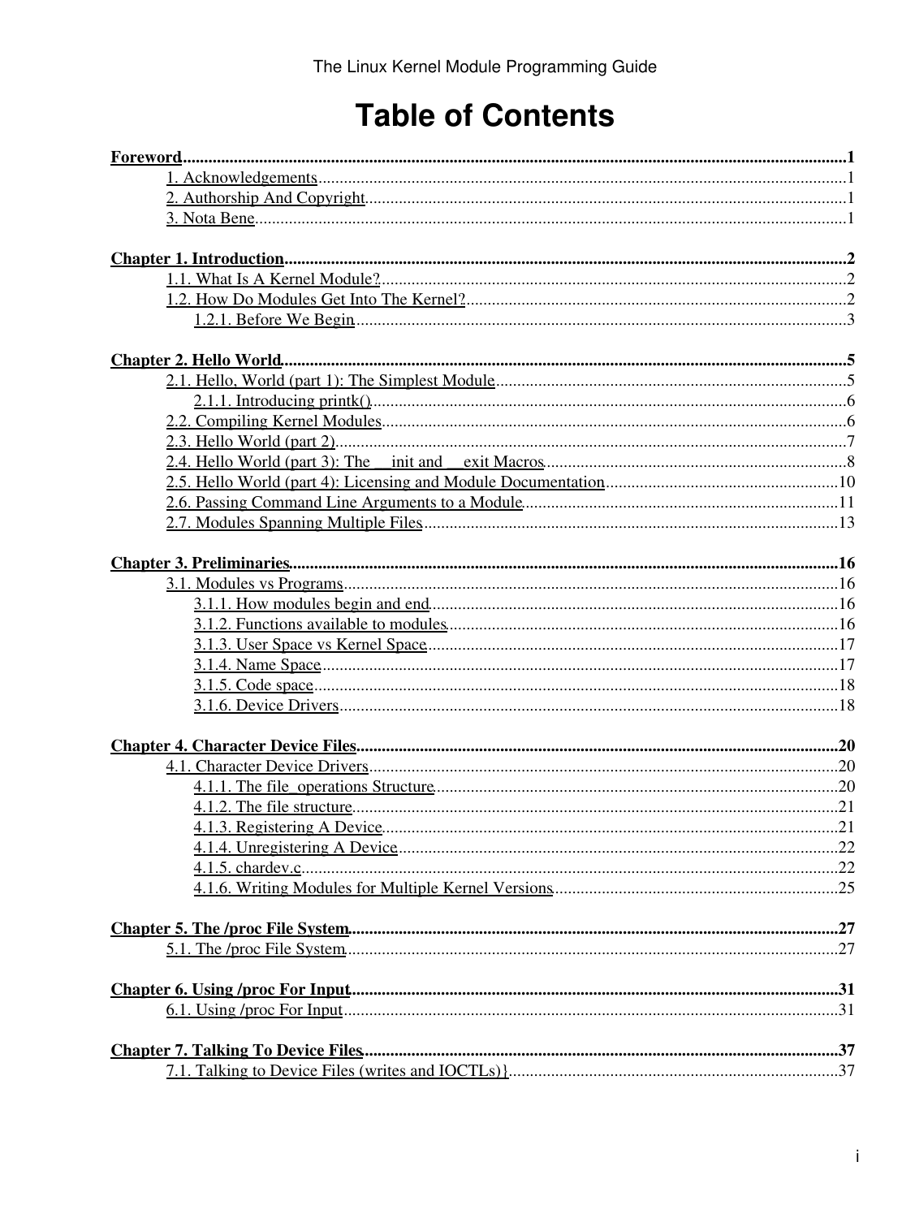# Table of Contents

**Foreword**.....1
- 1. Acknowledgements.....1
- 2. Authorship And Copyright.....1
- 3. Nota Bene.....1

**Chapter 1. Introduction**.....2
- 1.1. What Is A Kernel Module?.....2
- 1.2. How Do Modules Get Into The Kernel?.....2
  - 1.2.1. Before We Begin.....3

**Chapter 2. Hello World**.....5
- 2.1. Hello, World (part 1): The Simplest Module.....5
  - 2.1.1. Introducing printk().....6
- 2.2. Compiling Kernel Modules.....6
- 2.3. Hello World (part 2).....7
- 2.4. Hello World (part 3): The __init and __exit Macros.....8
- 2.5. Hello World (part 4): Licensing and Module Documentation.....10
- 2.6. Passing Command Line Arguments to a Module.....11
- 2.7. Modules Spanning Multiple Files.....13

**Chapter 3. Preliminaries**.....16
- 3.1. Modules vs Programs.....16
  - 3.1.1. How modules begin and end.....16
  - 3.1.2. Functions available to modules.....16
  - 3.1.3. User Space vs Kernel Space.....17
  - 3.1.4. Name Space.....17
  - 3.1.5. Code space.....18
  - 3.1.6. Device Drivers.....18

**Chapter 4. Character Device Files**.....20
- 4.1. Character Device Drivers.....20
  - 4.1.1. The file_operations Structure.....20
  - 4.1.2. The file structure.....21
  - 4.1.3. Registering A Device.....21
  - 4.1.4. Unregistering A Device.....22
  - 4.1.5. chardev.c.....22
  - 4.1.6. Writing Modules for Multiple Kernel Versions.....25

**Chapter 5. The /proc File System**.....27
- 5.1. The /proc File System.....27

**Chapter 6. Using /proc For Input**.....31
- 6.1. Using /proc For Input.....31

**Chapter 7. Talking To Device Files**.....37
- 7.1. Talking to Device Files (writes and IOCTLs)}.....37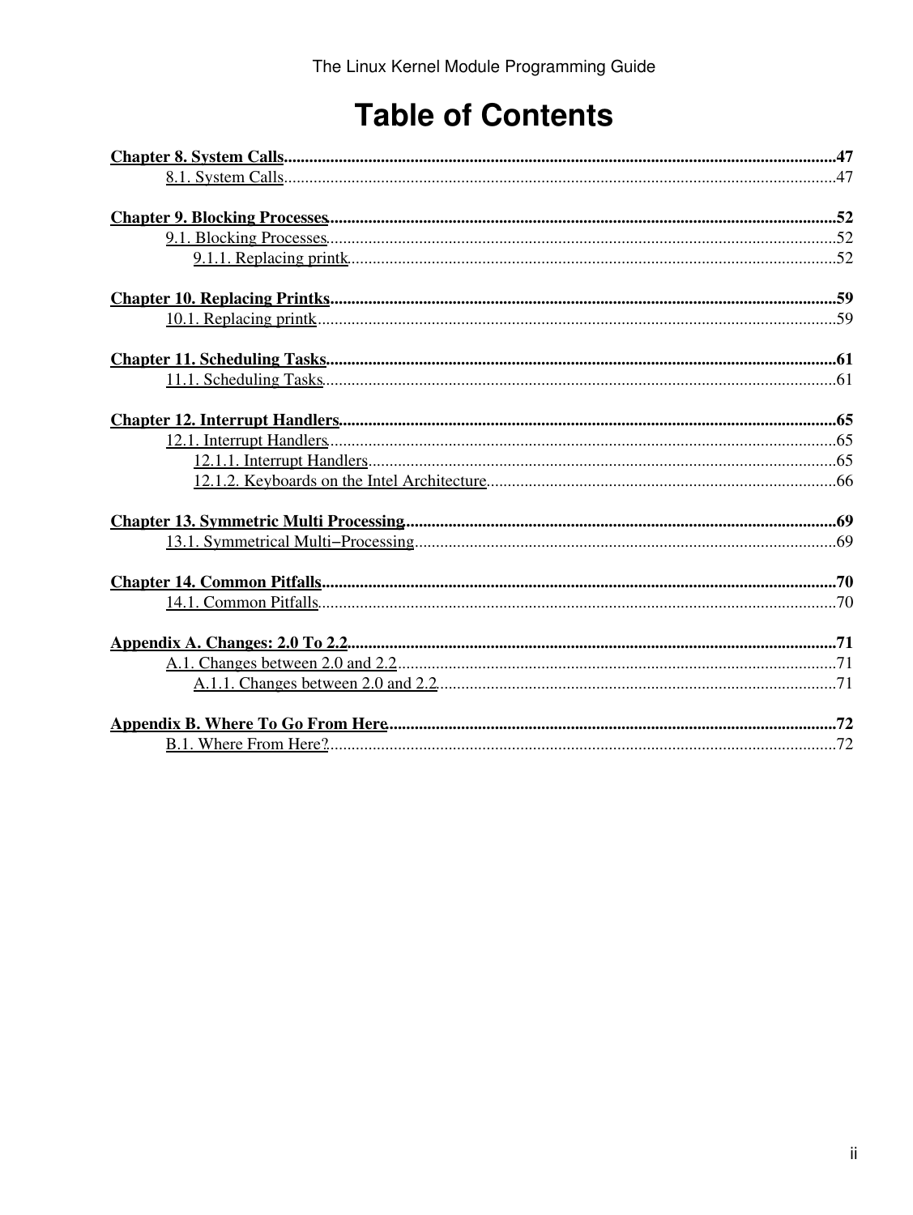# Table of Contents

**Chapter 8. System Calls** .......... 47
- 8.1. System Calls .......... 47

**Chapter 9. Blocking Processes** .......... 52
- 9.1. Blocking Processes .......... 52
  - 9.1.1. Replacing printk .......... 52

**Chapter 10. Replacing Printks** .......... 59
- 10.1. Replacing printk .......... 59

**Chapter 11. Scheduling Tasks** .......... 61
- 11.1. Scheduling Tasks .......... 61

**Chapter 12. Interrupt Handlers** .......... 65
- 12.1. Interrupt Handlers .......... 65
  - 12.1.1. Interrupt Handlers .......... 65
  - 12.1.2. Keyboards on the Intel Architecture .......... 66

**Chapter 13. Symmetric Multi Processing** .......... 69
- 13.1. Symmetrical Multi−Processing .......... 69

**Chapter 14. Common Pitfalls** .......... 70
- 14.1. Common Pitfalls .......... 70

**Appendix A. Changes: 2.0 To 2.2** .......... 71
- A.1. Changes between 2.0 and 2.2 .......... 71
  - A.1.1. Changes between 2.0 and 2.2 .......... 71

**Appendix B. Where To Go From Here** .......... 72
- B.1. Where From Here? .......... 72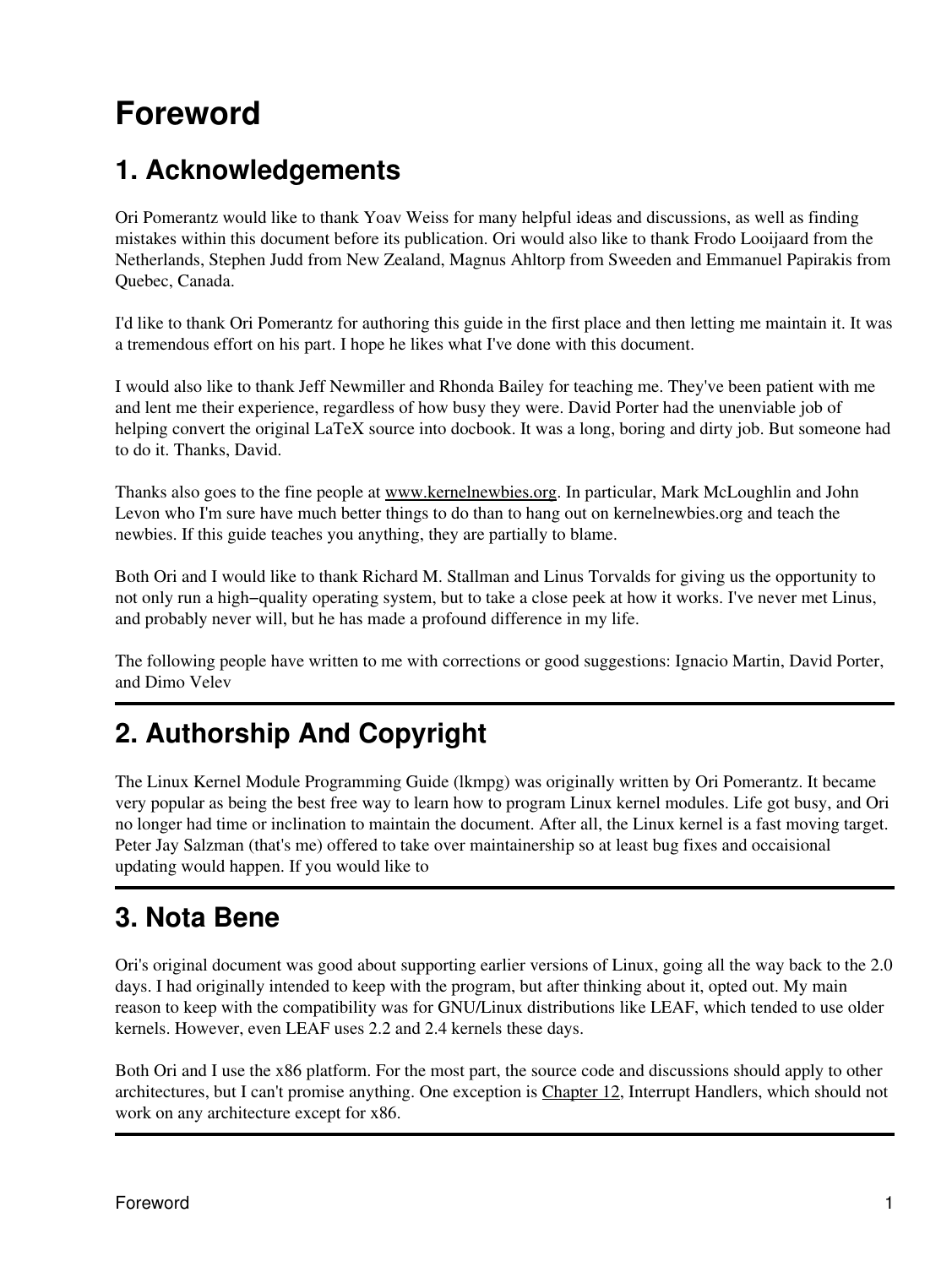# Foreword

## 1. Acknowledgements

Ori Pomerantz would like to thank Yoav Weiss for many helpful ideas and discussions, as well as finding mistakes within this document before its publication. Ori would also like to thank Frodo Looijaard from the Netherlands, Stephen Judd from New Zealand, Magnus Ahltorp from Sweeden and Emmanuel Papirakis from Quebec, Canada.

I'd like to thank Ori Pomerantz for authoring this guide in the first place and then letting me maintain it. It was a tremendous effort on his part. I hope he likes what I've done with this document.

I would also like to thank Jeff Newmiller and Rhonda Bailey for teaching me. They've been patient with me and lent me their experience, regardless of how busy they were. David Porter had the unenviable job of helping convert the original LaTeX source into docbook. It was a long, boring and dirty job. But someone had to do it. Thanks, David.

Thanks also goes to the fine people at www.kernelnewbies.org. In particular, Mark McLoughlin and John Levon who I'm sure have much better things to do than to hang out on kernelnewbies.org and teach the newbies. If this guide teaches you anything, they are partially to blame.

Both Ori and I would like to thank Richard M. Stallman and Linus Torvalds for giving us the opportunity to not only run a high−quality operating system, but to take a close peek at how it works. I've never met Linus, and probably never will, but he has made a profound difference in my life.

The following people have written to me with corrections or good suggestions: Ignacio Martin, David Porter, and Dimo Velev

---

## 2. Authorship And Copyright

The Linux Kernel Module Programming Guide (lkmpg) was originally written by Ori Pomerantz. It became very popular as being the best free way to learn how to program Linux kernel modules. Life got busy, and Ori no longer had time or inclination to maintain the document. After all, the Linux kernel is a fast moving target. Peter Jay Salzman (that's me) offered to take over maintainership so at least bug fixes and occaisional updating would happen. If you would like to

---

## 3. Nota Bene

Ori's original document was good about supporting earlier versions of Linux, going all the way back to the 2.0 days. I had originally intended to keep with the program, but after thinking about it, opted out. My main reason to keep with the compatibility was for GNU/Linux distributions like LEAF, which tended to use older kernels. However, even LEAF uses 2.2 and 2.4 kernels these days.

Both Ori and I use the x86 platform. For the most part, the source code and discussions should apply to other architectures, but I can't promise anything. One exception is Chapter 12, Interrupt Handlers, which should not work on any architecture except for x86.

---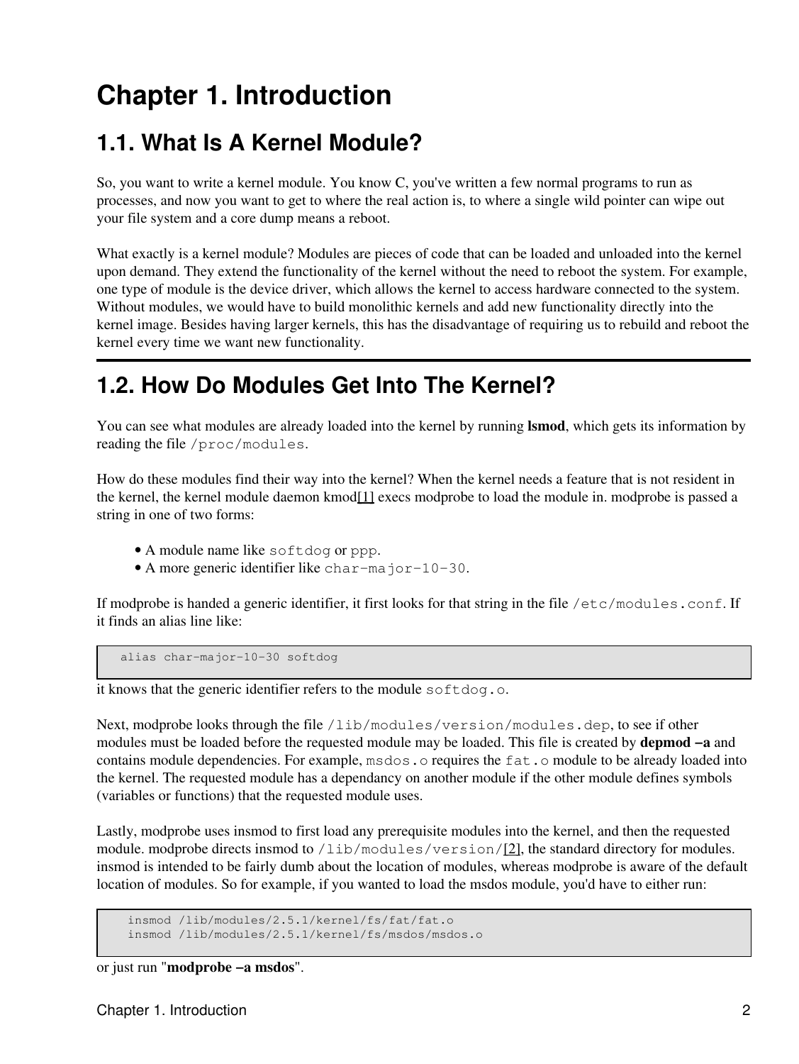# Chapter 1. Introduction

## 1.1. What Is A Kernel Module?

So, you want to write a kernel module. You know C, you've written a few normal programs to run as processes, and now you want to get to where the real action is, to where a single wild pointer can wipe out your file system and a core dump means a reboot.

What exactly is a kernel module? Modules are pieces of code that can be loaded and unloaded into the kernel upon demand. They extend the functionality of the kernel without the need to reboot the system. For example, one type of module is the device driver, which allows the kernel to access hardware connected to the system. Without modules, we would have to build monolithic kernels and add new functionality directly into the kernel image. Besides having larger kernels, this has the disadvantage of requiring us to rebuild and reboot the kernel every time we want new functionality.

## 1.2. How Do Modules Get Into The Kernel?

You can see what modules are already loaded into the kernel by running **lsmod**, which gets its information by reading the file `/proc/modules`.

How do these modules find their way into the kernel? When the kernel needs a feature that is not resident in the kernel, the kernel module daemon kmod[1] execs modprobe to load the module in. modprobe is passed a string in one of two forms:

- A module name like `softdog` or `ppp`.
- A more generic identifier like `char-major-10-30`.

If modprobe is handed a generic identifier, it first looks for that string in the file `/etc/modules.conf`. If it finds an alias line like:

```
alias char-major-10-30 softdog
```

it knows that the generic identifier refers to the module `softdog.o`.

Next, modprobe looks through the file `/lib/modules/version/modules.dep`, to see if other modules must be loaded before the requested module may be loaded. This file is created by **depmod -a** and contains module dependencies. For example, `msdos.o` requires the `fat.o` module to be already loaded into the kernel. The requested module has a dependancy on another module if the other module defines symbols (variables or functions) that the requested module uses.

Lastly, modprobe uses insmod to first load any prerequisite modules into the kernel, and then the requested module. modprobe directs insmod to `/lib/modules/version/`[2], the standard directory for modules. insmod is intended to be fairly dumb about the location of modules, whereas modprobe is aware of the default location of modules. So for example, if you wanted to load the msdos module, you'd have to either run:

```
insmod /lib/modules/2.5.1/kernel/fs/fat/fat.o
insmod /lib/modules/2.5.1/kernel/fs/msdos/msdos.o
```

or just run "**modprobe -a msdos**".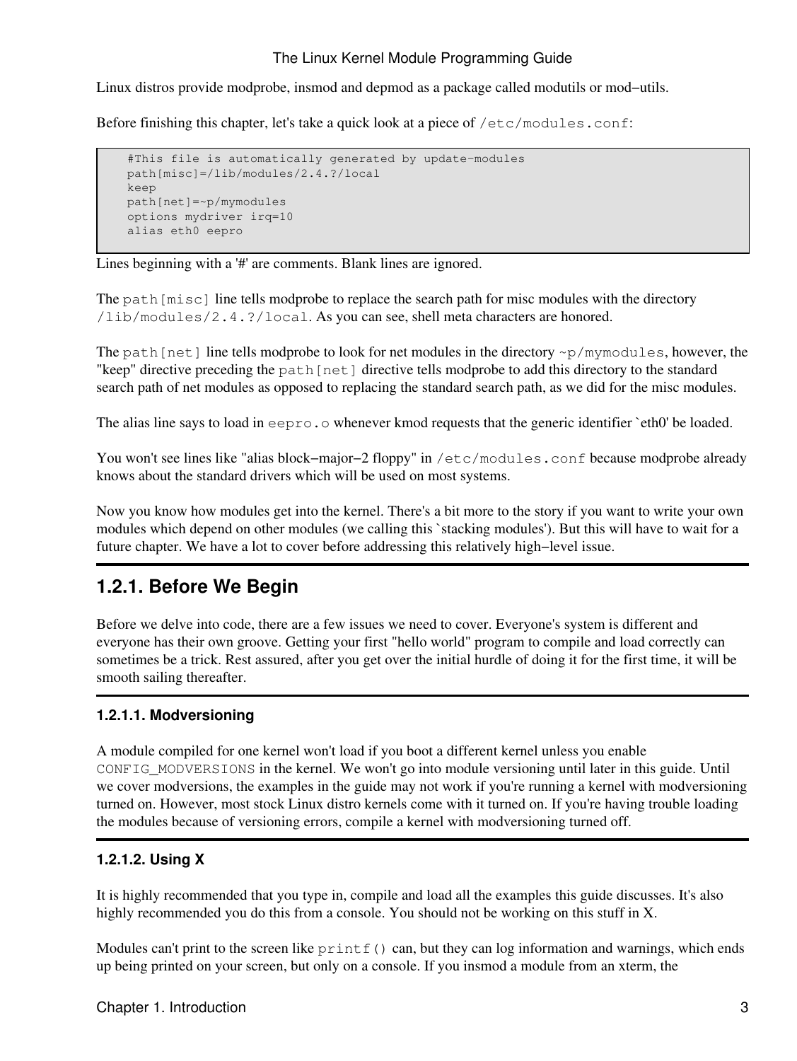Linux distros provide modprobe, insmod and depmod as a package called modutils or mod−utils.

Before finishing this chapter, let's take a quick look at a piece of `/etc/modules.conf`:

```
#This file is automatically generated by update-modules
path[misc]=/lib/modules/2.4.?/local
keep
path[net]=~p/mymodules
options mydriver irq=10
alias eth0 eepro
```

Lines beginning with a '#' are comments. Blank lines are ignored.

The `path[misc]` line tells modprobe to replace the search path for misc modules with the directory `/lib/modules/2.4.?/local`. As you can see, shell meta characters are honored.

The `path[net]` line tells modprobe to look for net modules in the directory `~p/mymodules`, however, the "keep" directive preceding the `path[net]` directive tells modprobe to add this directory to the standard search path of net modules as opposed to replacing the standard search path, as we did for the misc modules.

The alias line says to load in `eepro.o` whenever kmod requests that the generic identifier `eth0' be loaded.

You won't see lines like "alias block−major−2 floppy" in `/etc/modules.conf` because modprobe already knows about the standard drivers which will be used on most systems.

Now you know how modules get into the kernel. There's a bit more to the story if you want to write your own modules which depend on other modules (we calling this `stacking modules'). But this will have to wait for a future chapter. We have a lot to cover before addressing this relatively high−level issue.

## 1.2.1. Before We Begin

Before we delve into code, there are a few issues we need to cover. Everyone's system is different and everyone has their own groove. Getting your first "hello world" program to compile and load correctly can sometimes be a trick. Rest assured, after you get over the initial hurdle of doing it for the first time, it will be smooth sailing thereafter.

### 1.2.1.1. Modversioning

A module compiled for one kernel won't load if you boot a different kernel unless you enable `CONFIG_MODVERSIONS` in the kernel. We won't go into module versioning until later in this guide. Until we cover modversions, the examples in the guide may not work if you're running a kernel with modversioning turned on. However, most stock Linux distro kernels come with it turned on. If you're having trouble loading the modules because of versioning errors, compile a kernel with modversioning turned off.

### 1.2.1.2. Using X

It is highly recommended that you type in, compile and load all the examples this guide discusses. It's also highly recommended you do this from a console. You should not be working on this stuff in X.

Modules can't print to the screen like `printf()` can, but they can log information and warnings, which ends up being printed on your screen, but only on a console. If you insmod a module from an xterm, the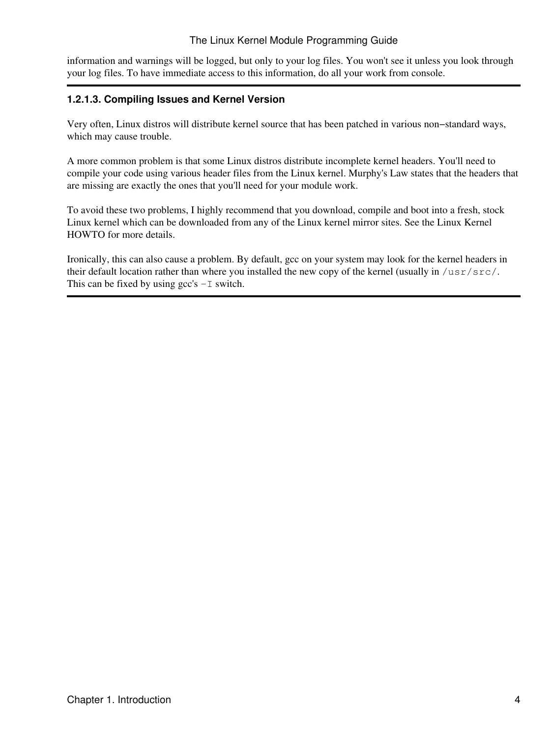information and warnings will be logged, but only to your log files. You won't see it unless you look through your log files. To have immediate access to this information, do all your work from console.

#### 1.2.1.3. Compiling Issues and Kernel Version

Very often, Linux distros will distribute kernel source that has been patched in various non−standard ways, which may cause trouble.

A more common problem is that some Linux distros distribute incomplete kernel headers. You'll need to compile your code using various header files from the Linux kernel. Murphy's Law states that the headers that are missing are exactly the ones that you'll need for your module work.

To avoid these two problems, I highly recommend that you download, compile and boot into a fresh, stock Linux kernel which can be downloaded from any of the Linux kernel mirror sites. See the Linux Kernel HOWTO for more details.

Ironically, this can also cause a problem. By default, gcc on your system may look for the kernel headers in their default location rather than where you installed the new copy of the kernel (usually in `/usr/src/`. This can be fixed by using gcc's `-I` switch.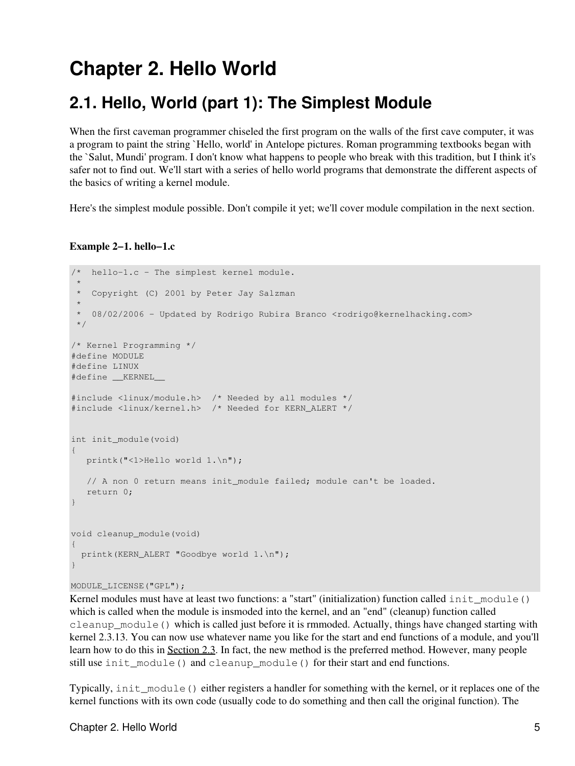# Chapter 2. Hello World

## 2.1. Hello, World (part 1): The Simplest Module

When the first caveman programmer chiseled the first program on the walls of the first cave computer, it was a program to paint the string `Hello, world' in Antelope pictures. Roman programming textbooks began with the `Salut, Mundi' program. I don't know what happens to people who break with this tradition, but I think it's safer not to find out. We'll start with a series of hello world programs that demonstrate the different aspects of the basics of writing a kernel module.

Here's the simplest module possible. Don't compile it yet; we'll cover module compilation in the next section.

**Example 2−1. hello−1.c**

```
/*  hello-1.c - The simplest kernel module.
 *
 *  Copyright (C) 2001 by Peter Jay Salzman
 *
 *  08/02/2006 - Updated by Rodrigo Rubira Branco <rodrigo@kernelhacking.com>
 */

/* Kernel Programming */
#define MODULE
#define LINUX
#define __KERNEL__

#include <linux/module.h>  /* Needed by all modules */
#include <linux/kernel.h>  /* Needed for KERN_ALERT */


int init_module(void)
{
   printk("<1>Hello world 1.\n");

   // A non 0 return means init_module failed; module can't be loaded.
   return 0;
}


void cleanup_module(void)
{
  printk(KERN_ALERT "Goodbye world 1.\n");
}

MODULE_LICENSE("GPL");
```

Kernel modules must have at least two functions: a "start" (initialization) function called `init_module()` which is called when the module is insmoded into the kernel, and an "end" (cleanup) function called `cleanup_module()` which is called just before it is rmmoded. Actually, things have changed starting with kernel 2.3.13. You can now use whatever name you like for the start and end functions of a module, and you'll learn how to do this in Section 2.3. In fact, the new method is the preferred method. However, many people still use `init_module()` and `cleanup_module()` for their start and end functions.

Typically, `init_module()` either registers a handler for something with the kernel, or it replaces one of the kernel functions with its own code (usually code to do something and then call the original function). The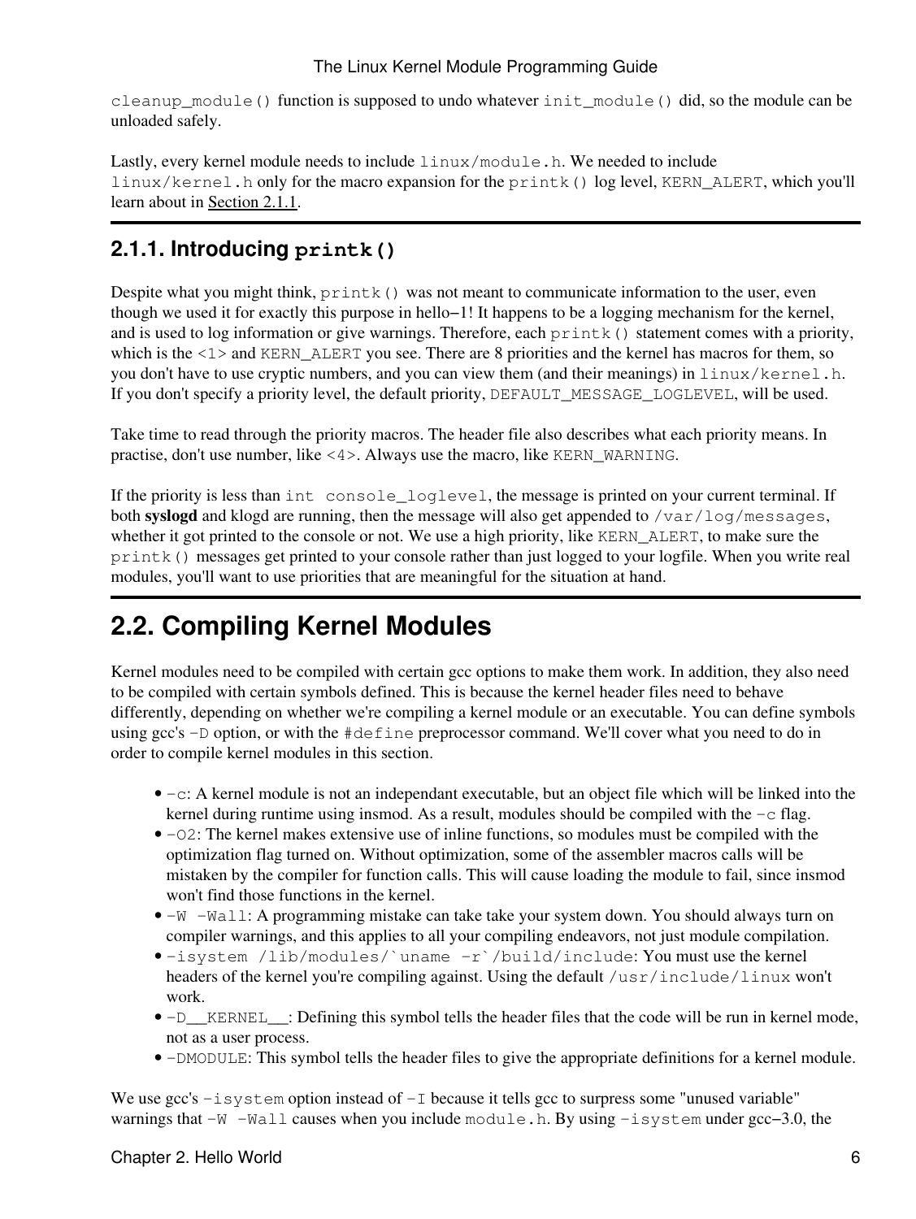cleanup_module() function is supposed to undo whatever init_module() did, so the module can be unloaded safely.

Lastly, every kernel module needs to include linux/module.h. We needed to include linux/kernel.h only for the macro expansion for the printk() log level, KERN_ALERT, which you'll learn about in Section 2.1.1.

### 2.1.1. Introducing printk()

Despite what you might think, printk() was not meant to communicate information to the user, even though we used it for exactly this purpose in hello−1! It happens to be a logging mechanism for the kernel, and is used to log information or give warnings. Therefore, each printk() statement comes with a priority, which is the <1> and KERN_ALERT you see. There are 8 priorities and the kernel has macros for them, so you don't have to use cryptic numbers, and you can view them (and their meanings) in linux/kernel.h. If you don't specify a priority level, the default priority, DEFAULT_MESSAGE_LOGLEVEL, will be used.

Take time to read through the priority macros. The header file also describes what each priority means. In practise, don't use number, like <4>. Always use the macro, like KERN_WARNING.

If the priority is less than int console_loglevel, the message is printed on your current terminal. If both **syslogd** and klogd are running, then the message will also get appended to /var/log/messages, whether it got printed to the console or not. We use a high priority, like KERN_ALERT, to make sure the printk() messages get printed to your console rather than just logged to your logfile. When you write real modules, you'll want to use priorities that are meaningful for the situation at hand.

## 2.2. Compiling Kernel Modules

Kernel modules need to be compiled with certain gcc options to make them work. In addition, they also need to be compiled with certain symbols defined. This is because the kernel header files need to behave differently, depending on whether we're compiling a kernel module or an executable. You can define symbols using gcc's -D option, or with the #define preprocessor command. We'll cover what you need to do in order to compile kernel modules in this section.

- -c: A kernel module is not an independant executable, but an object file which will be linked into the kernel during runtime using insmod. As a result, modules should be compiled with the -c flag.
- -O2: The kernel makes extensive use of inline functions, so modules must be compiled with the optimization flag turned on. Without optimization, some of the assembler macros calls will be mistaken by the compiler for function calls. This will cause loading the module to fail, since insmod won't find those functions in the kernel.
- -W -Wall: A programming mistake can take take your system down. You should always turn on compiler warnings, and this applies to all your compiling endeavors, not just module compilation.
- -isystem /lib/modules/`uname -r`/build/include: You must use the kernel headers of the kernel you're compiling against. Using the default /usr/include/linux won't work.
- -D__KERNEL__: Defining this symbol tells the header files that the code will be run in kernel mode, not as a user process.
- -DMODULE: This symbol tells the header files to give the appropriate definitions for a kernel module.

We use gcc's -isystem option instead of -I because it tells gcc to surpress some "unused variable" warnings that -W -Wall causes when you include module.h. By using -isystem under gcc−3.0, the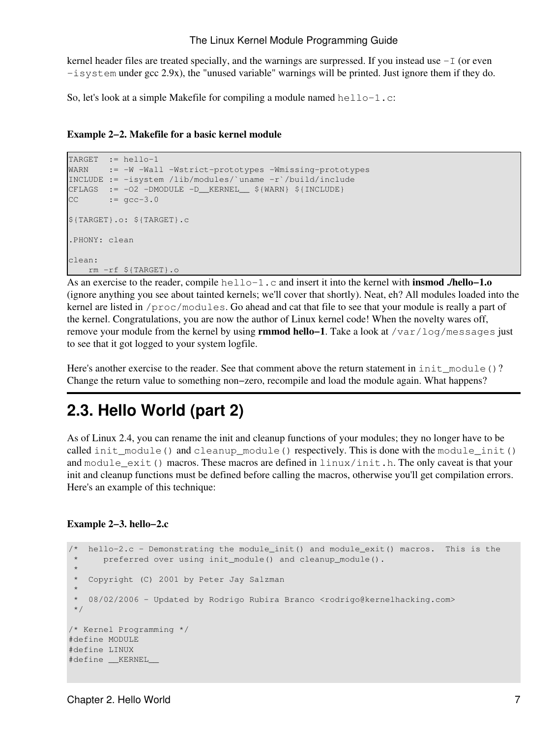kernel header files are treated specially, and the warnings are surpressed. If you instead use `-I` (or even `-isystem` under gcc 2.9x), the "unused variable" warnings will be printed. Just ignore them if they do.

So, let's look at a simple Makefile for compiling a module named `hello-1.c`:

**Example 2−2. Makefile for a basic kernel module**

```
TARGET  := hello-1
WARN    := -W -Wall -Wstrict-prototypes -Wmissing-prototypes
INCLUDE := -isystem /lib/modules/`uname -r`/build/include
CFLAGS  := -O2 -DMODULE -D__KERNEL__ ${WARN} ${INCLUDE}
CC      := gcc-3.0

${TARGET}.o: ${TARGET}.c

.PHONY: clean

clean:
    rm -rf ${TARGET}.o
```

As an exercise to the reader, compile `hello-1.c` and insert it into the kernel with **insmod ./hello−1.o** (ignore anything you see about tainted kernels; we'll cover that shortly). Neat, eh? All modules loaded into the kernel are listed in `/proc/modules`. Go ahead and cat that file to see that your module is really a part of the kernel. Congratulations, you are now the author of Linux kernel code! When the novelty wares off, remove your module from the kernel by using **rmmod hello−1**. Take a look at `/var/log/messages` just to see that it got logged to your system logfile.

Here's another exercise to the reader. See that comment above the return statement in `init_module()`? Change the return value to something non−zero, recompile and load the module again. What happens?

## 2.3. Hello World (part 2)

As of Linux 2.4, you can rename the init and cleanup functions of your modules; they no longer have to be called `init_module()` and `cleanup_module()` respectively. This is done with the `module_init()` and `module_exit()` macros. These macros are defined in `linux/init.h`. The only caveat is that your init and cleanup functions must be defined before calling the macros, otherwise you'll get compilation errors. Here's an example of this technique:

**Example 2−3. hello−2.c**

```
/*  hello-2.c - Demonstrating the module_init() and module_exit() macros.  This is the
 *     preferred over using init_module() and cleanup_module().
 *
 *  Copyright (C) 2001 by Peter Jay Salzman
 *
 *  08/02/2006 - Updated by Rodrigo Rubira Branco <rodrigo@kernelhacking.com>
 */

/* Kernel Programming */
#define MODULE
#define LINUX
#define __KERNEL__
```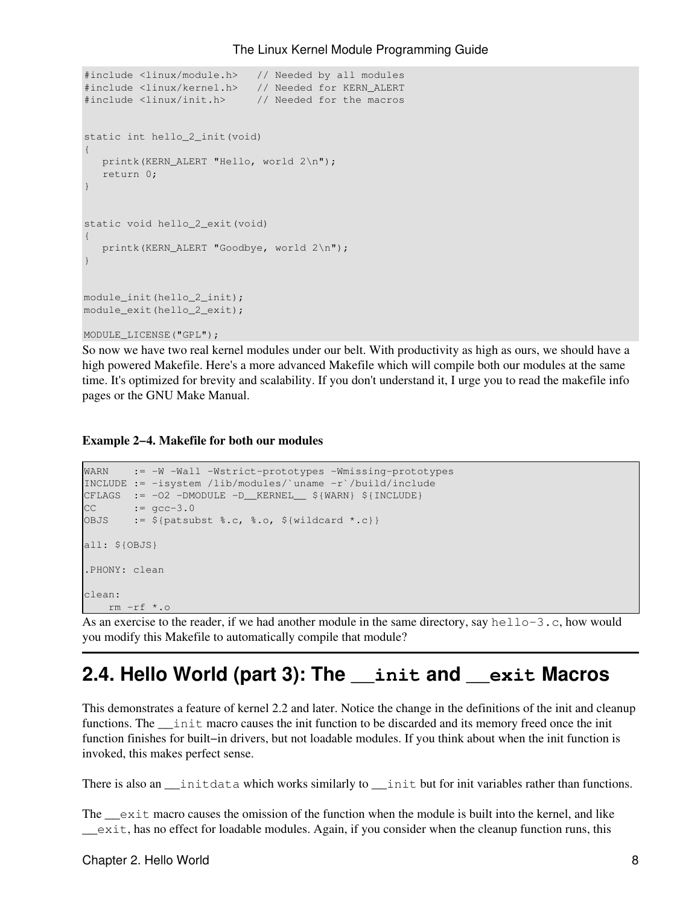```
#include <linux/module.h>   // Needed by all modules
#include <linux/kernel.h>   // Needed for KERN_ALERT
#include <linux/init.h>     // Needed for the macros


static int hello_2_init(void)
{
   printk(KERN_ALERT "Hello, world 2\n");
   return 0;
}


static void hello_2_exit(void)
{
   printk(KERN_ALERT "Goodbye, world 2\n");
}


module_init(hello_2_init);
module_exit(hello_2_exit);

MODULE_LICENSE("GPL");
```

So now we have two real kernel modules under our belt. With productivity as high as ours, we should have a high powered Makefile. Here's a more advanced Makefile which will compile both our modules at the same time. It's optimized for brevity and scalability. If you don't understand it, I urge you to read the makefile info pages or the GNU Make Manual.

**Example 2−4. Makefile for both our modules**

```
WARN    := -W -Wall -Wstrict-prototypes -Wmissing-prototypes
INCLUDE := -isystem /lib/modules/`uname -r`/build/include
CFLAGS  := -O2 -DMODULE -D__KERNEL__ ${WARN} ${INCLUDE}
CC      := gcc-3.0
OBJS    := ${patsubst %.c, %.o, ${wildcard *.c}}

all: ${OBJS}

.PHONY: clean

clean:
    rm -rf *.o
```

As an exercise to the reader, if we had another module in the same directory, say `hello-3.c`, how would you modify this Makefile to automatically compile that module?

## 2.4. Hello World (part 3): The `__init` and `__exit` Macros

This demonstrates a feature of kernel 2.2 and later. Notice the change in the definitions of the init and cleanup functions. The `__init` macro causes the init function to be discarded and its memory freed once the init function finishes for built−in drivers, but not loadable modules. If you think about when the init function is invoked, this makes perfect sense.

There is also an `__initdata` which works similarly to `__init` but for init variables rather than functions.

The `__exit` macro causes the omission of the function when the module is built into the kernel, and like `__exit`, has no effect for loadable modules. Again, if you consider when the cleanup function runs, this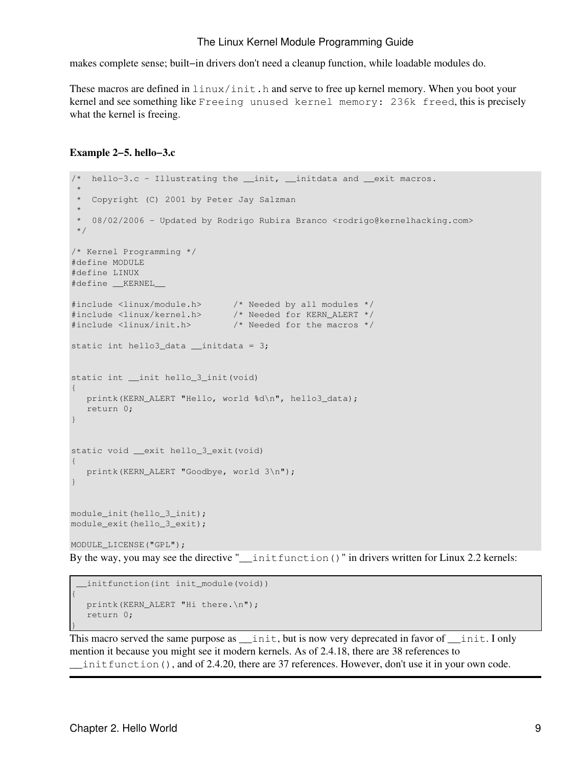makes complete sense; built−in drivers don't need a cleanup function, while loadable modules do.

These macros are defined in `linux/init.h` and serve to free up kernel memory. When you boot your kernel and see something like `Freeing unused kernel memory: 236k freed`, this is precisely what the kernel is freeing.

**Example 2−5. hello−3.c**

```
/*  hello-3.c - Illustrating the __init, __initdata and __exit macros.
 *
 *  Copyright (C) 2001 by Peter Jay Salzman
 *
 *  08/02/2006 - Updated by Rodrigo Rubira Branco <rodrigo@kernelhacking.com>
 */

/* Kernel Programming */
#define MODULE
#define LINUX
#define __KERNEL__

#include <linux/module.h>      /* Needed by all modules */
#include <linux/kernel.h>      /* Needed for KERN_ALERT */
#include <linux/init.h>        /* Needed for the macros */

static int hello3_data __initdata = 3;


static int __init hello_3_init(void)
{
   printk(KERN_ALERT "Hello, world %d\n", hello3_data);
   return 0;
}


static void __exit hello_3_exit(void)
{
   printk(KERN_ALERT "Goodbye, world 3\n");
}


module_init(hello_3_init);
module_exit(hello_3_exit);

MODULE_LICENSE("GPL");
```

By the way, you may see the directive "`__initfunction()`" in drivers written for Linux 2.2 kernels:

```
 __initfunction(int init_module(void))
{
   printk(KERN_ALERT "Hi there.\n");
   return 0;
}
```

This macro served the same purpose as `__init`, but is now very deprecated in favor of `__init`. I only mention it because you might see it modern kernels. As of 2.4.18, there are 38 references to `__initfunction()`, and of 2.4.20, there are 37 references. However, don't use it in your own code.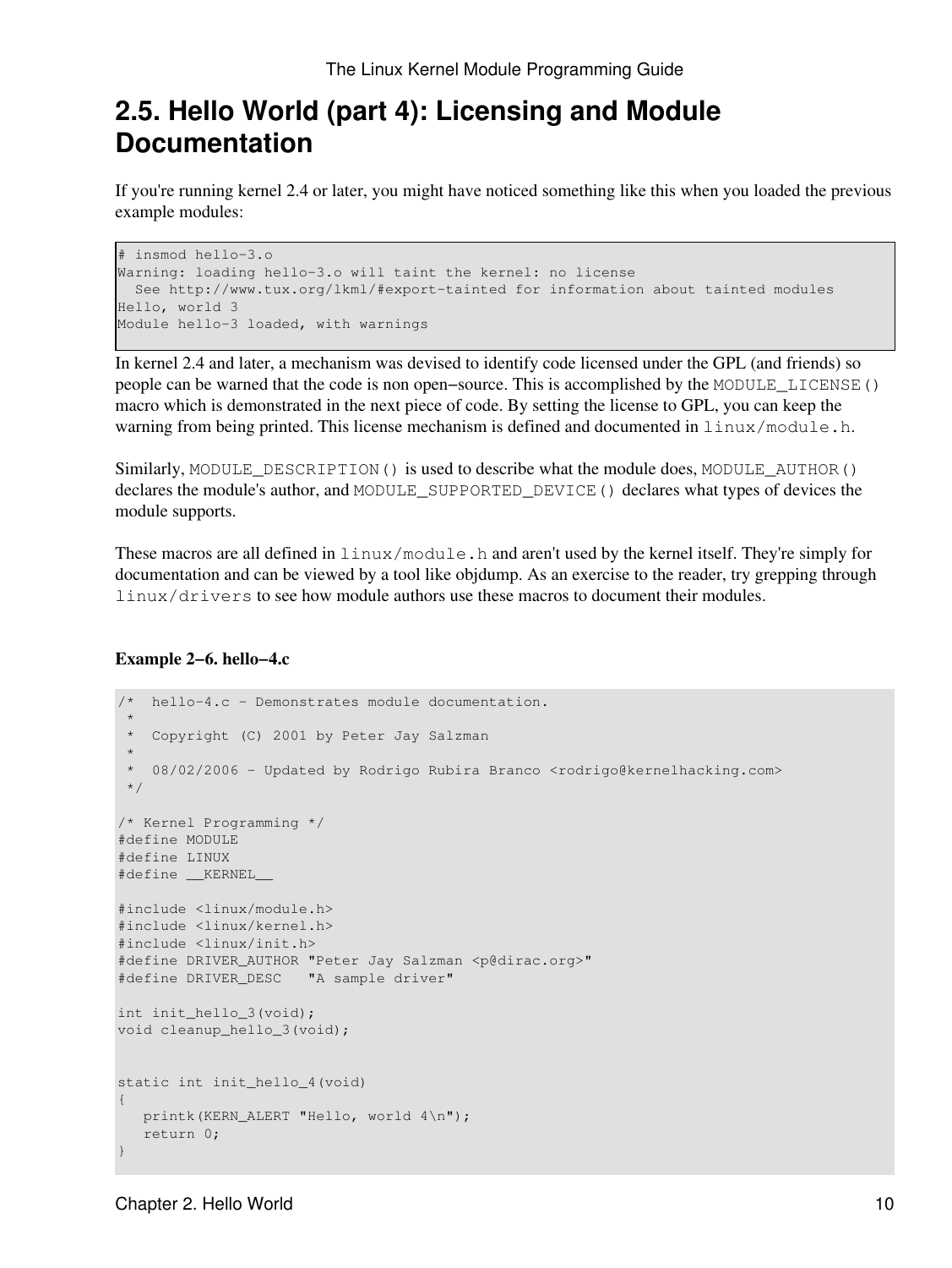## 2.5. Hello World (part 4): Licensing and Module Documentation

If you're running kernel 2.4 or later, you might have noticed something like this when you loaded the previous example modules:

```
# insmod hello-3.o
Warning: loading hello-3.o will taint the kernel: no license
  See http://www.tux.org/lkml/#export-tainted for information about tainted modules
Hello, world 3
Module hello-3 loaded, with warnings
```

In kernel 2.4 and later, a mechanism was devised to identify code licensed under the GPL (and friends) so people can be warned that the code is non open−source. This is accomplished by the `MODULE_LICENSE()` macro which is demonstrated in the next piece of code. By setting the license to GPL, you can keep the warning from being printed. This license mechanism is defined and documented in `linux/module.h`.

Similarly, `MODULE_DESCRIPTION()` is used to describe what the module does, `MODULE_AUTHOR()` declares the module's author, and `MODULE_SUPPORTED_DEVICE()` declares what types of devices the module supports.

These macros are all defined in `linux/module.h` and aren't used by the kernel itself. They're simply for documentation and can be viewed by a tool like objdump. As an exercise to the reader, try grepping through `linux/drivers` to see how module authors use these macros to document their modules.

**Example 2−6. hello−4.c**

```c
/*  hello-4.c - Demonstrates module documentation.
 *
 *  Copyright (C) 2001 by Peter Jay Salzman
 *
 *  08/02/2006 - Updated by Rodrigo Rubira Branco <rodrigo@kernelhacking.com>
 */

/* Kernel Programming */
#define MODULE
#define LINUX
#define __KERNEL__

#include <linux/module.h>
#include <linux/kernel.h>
#include <linux/init.h>
#define DRIVER_AUTHOR "Peter Jay Salzman <p@dirac.org>"
#define DRIVER_DESC   "A sample driver"

int init_hello_3(void);
void cleanup_hello_3(void);


static int init_hello_4(void)
{
   printk(KERN_ALERT "Hello, world 4\n");
   return 0;
}
```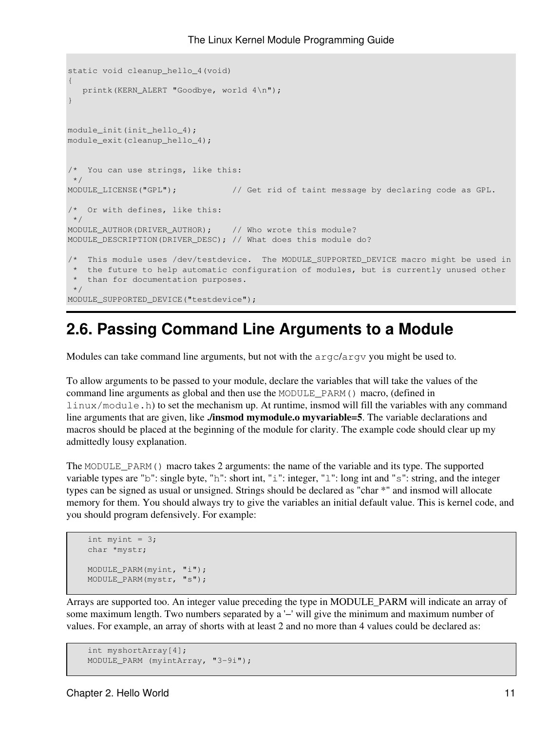```
static void cleanup_hello_4(void)
{
   printk(KERN_ALERT "Goodbye, world 4\n");
}


module_init(init_hello_4);
module_exit(cleanup_hello_4);


/*  You can use strings, like this:
 */
MODULE_LICENSE("GPL");           // Get rid of taint message by declaring code as GPL.

/*  Or with defines, like this:
 */
MODULE_AUTHOR(DRIVER_AUTHOR);    // Who wrote this module?
MODULE_DESCRIPTION(DRIVER_DESC); // What does this module do?

/*  This module uses /dev/testdevice.  The MODULE_SUPPORTED_DEVICE macro might be used in
 *  the future to help automatic configuration of modules, but is currently unused other
 *  than for documentation purposes.
 */
MODULE_SUPPORTED_DEVICE("testdevice");
```

## 2.6. Passing Command Line Arguments to a Module

Modules can take command line arguments, but not with the `argc`/`argv` you might be used to.

To allow arguments to be passed to your module, declare the variables that will take the values of the command line arguments as global and then use the `MODULE_PARM()` macro, (defined in `linux/module.h`) to set the mechanism up. At runtime, insmod will fill the variables with any command line arguments that are given, like **./insmod mymodule.o myvariable=5**. The variable declarations and macros should be placed at the beginning of the module for clarity. The example code should clear up my admittedly lousy explanation.

The `MODULE_PARM()` macro takes 2 arguments: the name of the variable and its type. The supported variable types are "`b`": single byte, "`h`": short int, "`i`": integer, "`l`": long int and "`s`": string, and the integer types can be signed as usual or unsigned. Strings should be declared as "char *" and insmod will allocate memory for them. You should always try to give the variables an initial default value. This is kernel code, and you should program defensively. For example:

```
    int myint = 3;
    char *mystr;

    MODULE_PARM(myint, "i");
    MODULE_PARM(mystr, "s");
```

Arrays are supported too. An integer value preceding the type in MODULE_PARM will indicate an array of some maximum length. Two numbers separated by a '-' will give the minimum and maximum number of values. For example, an array of shorts with at least 2 and no more than 4 values could be declared as:

```
    int myshortArray[4];
    MODULE_PARM (myintArray, "3-9i");
```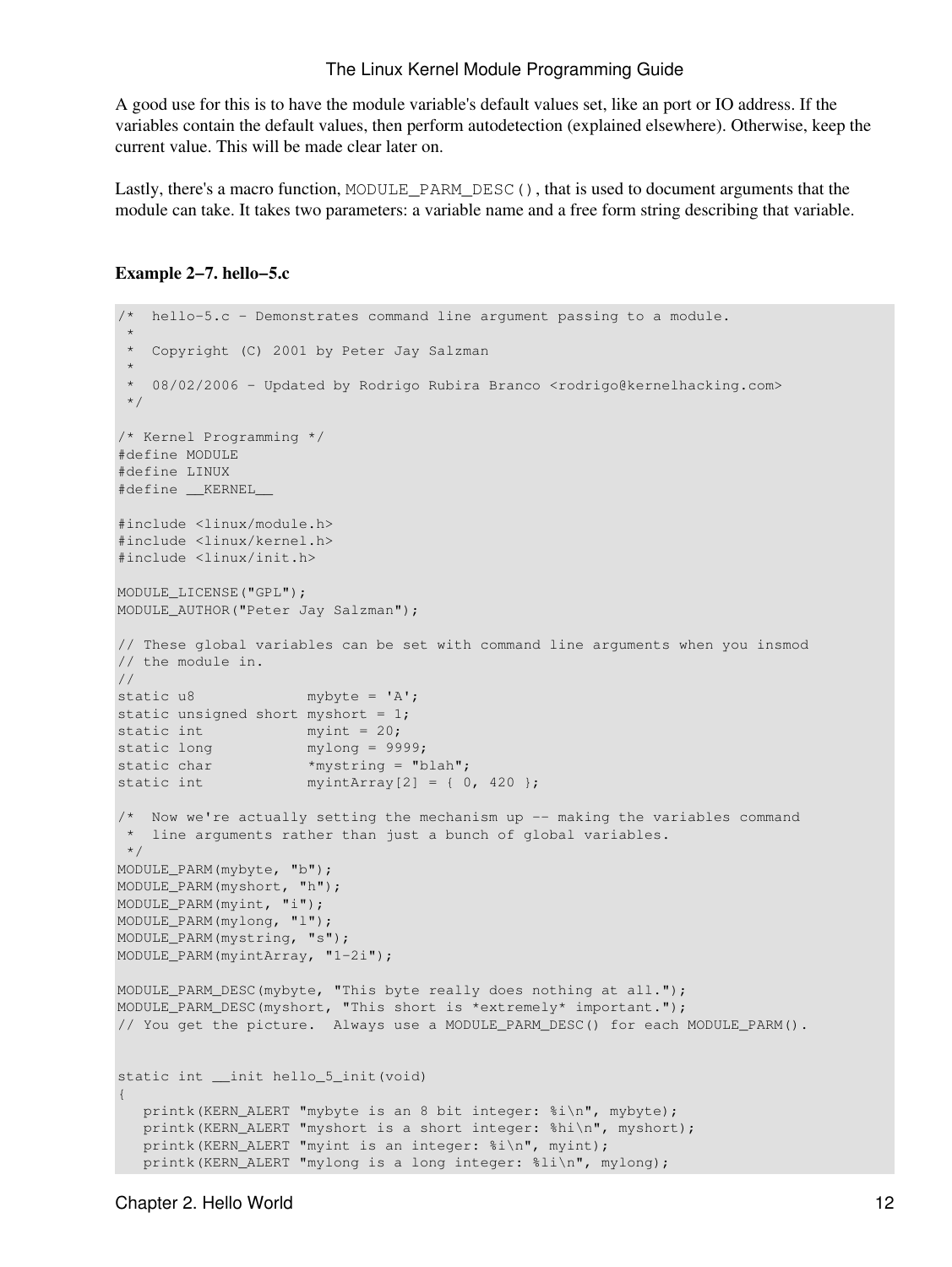A good use for this is to have the module variable's default values set, like an port or IO address. If the variables contain the default values, then perform autodetection (explained elsewhere). Otherwise, keep the current value. This will be made clear later on.

Lastly, there's a macro function, `MODULE_PARM_DESC()`, that is used to document arguments that the module can take. It takes two parameters: a variable name and a free form string describing that variable.

**Example 2−7. hello−5.c**

```
/*  hello-5.c - Demonstrates command line argument passing to a module.
 *
 *  Copyright (C) 2001 by Peter Jay Salzman
 *
 *  08/02/2006 - Updated by Rodrigo Rubira Branco <rodrigo@kernelhacking.com>
 */

/* Kernel Programming */
#define MODULE
#define LINUX
#define __KERNEL__

#include <linux/module.h>
#include <linux/kernel.h>
#include <linux/init.h>

MODULE_LICENSE("GPL");
MODULE_AUTHOR("Peter Jay Salzman");

// These global variables can be set with command line arguments when you insmod
// the module in.
//
static u8             mybyte = 'A';
static unsigned short myshort = 1;
static int            myint = 20;
static long           mylong = 9999;
static char           *mystring = "blah";
static int            myintArray[2] = { 0, 420 };

/*  Now we're actually setting the mechanism up -- making the variables command
 *  line arguments rather than just a bunch of global variables.
 */
MODULE_PARM(mybyte, "b");
MODULE_PARM(myshort, "h");
MODULE_PARM(myint, "i");
MODULE_PARM(mylong, "l");
MODULE_PARM(mystring, "s");
MODULE_PARM(myintArray, "1-2i");

MODULE_PARM_DESC(mybyte, "This byte really does nothing at all.");
MODULE_PARM_DESC(myshort, "This short is *extremely* important.");
// You get the picture.  Always use a MODULE_PARM_DESC() for each MODULE_PARM().


static int __init hello_5_init(void)
{
   printk(KERN_ALERT "mybyte is an 8 bit integer: %i\n", mybyte);
   printk(KERN_ALERT "myshort is a short integer: %hi\n", myshort);
   printk(KERN_ALERT "myint is an integer: %i\n", myint);
   printk(KERN_ALERT "mylong is a long integer: %li\n", mylong);
```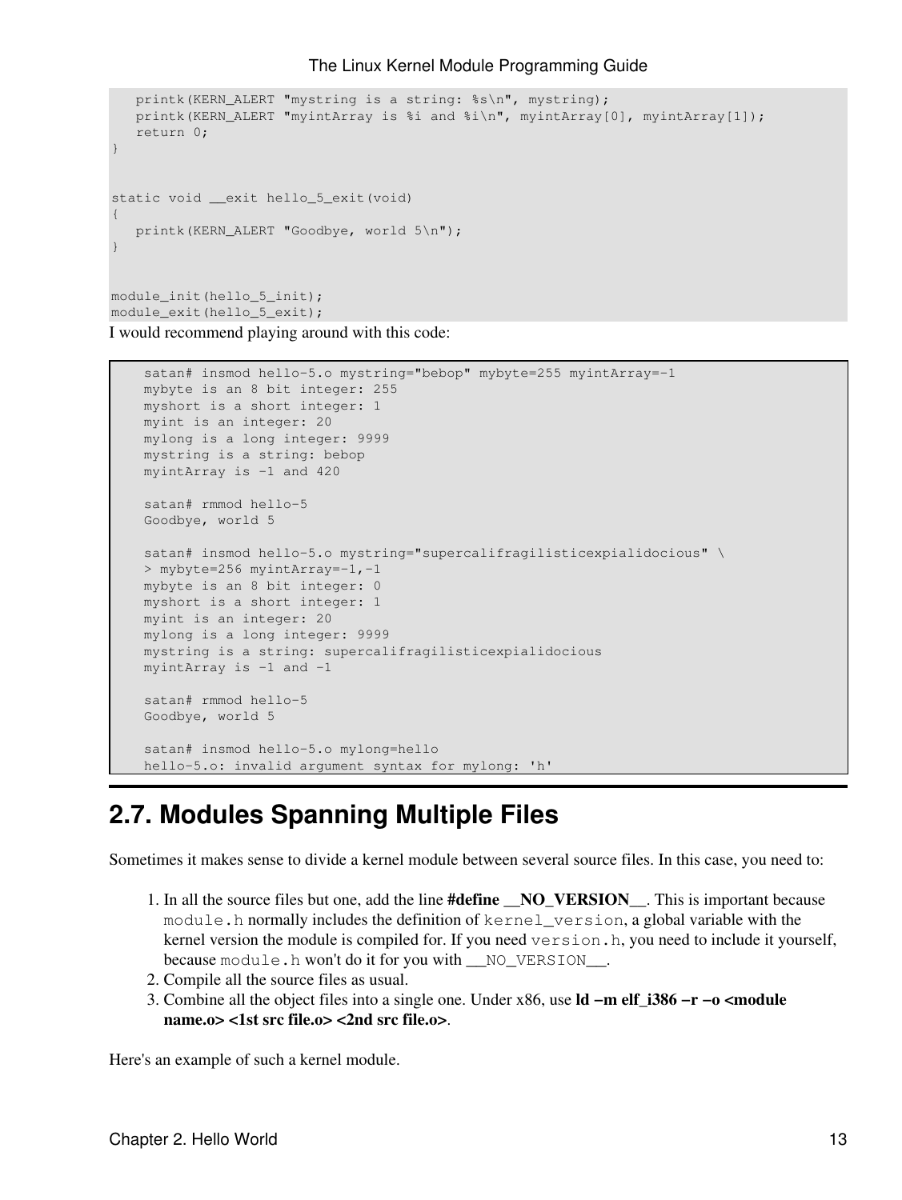```
   printk(KERN_ALERT "mystring is a string: %s\n", mystring);
   printk(KERN_ALERT "myintArray is %i and %i\n", myintArray[0], myintArray[1]);
   return 0;
}


static void __exit hello_5_exit(void)
{
   printk(KERN_ALERT "Goodbye, world 5\n");
}


module_init(hello_5_init);
module_exit(hello_5_exit);
```

I would recommend playing around with this code:

```
satan# insmod hello-5.o mystring="bebop" mybyte=255 myintArray=-1
mybyte is an 8 bit integer: 255
myshort is a short integer: 1
myint is an integer: 20
mylong is a long integer: 9999
mystring is a string: bebop
myintArray is -1 and 420

satan# rmmod hello-5
Goodbye, world 5

satan# insmod hello-5.o mystring="supercalifragilisticexpialidocious" \
> mybyte=256 myintArray=-1,-1
mybyte is an 8 bit integer: 0
myshort is a short integer: 1
myint is an integer: 20
mylong is a long integer: 9999
mystring is a string: supercalifragilisticexpialidocious
myintArray is -1 and -1

satan# rmmod hello-5
Goodbye, world 5

satan# insmod hello-5.o mylong=hello
hello-5.o: invalid argument syntax for mylong: 'h'
```

## 2.7. Modules Spanning Multiple Files

Sometimes it makes sense to divide a kernel module between several source files. In this case, you need to:

1. In all the source files but one, add the line **#define __NO_VERSION__**. This is important because `module.h` normally includes the definition of `kernel_version`, a global variable with the kernel version the module is compiled for. If you need `version.h`, you need to include it yourself, because `module.h` won't do it for you with `__NO_VERSION__`.
2. Compile all the source files as usual.
3. Combine all the object files into a single one. Under x86, use **ld −m elf_i386 −r −o <module name.o> <1st src file.o> <2nd src file.o>**.

Here's an example of such a kernel module.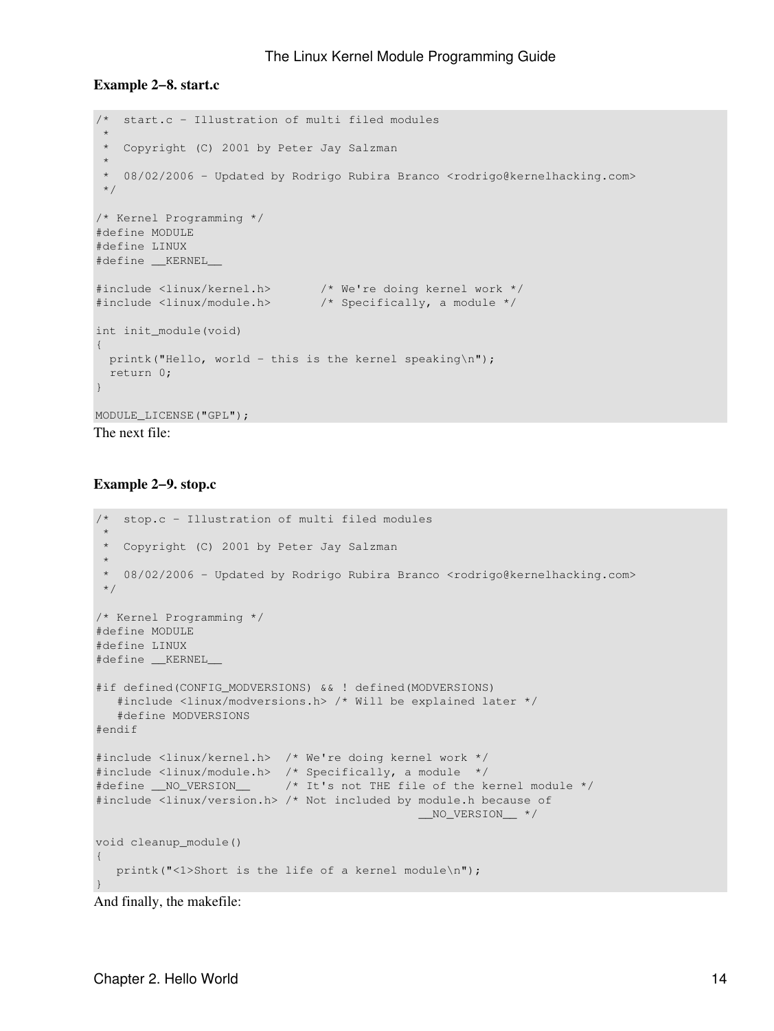**Example 2-8. start.c**

```
/*  start.c - Illustration of multi filed modules
 *
 *  Copyright (C) 2001 by Peter Jay Salzman
 *
 *  08/02/2006 - Updated by Rodrigo Rubira Branco <rodrigo@kernelhacking.com>
 */

/* Kernel Programming */
#define MODULE
#define LINUX
#define __KERNEL__

#include <linux/kernel.h>       /* We're doing kernel work */
#include <linux/module.h>       /* Specifically, a module */

int init_module(void)
{
  printk("Hello, world - this is the kernel speaking\n");
  return 0;
}

MODULE_LICENSE("GPL");
```

The next file:

**Example 2-9. stop.c**

```
/*  stop.c - Illustration of multi filed modules
 *
 *  Copyright (C) 2001 by Peter Jay Salzman
 *
 *  08/02/2006 - Updated by Rodrigo Rubira Branco <rodrigo@kernelhacking.com>
 */

/* Kernel Programming */
#define MODULE
#define LINUX
#define __KERNEL__

#if defined(CONFIG_MODVERSIONS) && ! defined(MODVERSIONS)
   #include <linux/modversions.h> /* Will be explained later */
   #define MODVERSIONS
#endif

#include <linux/kernel.h>  /* We're doing kernel work */
#include <linux/module.h>  /* Specifically, a module  */
#define __NO_VERSION__     /* It's not THE file of the kernel module */
#include <linux/version.h> /* Not included by module.h because of
                                              __NO_VERSION__ */

void cleanup_module()
{
   printk("<1>Short is the life of a kernel module\n");
}
```

And finally, the makefile: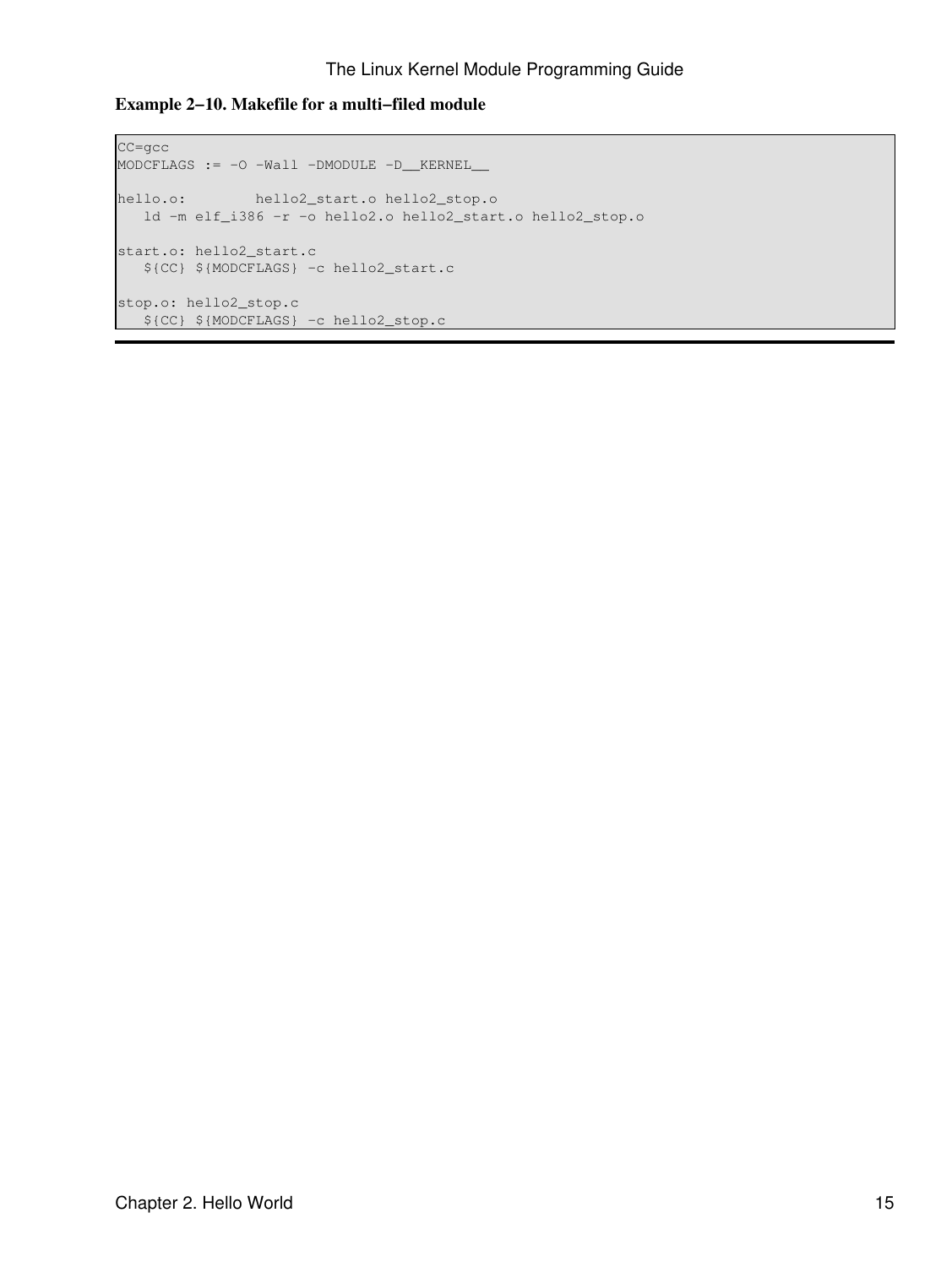**Example 2−10. Makefile for a multi−filed module**

```
CC=gcc
MODCFLAGS := -O -Wall -DMODULE -D__KERNEL__

hello.o:        hello2_start.o hello2_stop.o
   ld -m elf_i386 -r -o hello2.o hello2_start.o hello2_stop.o

start.o: hello2_start.c
   ${CC} ${MODCFLAGS} -c hello2_start.c

stop.o: hello2_stop.c
   ${CC} ${MODCFLAGS} -c hello2_stop.c
```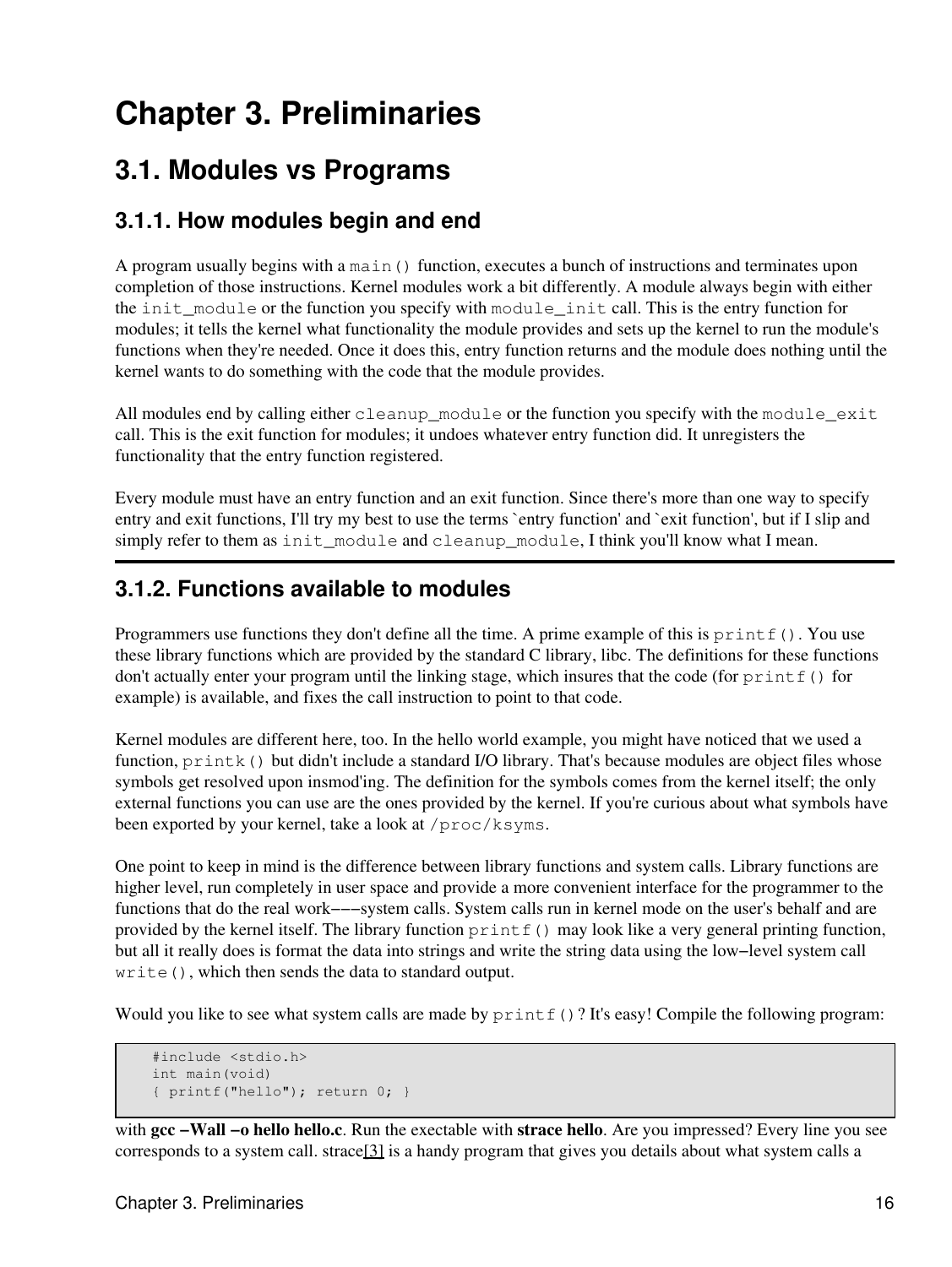# Chapter 3. Preliminaries

## 3.1. Modules vs Programs

### 3.1.1. How modules begin and end

A program usually begins with a `main()` function, executes a bunch of instructions and terminates upon completion of those instructions. Kernel modules work a bit differently. A module always begin with either the `init_module` or the function you specify with `module_init` call. This is the entry function for modules; it tells the kernel what functionality the module provides and sets up the kernel to run the module's functions when they're needed. Once it does this, entry function returns and the module does nothing until the kernel wants to do something with the code that the module provides.

All modules end by calling either `cleanup_module` or the function you specify with the `module_exit` call. This is the exit function for modules; it undoes whatever entry function did. It unregisters the functionality that the entry function registered.

Every module must have an entry function and an exit function. Since there's more than one way to specify entry and exit functions, I'll try my best to use the terms `entry function' and `exit function', but if I slip and simply refer to them as `init_module` and `cleanup_module`, I think you'll know what I mean.

---

### 3.1.2. Functions available to modules

Programmers use functions they don't define all the time. A prime example of this is `printf()`. You use these library functions which are provided by the standard C library, libc. The definitions for these functions don't actually enter your program until the linking stage, which insures that the code (for `printf()` for example) is available, and fixes the call instruction to point to that code.

Kernel modules are different here, too. In the hello world example, you might have noticed that we used a function, `printk()` but didn't include a standard I/O library. That's because modules are object files whose symbols get resolved upon insmod'ing. The definition for the symbols comes from the kernel itself; the only external functions you can use are the ones provided by the kernel. If you're curious about what symbols have been exported by your kernel, take a look at `/proc/ksyms`.

One point to keep in mind is the difference between library functions and system calls. Library functions are higher level, run completely in user space and provide a more convenient interface for the programmer to the functions that do the real work−−−system calls. System calls run in kernel mode on the user's behalf and are provided by the kernel itself. The library function `printf()` may look like a very general printing function, but all it really does is format the data into strings and write the string data using the low−level system call `write()`, which then sends the data to standard output.

Would you like to see what system calls are made by `printf()`? It's easy! Compile the following program:

```
#include <stdio.h>
int main(void)
{ printf("hello"); return 0; }
```

with **gcc −Wall −o hello hello.c**. Run the exectable with **strace hello**. Are you impressed? Every line you see corresponds to a system call. strace[3] is a handy program that gives you details about what system calls a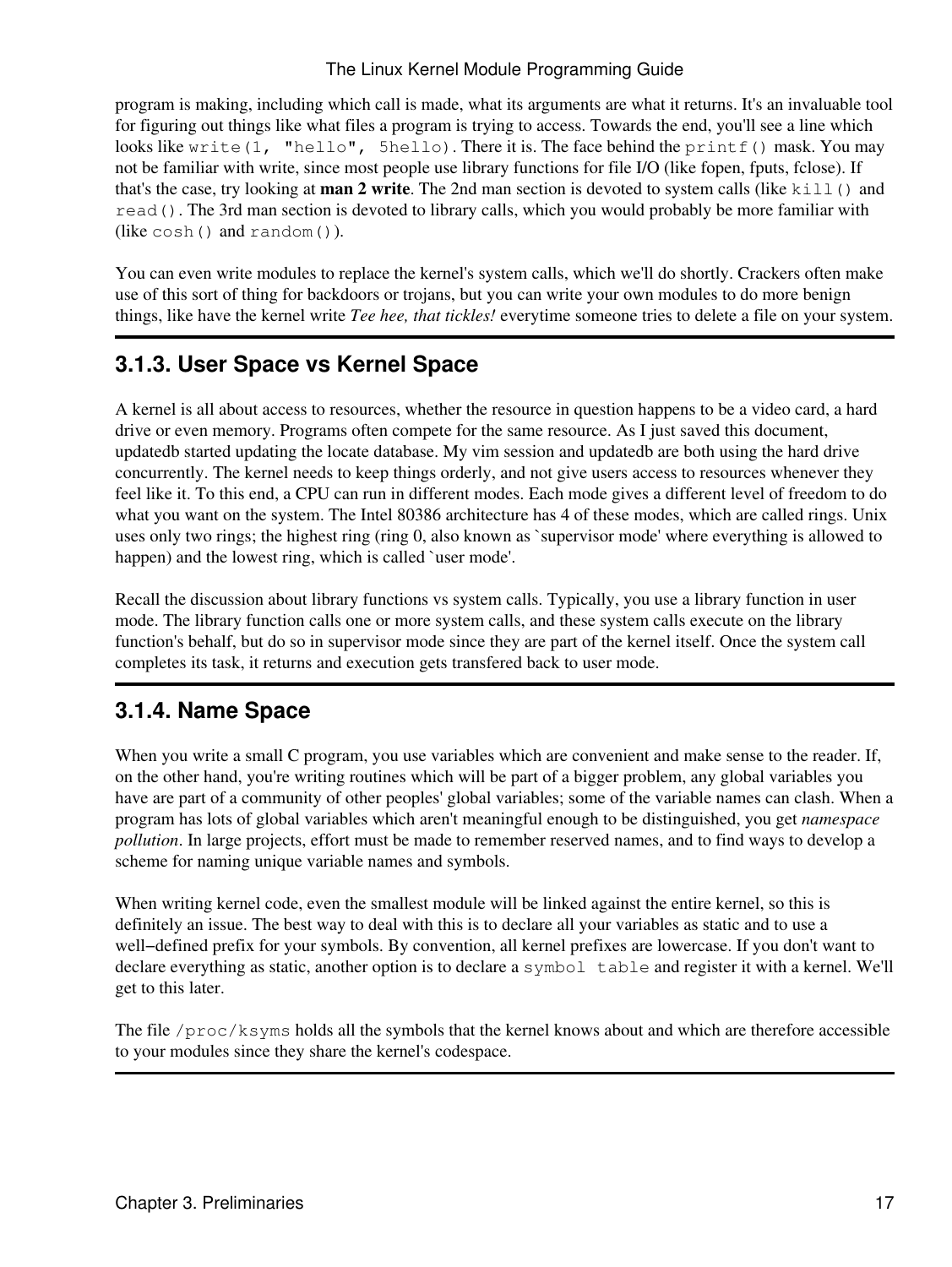program is making, including which call is made, what its arguments are what it returns. It's an invaluable tool for figuring out things like what files a program is trying to access. Towards the end, you'll see a line which looks like `write(1, "hello", 5hello)`. There it is. The face behind the `printf()` mask. You may not be familiar with write, since most people use library functions for file I/O (like fopen, fputs, fclose). If that's the case, try looking at **man 2 write**. The 2nd man section is devoted to system calls (like `kill()` and `read()`. The 3rd man section is devoted to library calls, which you would probably be more familiar with (like `cosh()` and `random()`).

You can even write modules to replace the kernel's system calls, which we'll do shortly. Crackers often make use of this sort of thing for backdoors or trojans, but you can write your own modules to do more benign things, like have the kernel write *Tee hee, that tickles!* everytime someone tries to delete a file on your system.

### 3.1.3. User Space vs Kernel Space

A kernel is all about access to resources, whether the resource in question happens to be a video card, a hard drive or even memory. Programs often compete for the same resource. As I just saved this document, updatedb started updating the locate database. My vim session and updatedb are both using the hard drive concurrently. The kernel needs to keep things orderly, and not give users access to resources whenever they feel like it. To this end, a CPU can run in different modes. Each mode gives a different level of freedom to do what you want on the system. The Intel 80386 architecture has 4 of these modes, which are called rings. Unix uses only two rings; the highest ring (ring 0, also known as `supervisor mode' where everything is allowed to happen) and the lowest ring, which is called `user mode'.

Recall the discussion about library functions vs system calls. Typically, you use a library function in user mode. The library function calls one or more system calls, and these system calls execute on the library function's behalf, but do so in supervisor mode since they are part of the kernel itself. Once the system call completes its task, it returns and execution gets transfered back to user mode.

### 3.1.4. Name Space

When you write a small C program, you use variables which are convenient and make sense to the reader. If, on the other hand, you're writing routines which will be part of a bigger problem, any global variables you have are part of a community of other peoples' global variables; some of the variable names can clash. When a program has lots of global variables which aren't meaningful enough to be distinguished, you get *namespace pollution*. In large projects, effort must be made to remember reserved names, and to find ways to develop a scheme for naming unique variable names and symbols.

When writing kernel code, even the smallest module will be linked against the entire kernel, so this is definitely an issue. The best way to deal with this is to declare all your variables as static and to use a well−defined prefix for your symbols. By convention, all kernel prefixes are lowercase. If you don't want to declare everything as static, another option is to declare a `symbol table` and register it with a kernel. We'll get to this later.

The file `/proc/ksyms` holds all the symbols that the kernel knows about and which are therefore accessible to your modules since they share the kernel's codespace.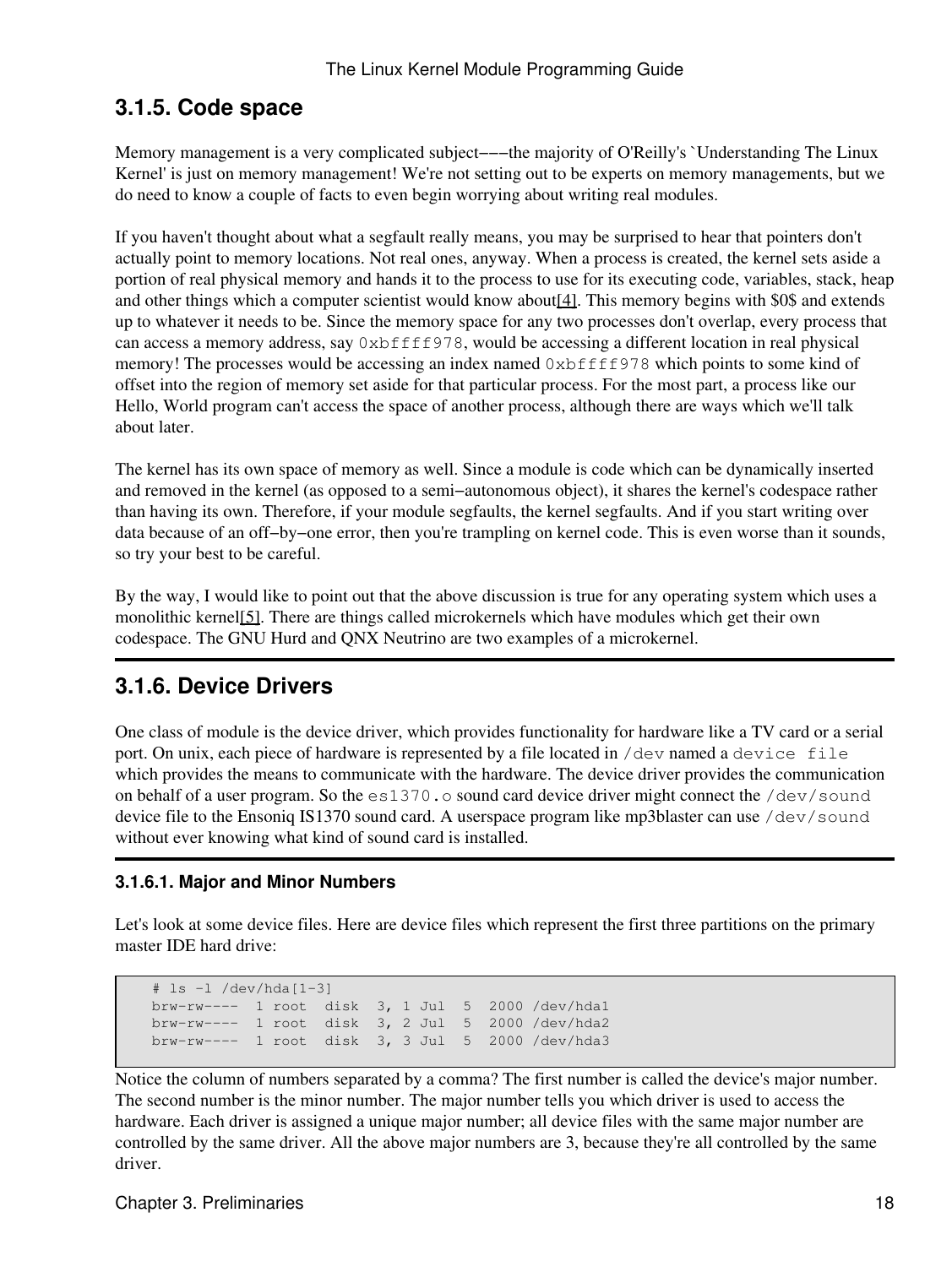## 3.1.5. Code space

Memory management is a very complicated subject−−−the majority of O'Reilly's `Understanding The Linux Kernel' is just on memory management! We're not setting out to be experts on memory managements, but we do need to know a couple of facts to even begin worrying about writing real modules.

If you haven't thought about what a segfault really means, you may be surprised to hear that pointers don't actually point to memory locations. Not real ones, anyway. When a process is created, the kernel sets aside a portion of real physical memory and hands it to the process to use for its executing code, variables, stack, heap and other things which a computer scientist would know about[4]. This memory begins with $0$ and extends up to whatever it needs to be. Since the memory space for any two processes don't overlap, every process that can access a memory address, say `0xbffff978`, would be accessing a different location in real physical memory! The processes would be accessing an index named `0xbffff978` which points to some kind of offset into the region of memory set aside for that particular process. For the most part, a process like our Hello, World program can't access the space of another process, although there are ways which we'll talk about later.

The kernel has its own space of memory as well. Since a module is code which can be dynamically inserted and removed in the kernel (as opposed to a semi−autonomous object), it shares the kernel's codespace rather than having its own. Therefore, if your module segfaults, the kernel segfaults. And if you start writing over data because of an off−by−one error, then you're trampling on kernel code. This is even worse than it sounds, so try your best to be careful.

By the way, I would like to point out that the above discussion is true for any operating system which uses a monolithic kernel[5]. There are things called microkernels which have modules which get their own codespace. The GNU Hurd and QNX Neutrino are two examples of a microkernel.

## 3.1.6. Device Drivers

One class of module is the device driver, which provides functionality for hardware like a TV card or a serial port. On unix, each piece of hardware is represented by a file located in `/dev` named a `device file` which provides the means to communicate with the hardware. The device driver provides the communication on behalf of a user program. So the `es1370.o` sound card device driver might connect the `/dev/sound` device file to the Ensoniq IS1370 sound card. A userspace program like mp3blaster can use `/dev/sound` without ever knowing what kind of sound card is installed.

### 3.1.6.1. Major and Minor Numbers

Let's look at some device files. Here are device files which represent the first three partitions on the primary master IDE hard drive:

```
# ls -l /dev/hda[1-3]
brw-rw----  1 root  disk  3, 1 Jul  5  2000 /dev/hda1
brw-rw----  1 root  disk  3, 2 Jul  5  2000 /dev/hda2
brw-rw----  1 root  disk  3, 3 Jul  5  2000 /dev/hda3
```

Notice the column of numbers separated by a comma? The first number is called the device's major number. The second number is the minor number. The major number tells you which driver is used to access the hardware. Each driver is assigned a unique major number; all device files with the same major number are controlled by the same driver. All the above major numbers are 3, because they're all controlled by the same driver.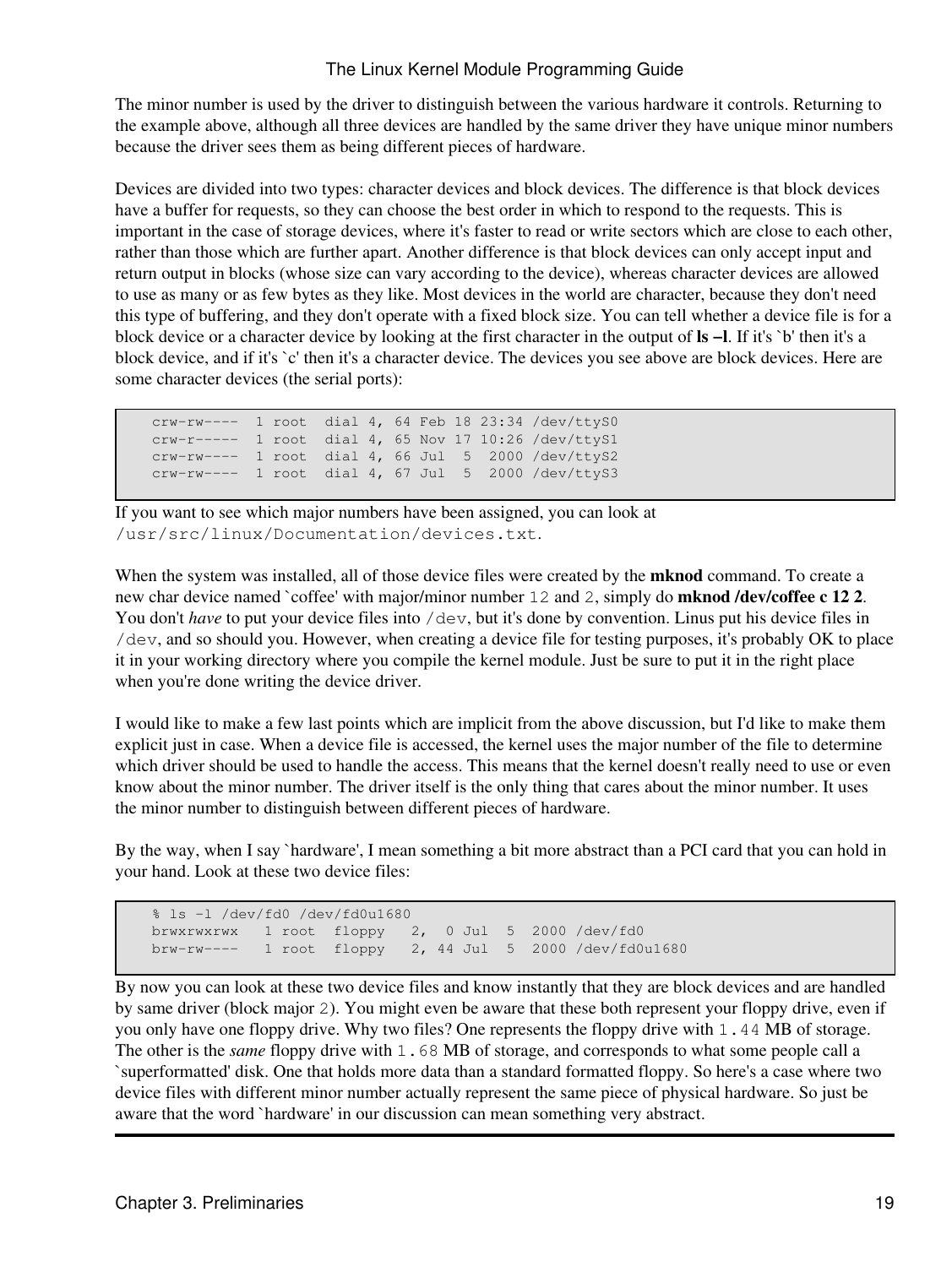The minor number is used by the driver to distinguish between the various hardware it controls. Returning to the example above, although all three devices are handled by the same driver they have unique minor numbers because the driver sees them as being different pieces of hardware.

Devices are divided into two types: character devices and block devices. The difference is that block devices have a buffer for requests, so they can choose the best order in which to respond to the requests. This is important in the case of storage devices, where it's faster to read or write sectors which are close to each other, rather than those which are further apart. Another difference is that block devices can only accept input and return output in blocks (whose size can vary according to the device), whereas character devices are allowed to use as many or as few bytes as they like. Most devices in the world are character, because they don't need this type of buffering, and they don't operate with a fixed block size. You can tell whether a device file is for a block device or a character device by looking at the first character in the output of **ls –l**. If it's `b' then it's a block device, and if it's `c' then it's a character device. The devices you see above are block devices. Here are some character devices (the serial ports):

```
crw-rw----  1 root  dial 4, 64 Feb 18 23:34 /dev/ttyS0
crw-r-----  1 root  dial 4, 65 Nov 17 10:26 /dev/ttyS1
crw-rw----  1 root  dial 4, 66 Jul  5  2000 /dev/ttyS2
crw-rw----  1 root  dial 4, 67 Jul  5  2000 /dev/ttyS3
```

If you want to see which major numbers have been assigned, you can look at `/usr/src/linux/Documentation/devices.txt`.

When the system was installed, all of those device files were created by the **mknod** command. To create a new char device named `coffee' with major/minor number `12` and `2`, simply do **mknod /dev/coffee c 12 2**. You don't *have* to put your device files into `/dev`, but it's done by convention. Linus put his device files in `/dev`, and so should you. However, when creating a device file for testing purposes, it's probably OK to place it in your working directory where you compile the kernel module. Just be sure to put it in the right place when you're done writing the device driver.

I would like to make a few last points which are implicit from the above discussion, but I'd like to make them explicit just in case. When a device file is accessed, the kernel uses the major number of the file to determine which driver should be used to handle the access. This means that the kernel doesn't really need to use or even know about the minor number. The driver itself is the only thing that cares about the minor number. It uses the minor number to distinguish between different pieces of hardware.

By the way, when I say `hardware', I mean something a bit more abstract than a PCI card that you can hold in your hand. Look at these two device files:

```
% ls -l /dev/fd0 /dev/fd0u1680
brwxrwxrwx   1 root  floppy   2,  0 Jul  5  2000 /dev/fd0
brw-rw----   1 root  floppy   2, 44 Jul  5  2000 /dev/fd0u1680
```

By now you can look at these two device files and know instantly that they are block devices and are handled by same driver (block major `2`). You might even be aware that these both represent your floppy drive, even if you only have one floppy drive. Why two files? One represents the floppy drive with `1.44` MB of storage. The other is the *same* floppy drive with `1.68` MB of storage, and corresponds to what some people call a `superformatted' disk. One that holds more data than a standard formatted floppy. So here's a case where two device files with different minor number actually represent the same piece of physical hardware. So just be aware that the word `hardware' in our discussion can mean something very abstract.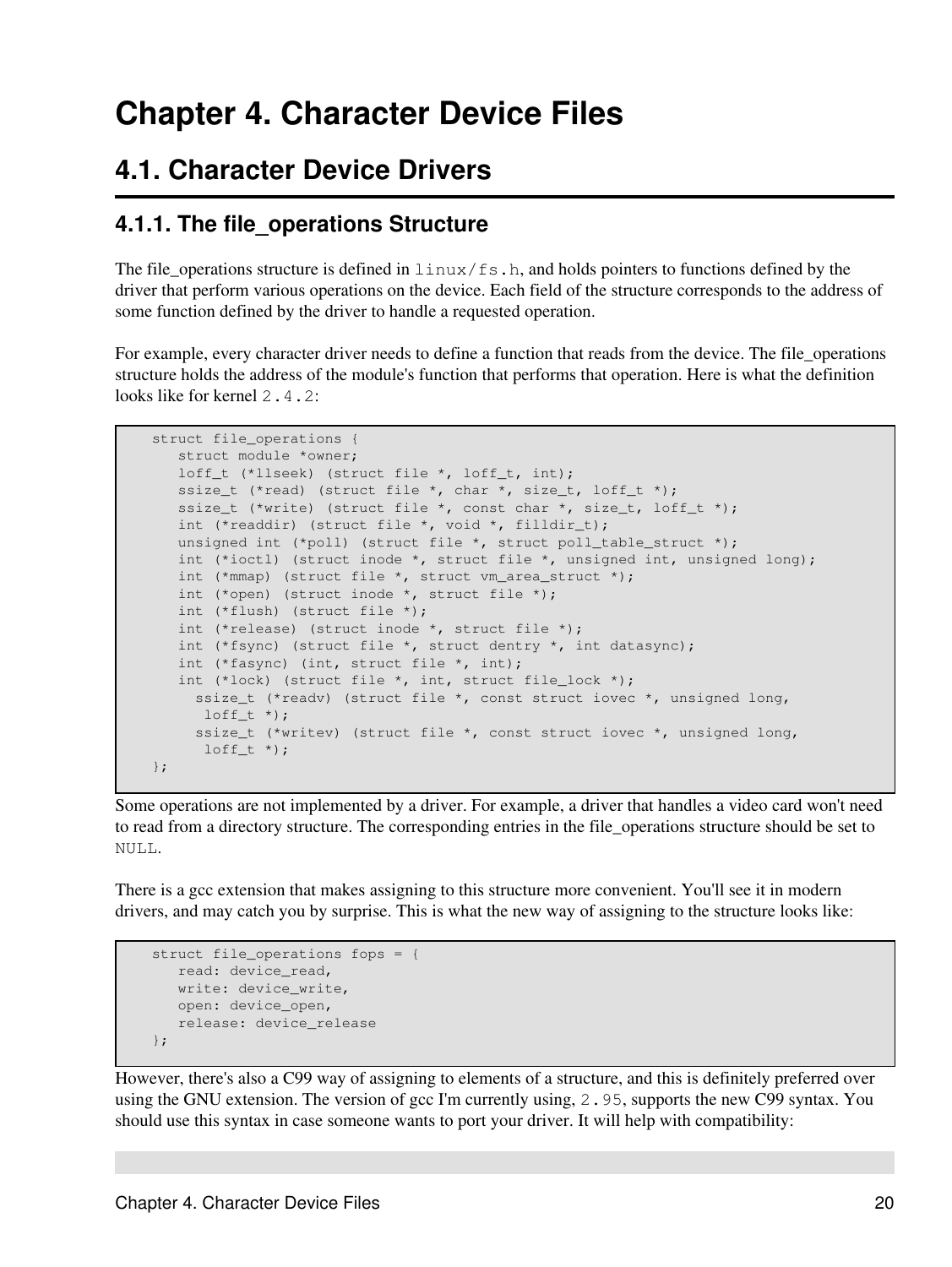# Chapter 4. Character Device Files

## 4.1. Character Device Drivers

### 4.1.1. The file_operations Structure

The file_operations structure is defined in `linux/fs.h`, and holds pointers to functions defined by the driver that perform various operations on the device. Each field of the structure corresponds to the address of some function defined by the driver to handle a requested operation.

For example, every character driver needs to define a function that reads from the device. The file_operations structure holds the address of the module's function that performs that operation. Here is what the definition looks like for kernel `2.4.2`:

```
    struct file_operations {
       struct module *owner;
       loff_t (*llseek) (struct file *, loff_t, int);
       ssize_t (*read) (struct file *, char *, size_t, loff_t *);
       ssize_t (*write) (struct file *, const char *, size_t, loff_t *);
       int (*readdir) (struct file *, void *, filldir_t);
       unsigned int (*poll) (struct file *, struct poll_table_struct *);
       int (*ioctl) (struct inode *, struct file *, unsigned int, unsigned long);
       int (*mmap) (struct file *, struct vm_area_struct *);
       int (*open) (struct inode *, struct file *);
       int (*flush) (struct file *);
       int (*release) (struct inode *, struct file *);
       int (*fsync) (struct file *, struct dentry *, int datasync);
       int (*fasync) (int, struct file *, int);
       int (*lock) (struct file *, int, struct file_lock *);
         ssize_t (*readv) (struct file *, const struct iovec *, unsigned long,
          loff_t *);
         ssize_t (*writev) (struct file *, const struct iovec *, unsigned long,
          loff_t *);
    };
```

Some operations are not implemented by a driver. For example, a driver that handles a video card won't need to read from a directory structure. The corresponding entries in the file_operations structure should be set to `NULL`.

There is a gcc extension that makes assigning to this structure more convenient. You'll see it in modern drivers, and may catch you by surprise. This is what the new way of assigning to the structure looks like:

```
    struct file_operations fops = {
       read: device_read,
       write: device_write,
       open: device_open,
       release: device_release
    };
```

However, there's also a C99 way of assigning to elements of a structure, and this is definitely preferred over using the GNU extension. The version of gcc I'm currently using, `2.95`, supports the new C99 syntax. You should use this syntax in case someone wants to port your driver. It will help with compatibility: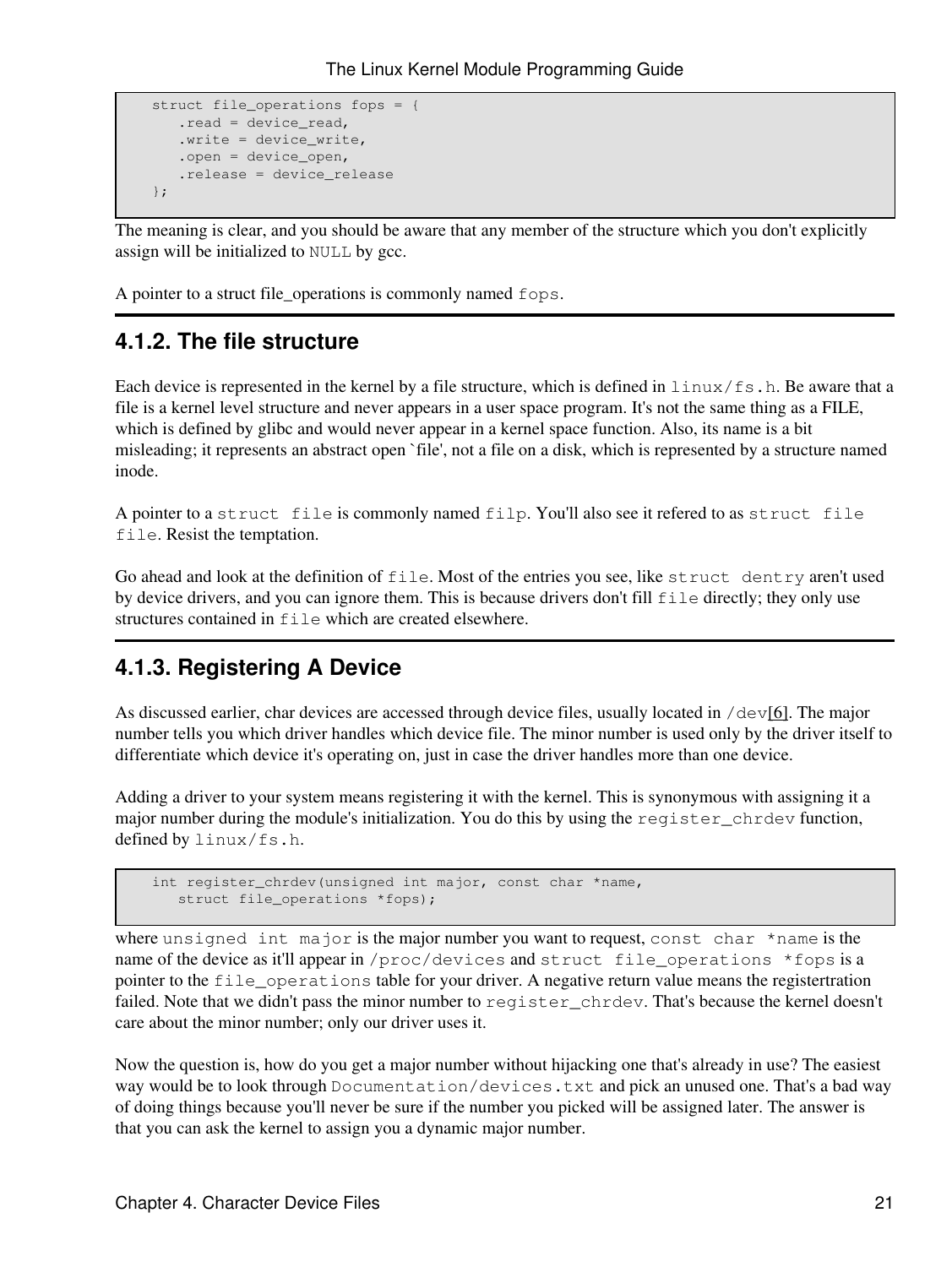```
struct file_operations fops = {
   .read = device_read,
   .write = device_write,
   .open = device_open,
   .release = device_release
};
```

The meaning is clear, and you should be aware that any member of the structure which you don't explicitly assign will be initialized to `NULL` by gcc.

A pointer to a struct file_operations is commonly named `fops`.

### 4.1.2. The file structure

Each device is represented in the kernel by a file structure, which is defined in `linux/fs.h`. Be aware that a file is a kernel level structure and never appears in a user space program. It's not the same thing as a FILE, which is defined by glibc and would never appear in a kernel space function. Also, its name is a bit misleading; it represents an abstract open `file', not a file on a disk, which is represented by a structure named inode.

A pointer to a `struct file` is commonly named `filp`. You'll also see it refered to as `struct file file`. Resist the temptation.

Go ahead and look at the definition of `file`. Most of the entries you see, like `struct dentry` aren't used by device drivers, and you can ignore them. This is because drivers don't fill `file` directly; they only use structures contained in `file` which are created elsewhere.

### 4.1.3. Registering A Device

As discussed earlier, char devices are accessed through device files, usually located in `/dev`[6]. The major number tells you which driver handles which device file. The minor number is used only by the driver itself to differentiate which device it's operating on, just in case the driver handles more than one device.

Adding a driver to your system means registering it with the kernel. This is synonymous with assigning it a major number during the module's initialization. You do this by using the `register_chrdev` function, defined by `linux/fs.h`.

```
int register_chrdev(unsigned int major, const char *name,
   struct file_operations *fops);
```

where `unsigned int major` is the major number you want to request, `const char *name` is the name of the device as it'll appear in `/proc/devices` and `struct file_operations *fops` is a pointer to the `file_operations` table for your driver. A negative return value means the registertration failed. Note that we didn't pass the minor number to `register_chrdev`. That's because the kernel doesn't care about the minor number; only our driver uses it.

Now the question is, how do you get a major number without hijacking one that's already in use? The easiest way would be to look through `Documentation/devices.txt` and pick an unused one. That's a bad way of doing things because you'll never be sure if the number you picked will be assigned later. The answer is that you can ask the kernel to assign you a dynamic major number.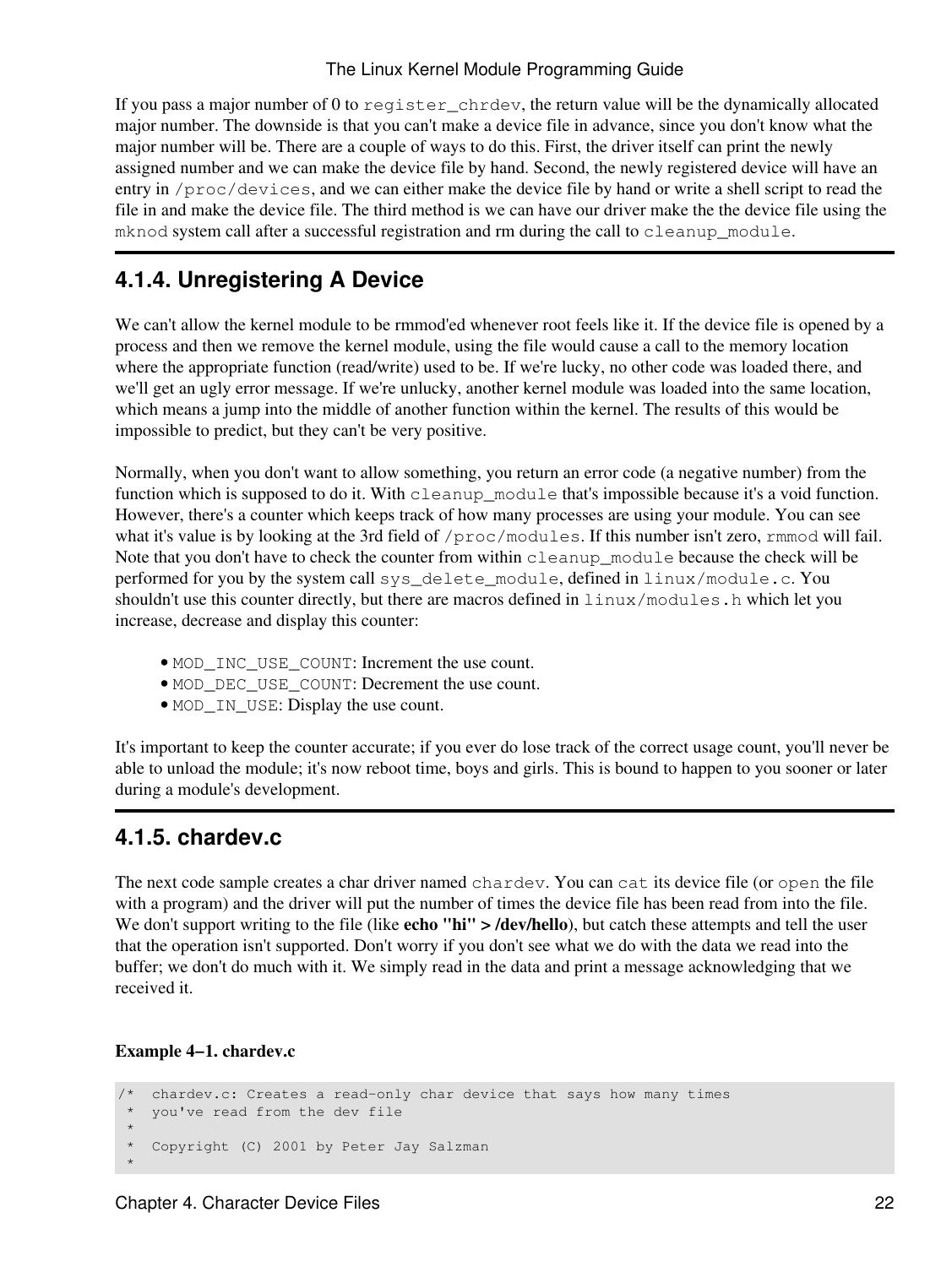If you pass a major number of 0 to `register_chrdev`, the return value will be the dynamically allocated major number. The downside is that you can't make a device file in advance, since you don't know what the major number will be. There are a couple of ways to do this. First, the driver itself can print the newly assigned number and we can make the device file by hand. Second, the newly registered device will have an entry in `/proc/devices`, and we can either make the device file by hand or write a shell script to read the file in and make the device file. The third method is we can have our driver make the the device file using the `mknod` system call after a successful registration and rm during the call to `cleanup_module`.

### 4.1.4. Unregistering A Device

We can't allow the kernel module to be rmmod'ed whenever root feels like it. If the device file is opened by a process and then we remove the kernel module, using the file would cause a call to the memory location where the appropriate function (read/write) used to be. If we're lucky, no other code was loaded there, and we'll get an ugly error message. If we're unlucky, another kernel module was loaded into the same location, which means a jump into the middle of another function within the kernel. The results of this would be impossible to predict, but they can't be very positive.

Normally, when you don't want to allow something, you return an error code (a negative number) from the function which is supposed to do it. With `cleanup_module` that's impossible because it's a void function. However, there's a counter which keeps track of how many processes are using your module. You can see what it's value is by looking at the 3rd field of `/proc/modules`. If this number isn't zero, `rmmod` will fail. Note that you don't have to check the counter from within `cleanup_module` because the check will be performed for you by the system call `sys_delete_module`, defined in `linux/module.c`. You shouldn't use this counter directly, but there are macros defined in `linux/modules.h` which let you increase, decrease and display this counter:

- `MOD_INC_USE_COUNT`: Increment the use count.
- `MOD_DEC_USE_COUNT`: Decrement the use count.
- `MOD_IN_USE`: Display the use count.

It's important to keep the counter accurate; if you ever do lose track of the correct usage count, you'll never be able to unload the module; it's now reboot time, boys and girls. This is bound to happen to you sooner or later during a module's development.

### 4.1.5. chardev.c

The next code sample creates a char driver named `chardev`. You can `cat` its device file (or `open` the file with a program) and the driver will put the number of times the device file has been read from into the file. We don't support writing to the file (like **echo "hi" > /dev/hello**), but catch these attempts and tell the user that the operation isn't supported. Don't worry if you don't see what we do with the data we read into the buffer; we don't do much with it. We simply read in the data and print a message acknowledging that we received it.

**Example 4−1. chardev.c**

```
/*  chardev.c: Creates a read-only char device that says how many times
 *  you've read from the dev file
 *
 *  Copyright (C) 2001 by Peter Jay Salzman
 *
```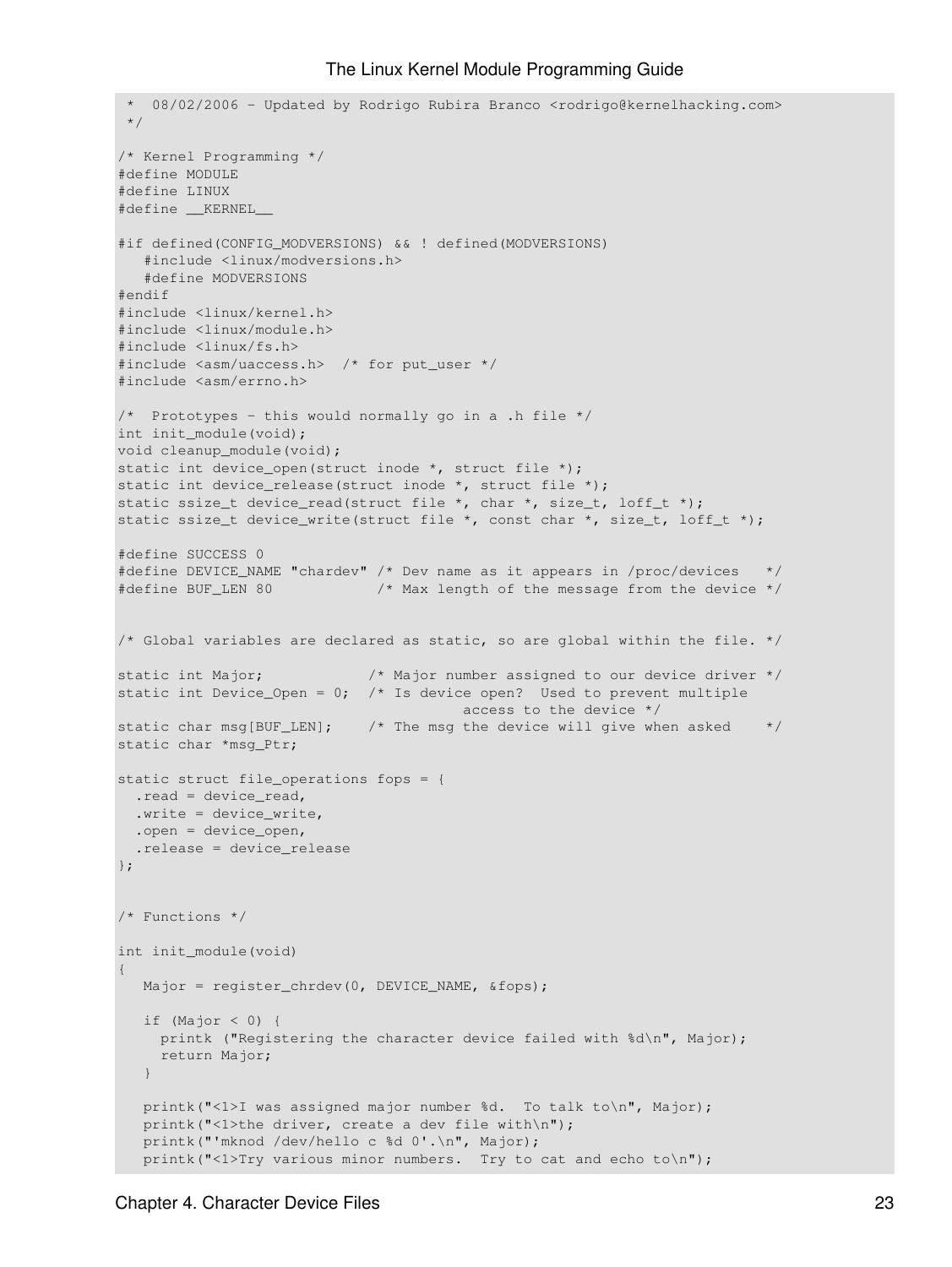```
 *  08/02/2006 - Updated by Rodrigo Rubira Branco <rodrigo@kernelhacking.com>
 */

/* Kernel Programming */
#define MODULE
#define LINUX
#define __KERNEL__

#if defined(CONFIG_MODVERSIONS) && ! defined(MODVERSIONS)
   #include <linux/modversions.h>
   #define MODVERSIONS
#endif
#include <linux/kernel.h>
#include <linux/module.h>
#include <linux/fs.h>
#include <asm/uaccess.h>  /* for put_user */
#include <asm/errno.h>

/*  Prototypes - this would normally go in a .h file */
int init_module(void);
void cleanup_module(void);
static int device_open(struct inode *, struct file *);
static int device_release(struct inode *, struct file *);
static ssize_t device_read(struct file *, char *, size_t, loff_t *);
static ssize_t device_write(struct file *, const char *, size_t, loff_t *);

#define SUCCESS 0
#define DEVICE_NAME "chardev" /* Dev name as it appears in /proc/devices   */
#define BUF_LEN 80            /* Max length of the message from the device */


/* Global variables are declared as static, so are global within the file. */

static int Major;            /* Major number assigned to our device driver */
static int Device_Open = 0;  /* Is device open?  Used to prevent multiple
                                        access to the device */
static char msg[BUF_LEN];    /* The msg the device will give when asked    */
static char *msg_Ptr;

static struct file_operations fops = {
  .read = device_read,
  .write = device_write,
  .open = device_open,
  .release = device_release
};


/* Functions */

int init_module(void)
{
   Major = register_chrdev(0, DEVICE_NAME, &fops);

   if (Major < 0) {
     printk ("Registering the character device failed with %d\n", Major);
     return Major;
   }

   printk("<1>I was assigned major number %d.  To talk to\n", Major);
   printk("<1>the driver, create a dev file with\n");
   printk("'mknod /dev/hello c %d 0'.\n", Major);
   printk("<1>Try various minor numbers.  Try to cat and echo to\n");
```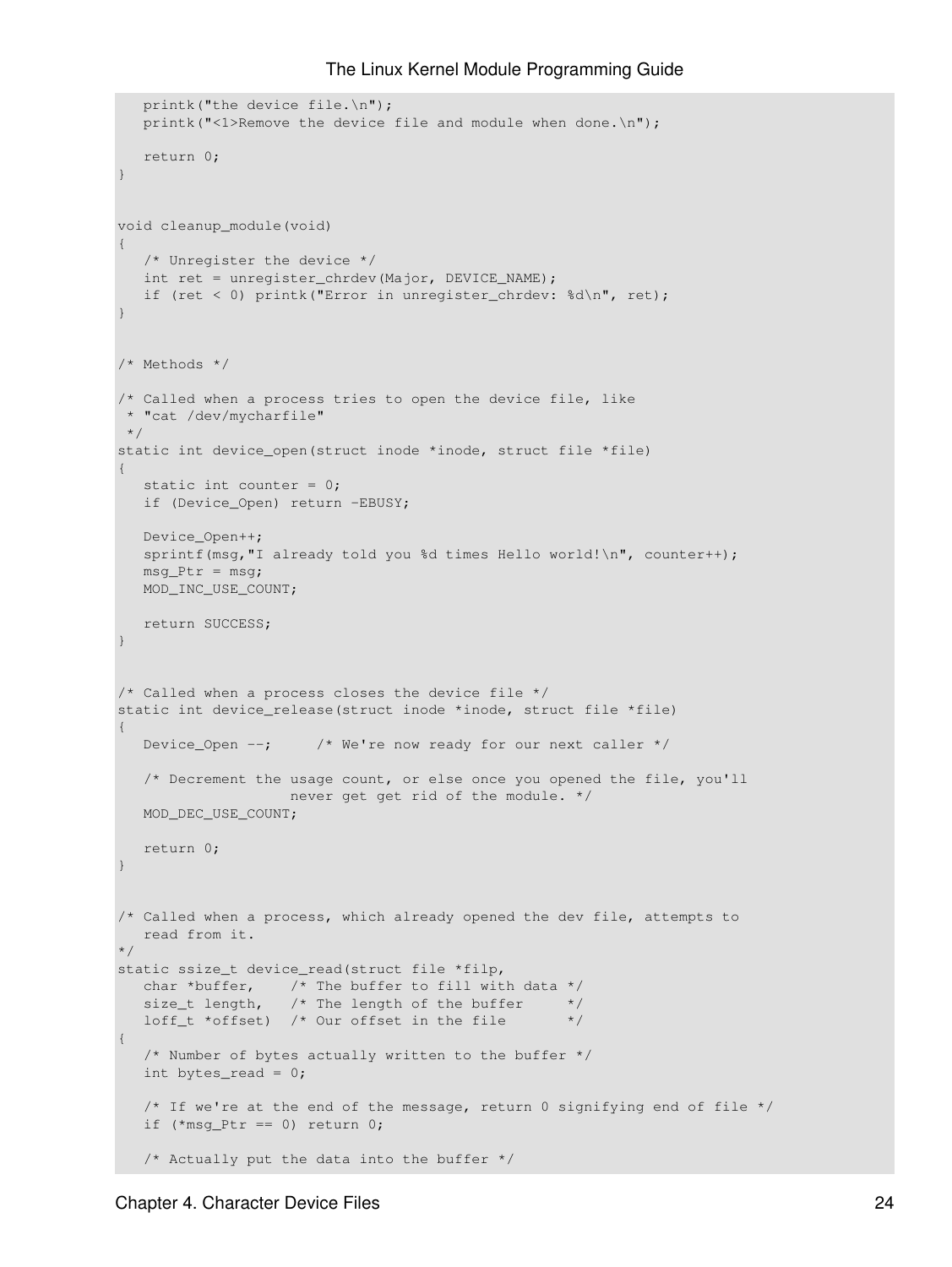```
   printk("the device file.\n");
   printk("<1>Remove the device file and module when done.\n");

   return 0;
}


void cleanup_module(void)
{
   /* Unregister the device */
   int ret = unregister_chrdev(Major, DEVICE_NAME);
   if (ret < 0) printk("Error in unregister_chrdev: %d\n", ret);
}


/* Methods */

/* Called when a process tries to open the device file, like
 * "cat /dev/mycharfile"
 */
static int device_open(struct inode *inode, struct file *file)
{
   static int counter = 0;
   if (Device_Open) return -EBUSY;

   Device_Open++;
   sprintf(msg,"I already told you %d times Hello world!\n", counter++);
   msg_Ptr = msg;
   MOD_INC_USE_COUNT;

   return SUCCESS;
}


/* Called when a process closes the device file */
static int device_release(struct inode *inode, struct file *file)
{
   Device_Open --;     /* We're now ready for our next caller */

   /* Decrement the usage count, or else once you opened the file, you'll
                     never get get rid of the module. */
   MOD_DEC_USE_COUNT;

   return 0;
}


/* Called when a process, which already opened the dev file, attempts to
   read from it.
*/
static ssize_t device_read(struct file *filp,
   char *buffer,    /* The buffer to fill with data */
   size_t length,   /* The length of the buffer     */
   loff_t *offset)  /* Our offset in the file       */
{
   /* Number of bytes actually written to the buffer */
   int bytes_read = 0;

   /* If we're at the end of the message, return 0 signifying end of file */
   if (*msg_Ptr == 0) return 0;

   /* Actually put the data into the buffer */
```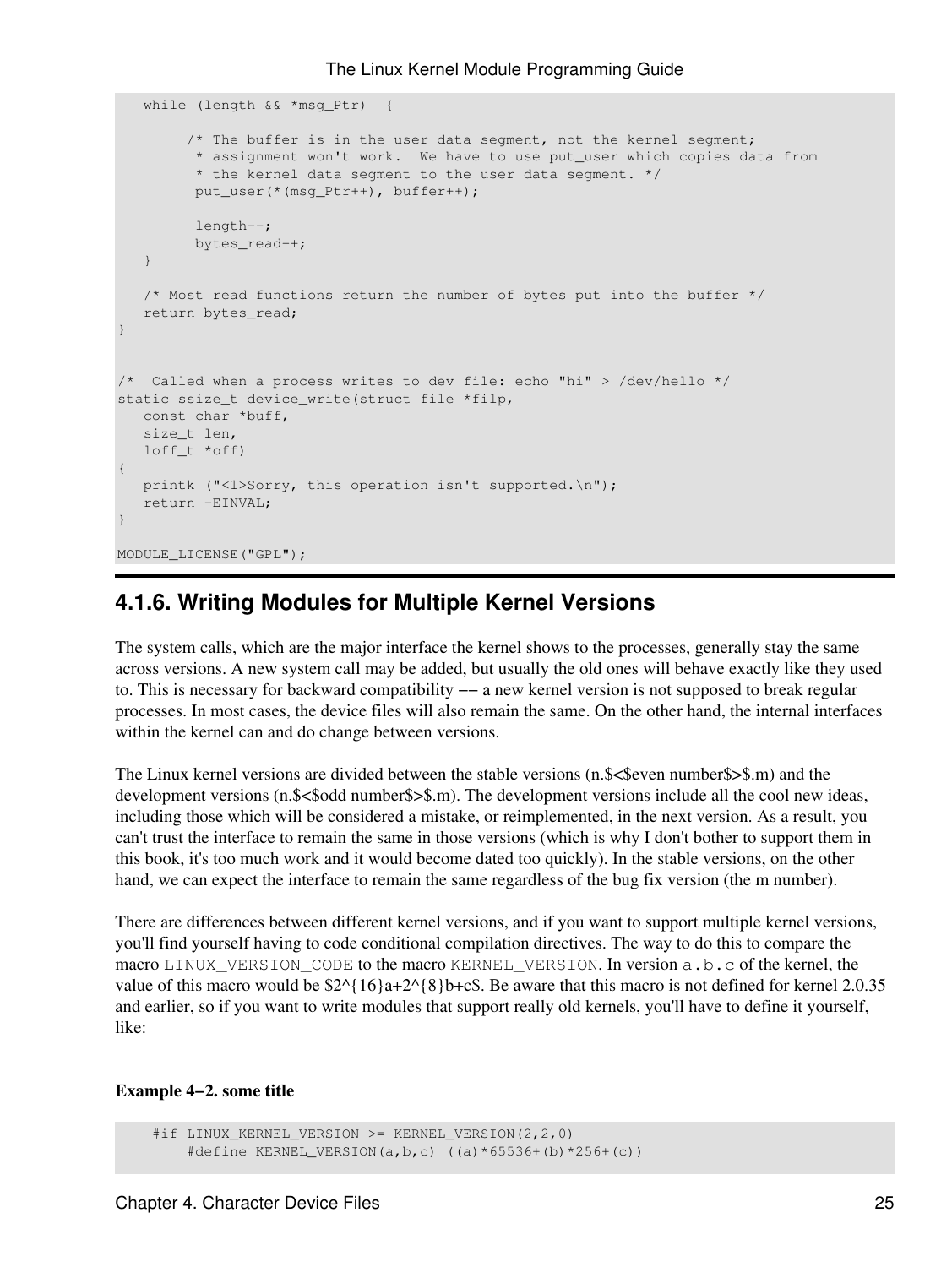```
   while (length && *msg_Ptr)  {

        /* The buffer is in the user data segment, not the kernel segment;
         * assignment won't work.  We have to use put_user which copies data from
         * the kernel data segment to the user data segment. */
         put_user(*(msg_Ptr++), buffer++);

         length--;
         bytes_read++;
   }

   /* Most read functions return the number of bytes put into the buffer */
   return bytes_read;
}


/*  Called when a process writes to dev file: echo "hi" > /dev/hello */
static ssize_t device_write(struct file *filp,
   const char *buff,
   size_t len,
   loff_t *off)
{
   printk ("<1>Sorry, this operation isn't supported.\n");
   return -EINVAL;
}

MODULE_LICENSE("GPL");
```

### 4.1.6. Writing Modules for Multiple Kernel Versions

The system calls, which are the major interface the kernel shows to the processes, generally stay the same across versions. A new system call may be added, but usually the old ones will behave exactly like they used to. This is necessary for backward compatibility −− a new kernel version is not supposed to break regular processes. In most cases, the device files will also remain the same. On the other hand, the internal interfaces within the kernel can and do change between versions.

The Linux kernel versions are divided between the stable versions (n.$<$even number$>$.m) and the development versions (n.$<$odd number$>$.m). The development versions include all the cool new ideas, including those which will be considered a mistake, or reimplemented, in the next version. As a result, you can't trust the interface to remain the same in those versions (which is why I don't bother to support them in this book, it's too much work and it would become dated too quickly). In the stable versions, on the other hand, we can expect the interface to remain the same regardless of the bug fix version (the m number).

There are differences between different kernel versions, and if you want to support multiple kernel versions, you'll find yourself having to code conditional compilation directives. The way to do this to compare the macro `LINUX_VERSION_CODE` to the macro `KERNEL_VERSION`. In version `a.b.c` of the kernel, the value of this macro would be $2^{16}a+2^{8}b+c$. Be aware that this macro is not defined for kernel 2.0.35 and earlier, so if you want to write modules that support really old kernels, you'll have to define it yourself, like:

**Example 4−2. some title**

```
    #if LINUX_KERNEL_VERSION >= KERNEL_VERSION(2,2,0)
        #define KERNEL_VERSION(a,b,c) ((a)*65536+(b)*256+(c))
```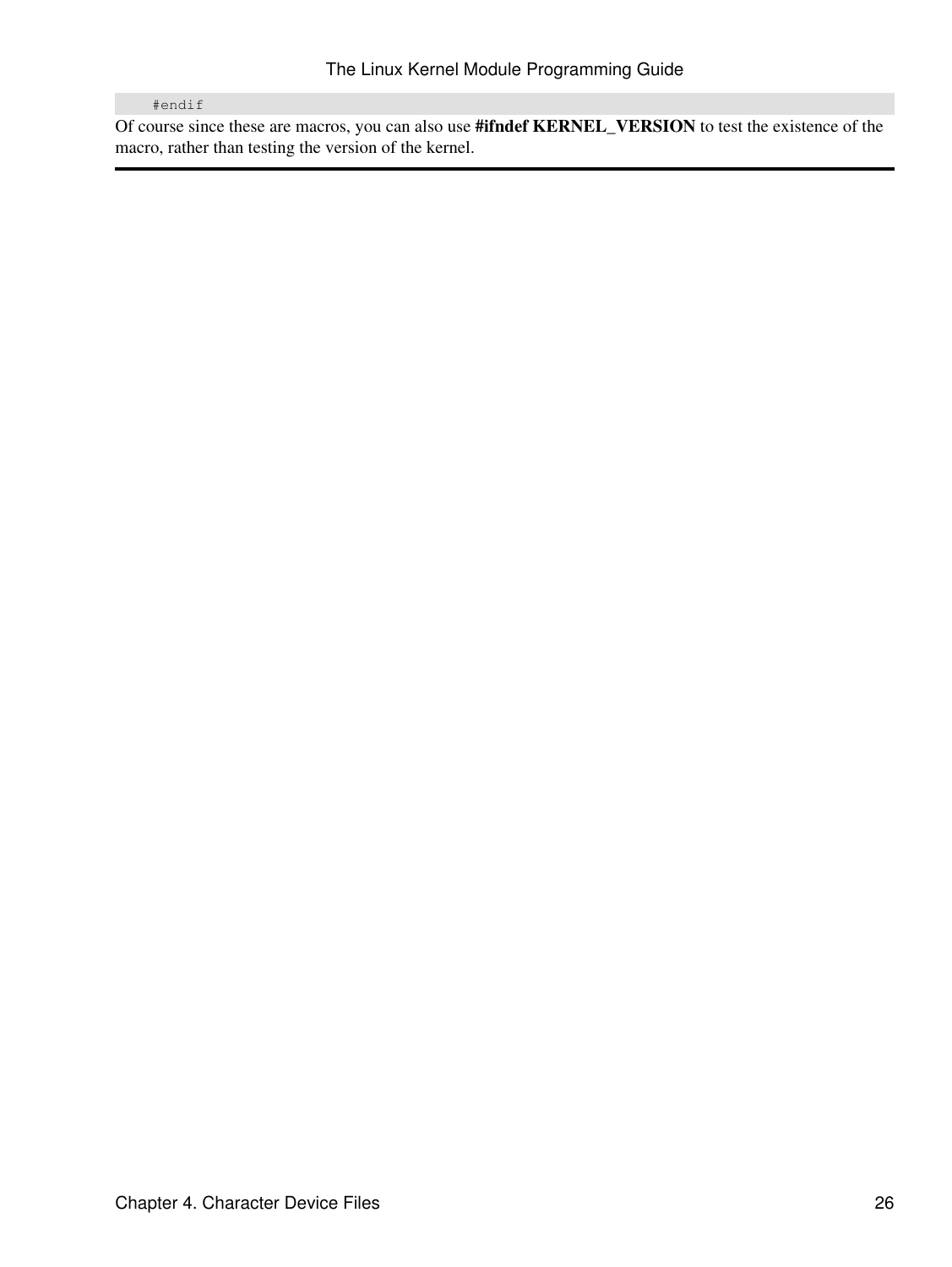```
    #endif
```

Of course since these are macros, you can also use **#ifndef KERNEL_VERSION** to test the existence of the macro, rather than testing the version of the kernel.

---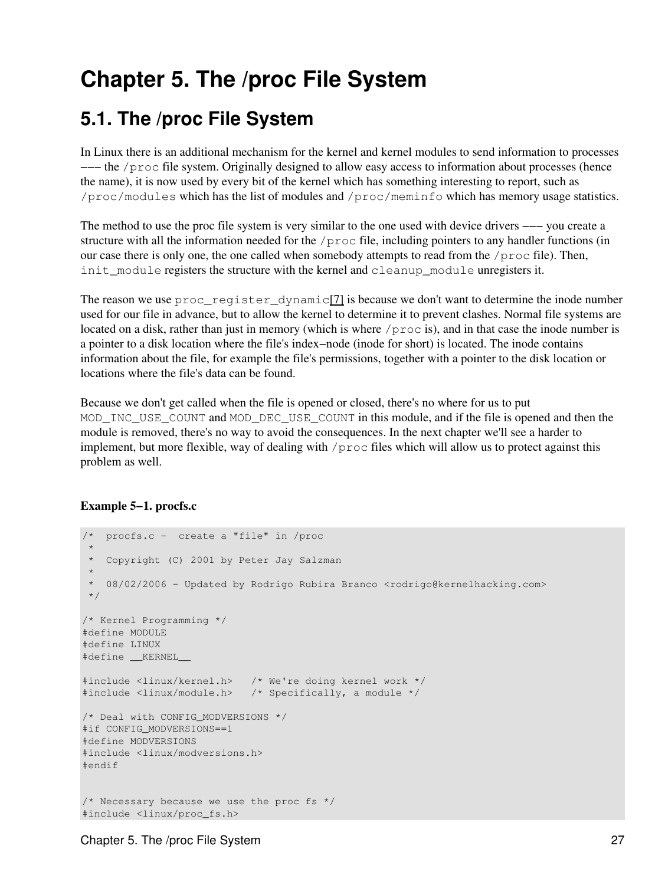# Chapter 5. The /proc File System

## 5.1. The /proc File System

In Linux there is an additional mechanism for the kernel and kernel modules to send information to processes −−− the /proc file system. Originally designed to allow easy access to information about processes (hence the name), it is now used by every bit of the kernel which has something interesting to report, such as /proc/modules which has the list of modules and /proc/meminfo which has memory usage statistics.

The method to use the proc file system is very similar to the one used with device drivers −−− you create a structure with all the information needed for the /proc file, including pointers to any handler functions (in our case there is only one, the one called when somebody attempts to read from the /proc file). Then, init_module registers the structure with the kernel and cleanup_module unregisters it.

The reason we use proc_register_dynamic[7] is because we don't want to determine the inode number used for our file in advance, but to allow the kernel to determine it to prevent clashes. Normal file systems are located on a disk, rather than just in memory (which is where /proc is), and in that case the inode number is a pointer to a disk location where the file's index−node (inode for short) is located. The inode contains information about the file, for example the file's permissions, together with a pointer to the disk location or locations where the file's data can be found.

Because we don't get called when the file is opened or closed, there's no where for us to put MOD_INC_USE_COUNT and MOD_DEC_USE_COUNT in this module, and if the file is opened and then the module is removed, there's no way to avoid the consequences. In the next chapter we'll see a harder to implement, but more flexible, way of dealing with /proc files which will allow us to protect against this problem as well.

**Example 5−1. procfs.c**

```
/*  procfs.c -  create a "file" in /proc
 *
 *  Copyright (C) 2001 by Peter Jay Salzman
 *
 *  08/02/2006 - Updated by Rodrigo Rubira Branco <rodrigo@kernelhacking.com>
 */

/* Kernel Programming */
#define MODULE
#define LINUX
#define __KERNEL__

#include <linux/kernel.h>   /* We're doing kernel work */
#include <linux/module.h>   /* Specifically, a module */

/* Deal with CONFIG_MODVERSIONS */
#if CONFIG_MODVERSIONS==1
#define MODVERSIONS
#include <linux/modversions.h>
#endif


/* Necessary because we use the proc fs */
#include <linux/proc_fs.h>
```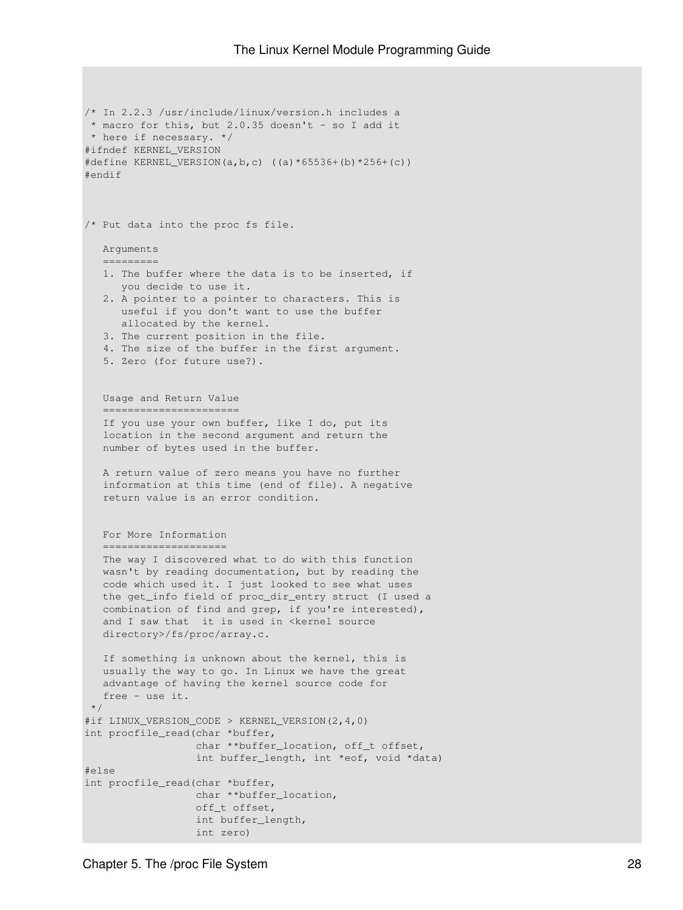```
/* In 2.2.3 /usr/include/linux/version.h includes a
 * macro for this, but 2.0.35 doesn't - so I add it
 * here if necessary. */
#ifndef KERNEL_VERSION
#define KERNEL_VERSION(a,b,c) ((a)*65536+(b)*256+(c))
#endif



/* Put data into the proc fs file.

   Arguments
   =========
   1. The buffer where the data is to be inserted, if
      you decide to use it.
   2. A pointer to a pointer to characters. This is
      useful if you don't want to use the buffer
      allocated by the kernel.
   3. The current position in the file.
   4. The size of the buffer in the first argument.
   5. Zero (for future use?).


   Usage and Return Value
   ======================
   If you use your own buffer, like I do, put its
   location in the second argument and return the
   number of bytes used in the buffer.

   A return value of zero means you have no further
   information at this time (end of file). A negative
   return value is an error condition.


   For More Information
   ====================
   The way I discovered what to do with this function
   wasn't by reading documentation, but by reading the
   code which used it. I just looked to see what uses
   the get_info field of proc_dir_entry struct (I used a
   combination of find and grep, if you're interested),
   and I saw that  it is used in <kernel source
   directory>/fs/proc/array.c.

   If something is unknown about the kernel, this is
   usually the way to go. In Linux we have the great
   advantage of having the kernel source code for
   free - use it.
 */
#if LINUX_VERSION_CODE > KERNEL_VERSION(2,4,0)
int procfile_read(char *buffer,
                  char **buffer_location, off_t offset,
                  int buffer_length, int *eof, void *data)
#else
int procfile_read(char *buffer,
                  char **buffer_location,
                  off_t offset,
                  int buffer_length,
                  int zero)
```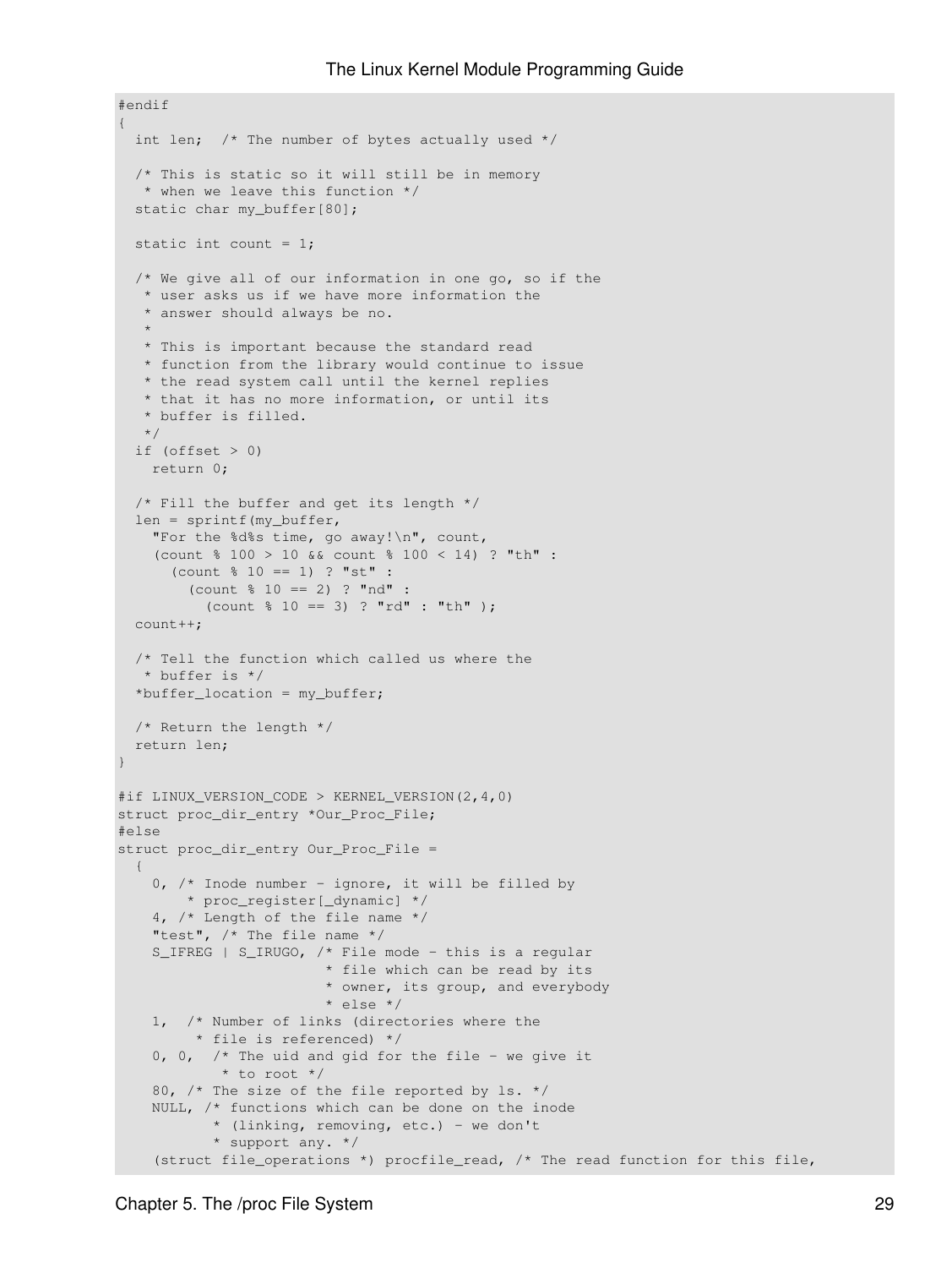```
#endif
{
  int len;  /* The number of bytes actually used */

  /* This is static so it will still be in memory
   * when we leave this function */
  static char my_buffer[80];

  static int count = 1;

  /* We give all of our information in one go, so if the
   * user asks us if we have more information the
   * answer should always be no.
   *
   * This is important because the standard read
   * function from the library would continue to issue
   * the read system call until the kernel replies
   * that it has no more information, or until its
   * buffer is filled.
   */
  if (offset > 0)
    return 0;

  /* Fill the buffer and get its length */
  len = sprintf(my_buffer,
    "For the %d%s time, go away!\n", count,
    (count % 100 > 10 && count % 100 < 14) ? "th" :
      (count % 10 == 1) ? "st" :
        (count % 10 == 2) ? "nd" :
          (count % 10 == 3) ? "rd" : "th" );
  count++;

  /* Tell the function which called us where the
   * buffer is */
  *buffer_location = my_buffer;

  /* Return the length */
  return len;
}

#if LINUX_VERSION_CODE > KERNEL_VERSION(2,4,0)
struct proc_dir_entry *Our_Proc_File;
#else
struct proc_dir_entry Our_Proc_File =
  {
    0, /* Inode number - ignore, it will be filled by
        * proc_register[_dynamic] */
    4, /* Length of the file name */
    "test", /* The file name */
    S_IFREG | S_IRUGO, /* File mode - this is a regular
                        * file which can be read by its
                        * owner, its group, and everybody
                        * else */
    1,  /* Number of links (directories where the
         * file is referenced) */
    0, 0,  /* The uid and gid for the file - we give it
            * to root */
    80, /* The size of the file reported by ls. */
    NULL, /* functions which can be done on the inode
           * (linking, removing, etc.) - we don't
           * support any. */
    (struct file_operations *) procfile_read, /* The read function for this file,
```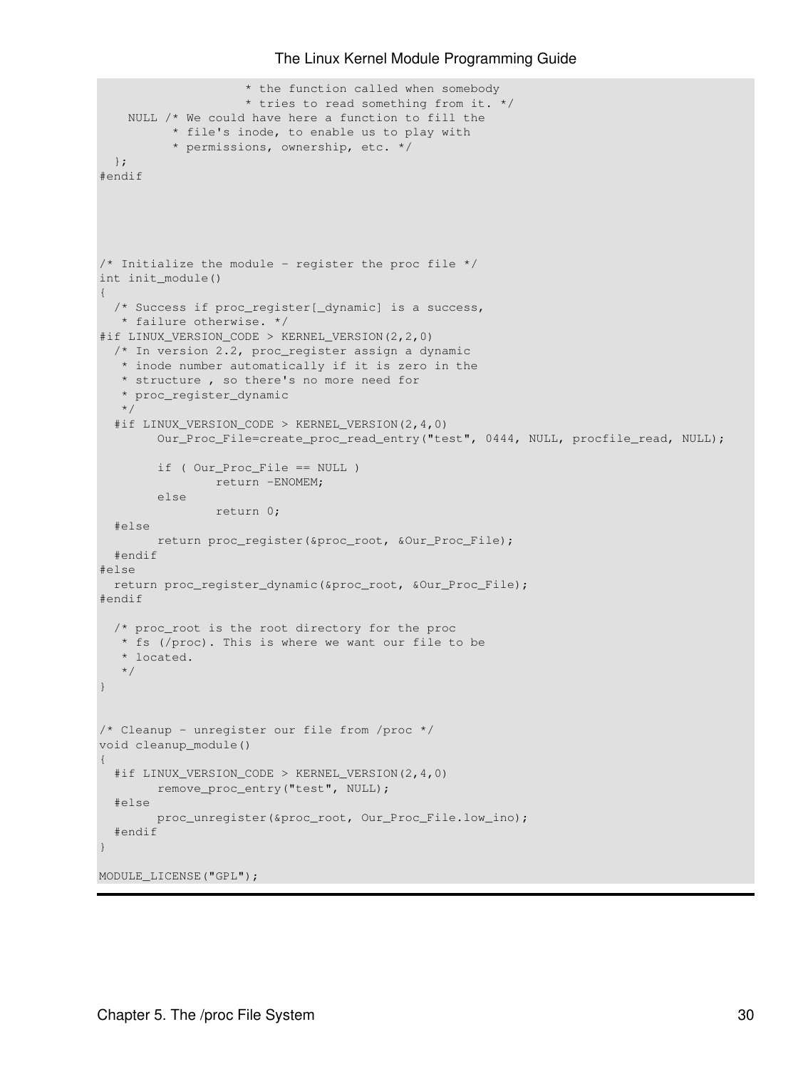```
                    * the function called when somebody
                    * tries to read something from it. */
    NULL /* We could have here a function to fill the
          * file's inode, to enable us to play with
          * permissions, ownership, etc. */
  };
#endif





/* Initialize the module - register the proc file */
int init_module()
{
  /* Success if proc_register[_dynamic] is a success,
   * failure otherwise. */
#if LINUX_VERSION_CODE > KERNEL_VERSION(2,2,0)
  /* In version 2.2, proc_register assign a dynamic
   * inode number automatically if it is zero in the
   * structure , so there's no more need for
   * proc_register_dynamic
   */
  #if LINUX_VERSION_CODE > KERNEL_VERSION(2,4,0)
        Our_Proc_File=create_proc_read_entry("test", 0444, NULL, procfile_read, NULL);

        if ( Our_Proc_File == NULL )
                return -ENOMEM;
        else
                return 0;
  #else
        return proc_register(&proc_root, &Our_Proc_File);
  #endif
#else
  return proc_register_dynamic(&proc_root, &Our_Proc_File);
#endif

  /* proc_root is the root directory for the proc
   * fs (/proc). This is where we want our file to be
   * located.
   */
}


/* Cleanup - unregister our file from /proc */
void cleanup_module()
{
  #if LINUX_VERSION_CODE > KERNEL_VERSION(2,4,0)
        remove_proc_entry("test", NULL);
  #else
        proc_unregister(&proc_root, Our_Proc_File.low_ino);
  #endif
}

MODULE_LICENSE("GPL");
```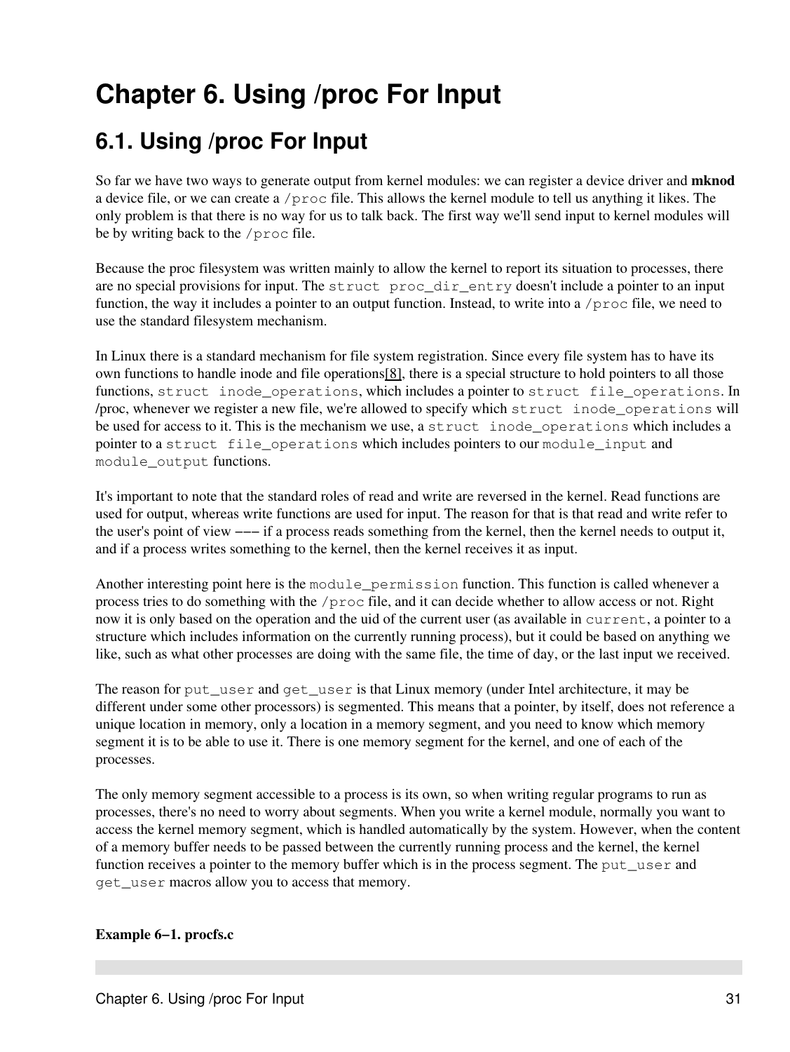# Chapter 6. Using /proc For Input

## 6.1. Using /proc For Input

So far we have two ways to generate output from kernel modules: we can register a device driver and **mknod** a device file, or we can create a `/proc` file. This allows the kernel module to tell us anything it likes. The only problem is that there is no way for us to talk back. The first way we'll send input to kernel modules will be by writing back to the `/proc` file.

Because the proc filesystem was written mainly to allow the kernel to report its situation to processes, there are no special provisions for input. The `struct proc_dir_entry` doesn't include a pointer to an input function, the way it includes a pointer to an output function. Instead, to write into a `/proc` file, we need to use the standard filesystem mechanism.

In Linux there is a standard mechanism for file system registration. Since every file system has to have its own functions to handle inode and file operations[8], there is a special structure to hold pointers to all those functions, `struct inode_operations`, which includes a pointer to `struct file_operations`. In /proc, whenever we register a new file, we're allowed to specify which `struct inode_operations` will be used for access to it. This is the mechanism we use, a `struct inode_operations` which includes a pointer to a `struct file_operations` which includes pointers to our `module_input` and `module_output` functions.

It's important to note that the standard roles of read and write are reversed in the kernel. Read functions are used for output, whereas write functions are used for input. The reason for that is that read and write refer to the user's point of view −−− if a process reads something from the kernel, then the kernel needs to output it, and if a process writes something to the kernel, then the kernel receives it as input.

Another interesting point here is the `module_permission` function. This function is called whenever a process tries to do something with the `/proc` file, and it can decide whether to allow access or not. Right now it is only based on the operation and the uid of the current user (as available in `current`, a pointer to a structure which includes information on the currently running process), but it could be based on anything we like, such as what other processes are doing with the same file, the time of day, or the last input we received.

The reason for `put_user` and `get_user` is that Linux memory (under Intel architecture, it may be different under some other processors) is segmented. This means that a pointer, by itself, does not reference a unique location in memory, only a location in a memory segment, and you need to know which memory segment it is to be able to use it. There is one memory segment for the kernel, and one of each of the processes.

The only memory segment accessible to a process is its own, so when writing regular programs to run as processes, there's no need to worry about segments. When you write a kernel module, normally you want to access the kernel memory segment, which is handled automatically by the system. However, when the content of a memory buffer needs to be passed between the currently running process and the kernel, the kernel function receives a pointer to the memory buffer which is in the process segment. The `put_user` and `get_user` macros allow you to access that memory.

**Example 6−1. procfs.c**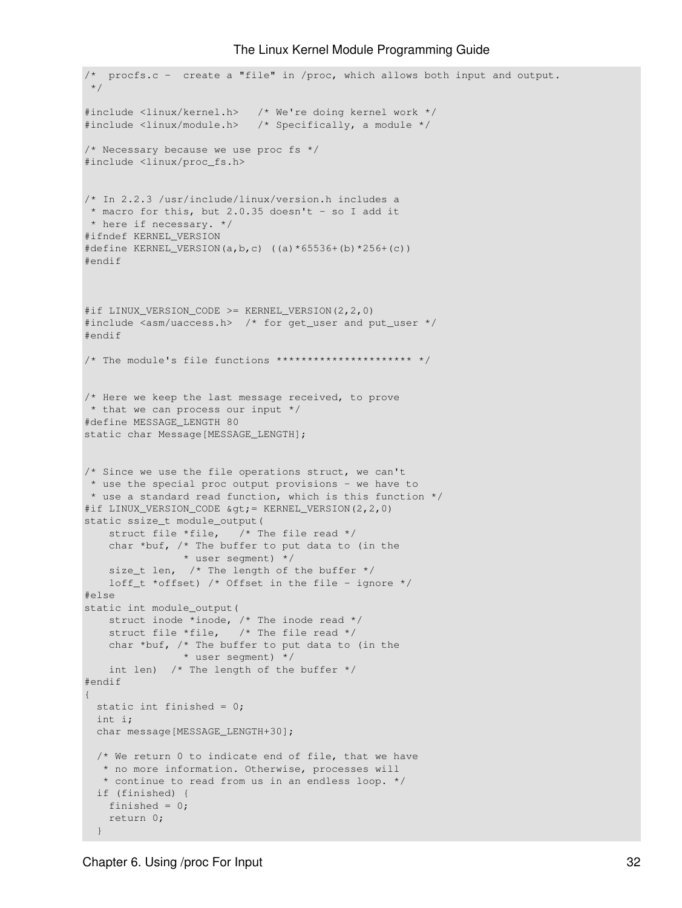```
/*  procfs.c -  create a "file" in /proc, which allows both input and output.
 */

#include <linux/kernel.h>   /* We're doing kernel work */
#include <linux/module.h>   /* Specifically, a module */

/* Necessary because we use proc fs */
#include <linux/proc_fs.h>


/* In 2.2.3 /usr/include/linux/version.h includes a
 * macro for this, but 2.0.35 doesn't - so I add it
 * here if necessary. */
#ifndef KERNEL_VERSION
#define KERNEL_VERSION(a,b,c) ((a)*65536+(b)*256+(c))
#endif



#if LINUX_VERSION_CODE >= KERNEL_VERSION(2,2,0)
#include <asm/uaccess.h>  /* for get_user and put_user */
#endif

/* The module's file functions ********************** */


/* Here we keep the last message received, to prove
 * that we can process our input */
#define MESSAGE_LENGTH 80
static char Message[MESSAGE_LENGTH];


/* Since we use the file operations struct, we can't
 * use the special proc output provisions - we have to
 * use a standard read function, which is this function */
#if LINUX_VERSION_CODE &gt;= KERNEL_VERSION(2,2,0)
static ssize_t module_output(
    struct file *file,   /* The file read */
    char *buf, /* The buffer to put data to (in the
                * user segment) */
    size_t len,  /* The length of the buffer */
    loff_t *offset) /* Offset in the file - ignore */
#else
static int module_output(
    struct inode *inode, /* The inode read */
    struct file *file,   /* The file read */
    char *buf, /* The buffer to put data to (in the
                * user segment) */
    int len)  /* The length of the buffer */
#endif
{
  static int finished = 0;
  int i;
  char message[MESSAGE_LENGTH+30];

  /* We return 0 to indicate end of file, that we have
   * no more information. Otherwise, processes will
   * continue to read from us in an endless loop. */
  if (finished) {
    finished = 0;
    return 0;
  }
```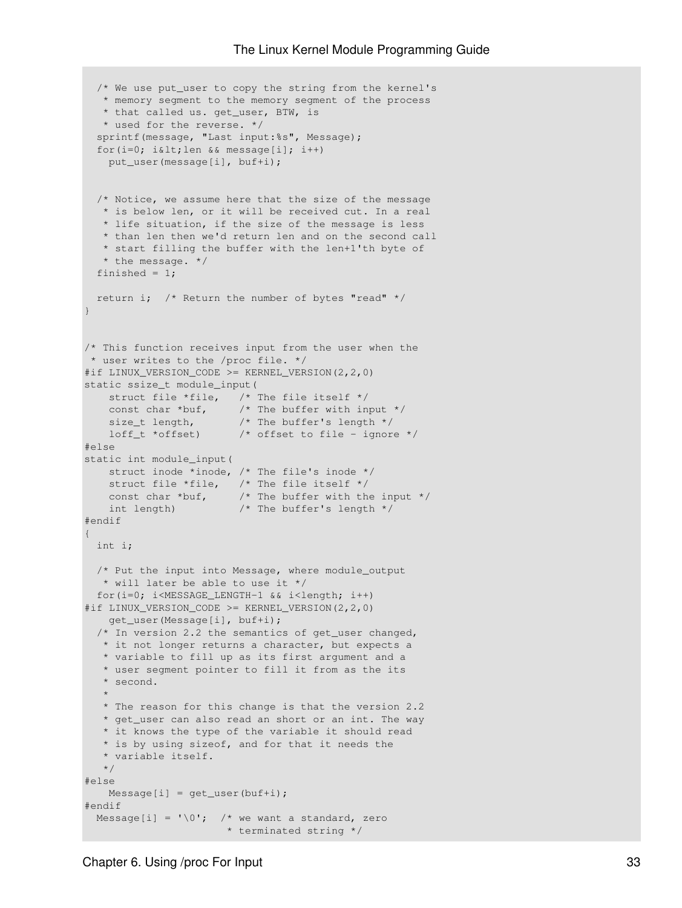```
  /* We use put_user to copy the string from the kernel's
   * memory segment to the memory segment of the process
   * that called us. get_user, BTW, is
   * used for the reverse. */
  sprintf(message, "Last input:%s", Message);
  for(i=0; i&lt;len && message[i]; i++)
    put_user(message[i], buf+i);


  /* Notice, we assume here that the size of the message
   * is below len, or it will be received cut. In a real
   * life situation, if the size of the message is less
   * than len then we'd return len and on the second call
   * start filling the buffer with the len+1'th byte of
   * the message. */
  finished = 1;

  return i;  /* Return the number of bytes "read" */
}


/* This function receives input from the user when the
 * user writes to the /proc file. */
#if LINUX_VERSION_CODE >= KERNEL_VERSION(2,2,0)
static ssize_t module_input(
    struct file *file,   /* The file itself */
    const char *buf,     /* The buffer with input */
    size_t length,       /* The buffer's length */
    loff_t *offset)      /* offset to file - ignore */
#else
static int module_input(
    struct inode *inode, /* The file's inode */
    struct file *file,   /* The file itself */
    const char *buf,     /* The buffer with the input */
    int length)          /* The buffer's length */
#endif
{
  int i;

  /* Put the input into Message, where module_output
   * will later be able to use it */
  for(i=0; i<MESSAGE_LENGTH-1 && i<length; i++)
#if LINUX_VERSION_CODE >= KERNEL_VERSION(2,2,0)
    get_user(Message[i], buf+i);
  /* In version 2.2 the semantics of get_user changed,
   * it not longer returns a character, but expects a
   * variable to fill up as its first argument and a
   * user segment pointer to fill it from as the its
   * second.
   *
   * The reason for this change is that the version 2.2
   * get_user can also read an short or an int. The way
   * it knows the type of the variable it should read
   * is by using sizeof, and for that it needs the
   * variable itself.
   */
#else
    Message[i] = get_user(buf+i);
#endif
  Message[i] = '\0';  /* we want a standard, zero
                       * terminated string */
```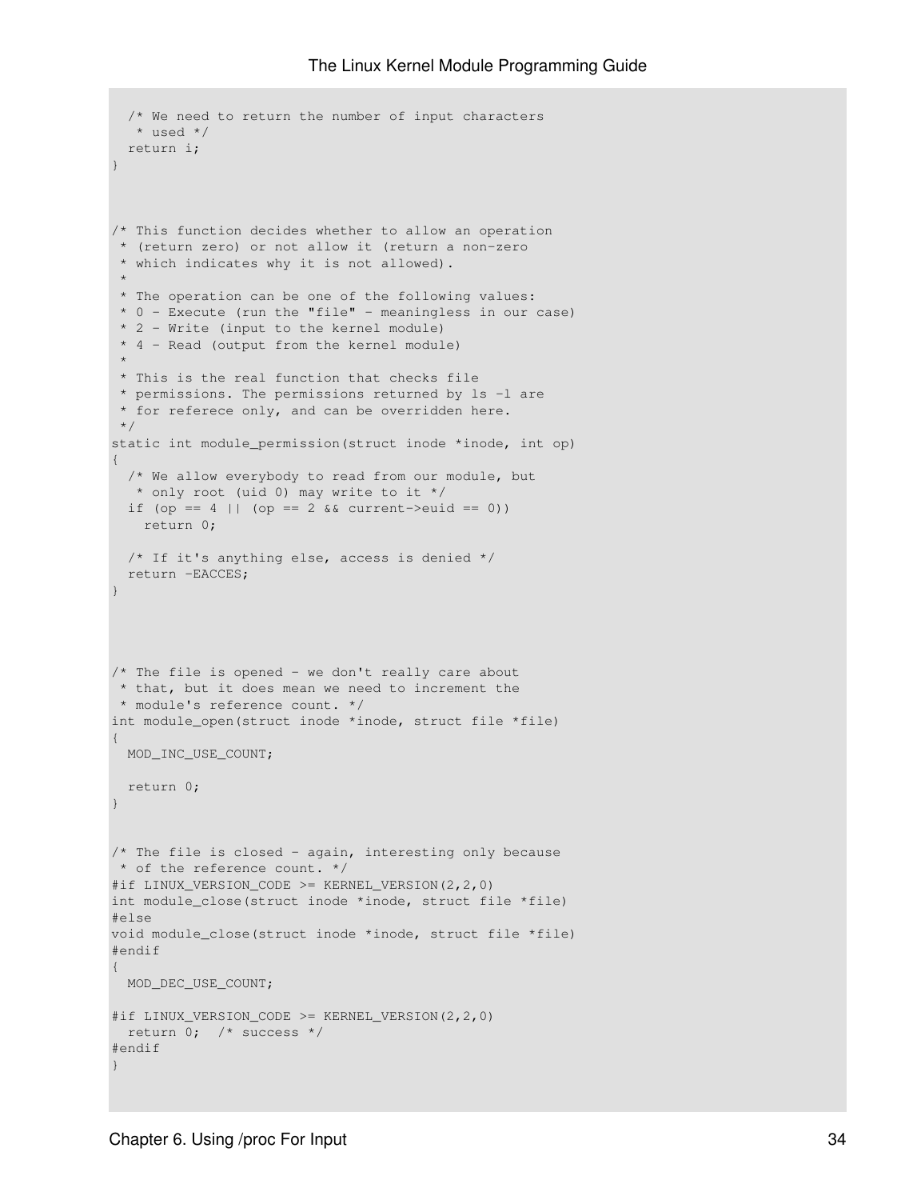```
  /* We need to return the number of input characters
   * used */
  return i;
}



/* This function decides whether to allow an operation
 * (return zero) or not allow it (return a non-zero
 * which indicates why it is not allowed).
 *
 * The operation can be one of the following values:
 * 0 - Execute (run the "file" - meaningless in our case)
 * 2 - Write (input to the kernel module)
 * 4 - Read (output from the kernel module)
 *
 * This is the real function that checks file
 * permissions. The permissions returned by ls -l are
 * for referece only, and can be overridden here.
 */
static int module_permission(struct inode *inode, int op)
{
  /* We allow everybody to read from our module, but
   * only root (uid 0) may write to it */
  if (op == 4 || (op == 2 && current->euid == 0))
    return 0;

  /* If it's anything else, access is denied */
  return -EACCES;
}




/* The file is opened - we don't really care about
 * that, but it does mean we need to increment the
 * module's reference count. */
int module_open(struct inode *inode, struct file *file)
{
  MOD_INC_USE_COUNT;

  return 0;
}


/* The file is closed - again, interesting only because
 * of the reference count. */
#if LINUX_VERSION_CODE >= KERNEL_VERSION(2,2,0)
int module_close(struct inode *inode, struct file *file)
#else
void module_close(struct inode *inode, struct file *file)
#endif
{
  MOD_DEC_USE_COUNT;

#if LINUX_VERSION_CODE >= KERNEL_VERSION(2,2,0)
  return 0;  /* success */
#endif
}
```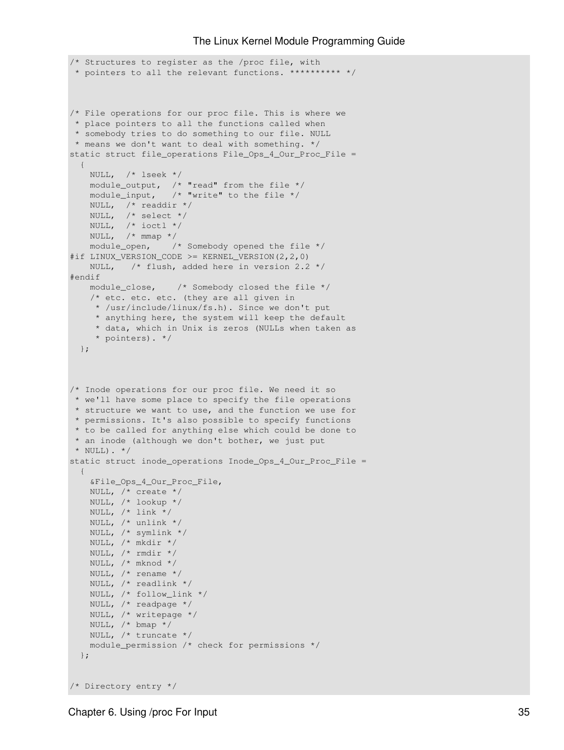```
/* Structures to register as the /proc file, with
 * pointers to all the relevant functions. ********** */



/* File operations for our proc file. This is where we
 * place pointers to all the functions called when
 * somebody tries to do something to our file. NULL
 * means we don't want to deal with something. */
static struct file_operations File_Ops_4_Our_Proc_File =
  {
    NULL,  /* lseek */
    module_output,  /* "read" from the file */
    module_input,   /* "write" to the file */
    NULL,  /* readdir */
    NULL,  /* select */
    NULL,  /* ioctl */
    NULL,  /* mmap */
    module_open,    /* Somebody opened the file */
#if LINUX_VERSION_CODE >= KERNEL_VERSION(2,2,0)
    NULL,   /* flush, added here in version 2.2 */
#endif
    module_close,    /* Somebody closed the file */
    /* etc. etc. etc. (they are all given in
     * /usr/include/linux/fs.h). Since we don't put
     * anything here, the system will keep the default
     * data, which in Unix is zeros (NULLs when taken as
     * pointers). */
  };



/* Inode operations for our proc file. We need it so
 * we'll have some place to specify the file operations
 * structure we want to use, and the function we use for
 * permissions. It's also possible to specify functions
 * to be called for anything else which could be done to
 * an inode (although we don't bother, we just put
 * NULL). */
static struct inode_operations Inode_Ops_4_Our_Proc_File =
  {
    &File_Ops_4_Our_Proc_File,
    NULL, /* create */
    NULL, /* lookup */
    NULL, /* link */
    NULL, /* unlink */
    NULL, /* symlink */
    NULL, /* mkdir */
    NULL, /* rmdir */
    NULL, /* mknod */
    NULL, /* rename */
    NULL, /* readlink */
    NULL, /* follow_link */
    NULL, /* readpage */
    NULL, /* writepage */
    NULL, /* bmap */
    NULL, /* truncate */
    module_permission /* check for permissions */
  };


/* Directory entry */
```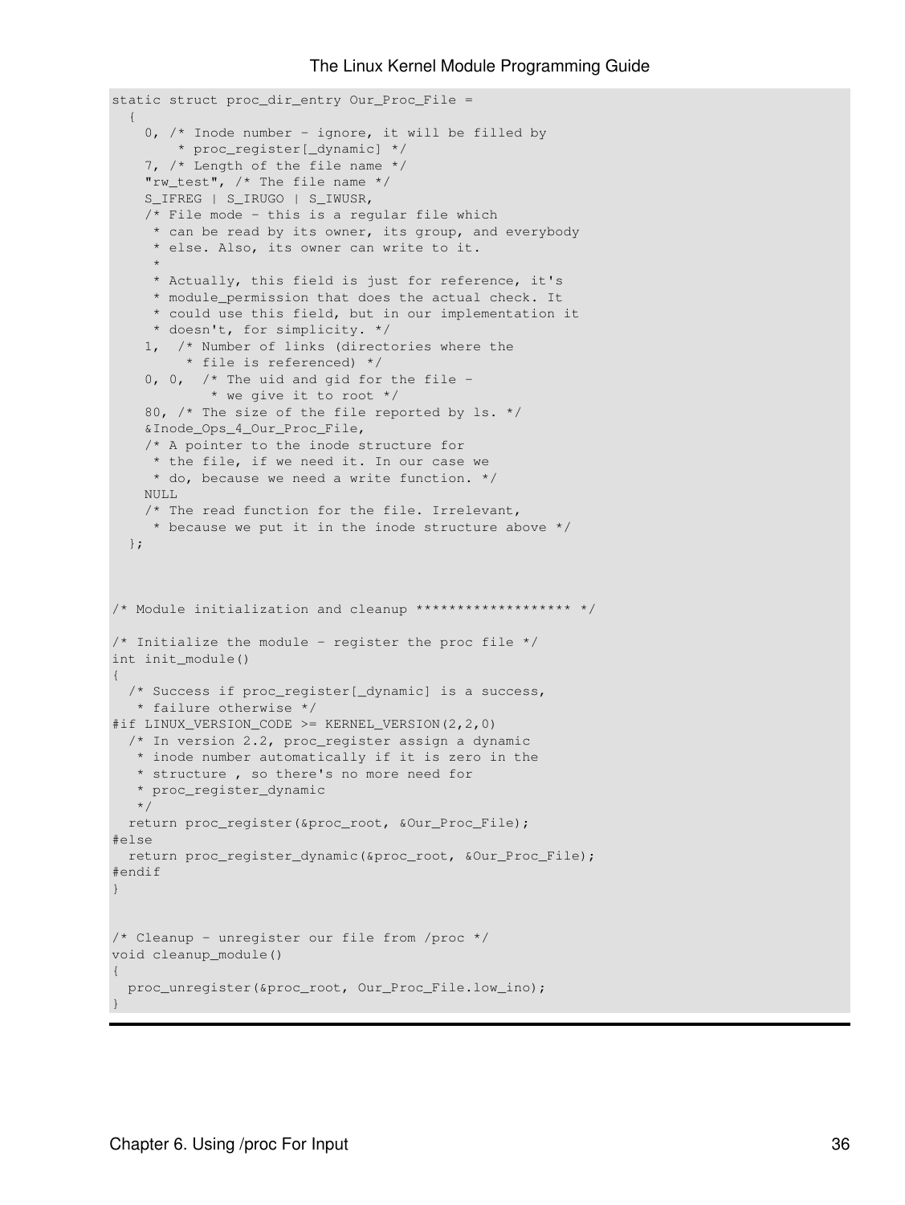```
static struct proc_dir_entry Our_Proc_File =
  {
    0, /* Inode number - ignore, it will be filled by
        * proc_register[_dynamic] */
    7, /* Length of the file name */
    "rw_test", /* The file name */
    S_IFREG | S_IRUGO | S_IWUSR,
    /* File mode - this is a regular file which
     * can be read by its owner, its group, and everybody
     * else. Also, its owner can write to it.
     *
     * Actually, this field is just for reference, it's
     * module_permission that does the actual check. It
     * could use this field, but in our implementation it
     * doesn't, for simplicity. */
    1,  /* Number of links (directories where the
         * file is referenced) */
    0, 0,  /* The uid and gid for the file -
            * we give it to root */
    80, /* The size of the file reported by ls. */
    &Inode_Ops_4_Our_Proc_File,
    /* A pointer to the inode structure for
     * the file, if we need it. In our case we
     * do, because we need a write function. */
    NULL
    /* The read function for the file. Irrelevant,
     * because we put it in the inode structure above */
  };



/* Module initialization and cleanup ******************* */

/* Initialize the module - register the proc file */
int init_module()
{
  /* Success if proc_register[_dynamic] is a success,
   * failure otherwise */
#if LINUX_VERSION_CODE >= KERNEL_VERSION(2,2,0)
  /* In version 2.2, proc_register assign a dynamic
   * inode number automatically if it is zero in the
   * structure , so there's no more need for
   * proc_register_dynamic
   */
  return proc_register(&proc_root, &Our_Proc_File);
#else
  return proc_register_dynamic(&proc_root, &Our_Proc_File);
#endif
}


/* Cleanup - unregister our file from /proc */
void cleanup_module()
{
  proc_unregister(&proc_root, Our_Proc_File.low_ino);
}
```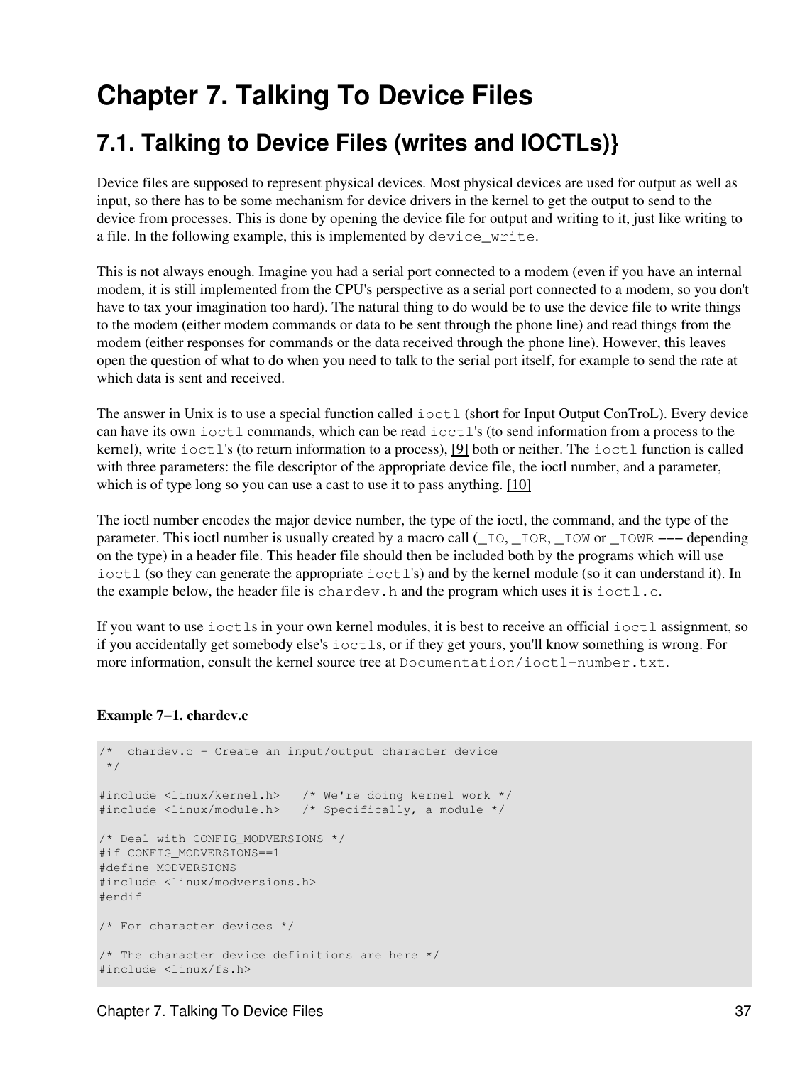# Chapter 7. Talking To Device Files

## 7.1. Talking to Device Files (writes and IOCTLs)}

Device files are supposed to represent physical devices. Most physical devices are used for output as well as input, so there has to be some mechanism for device drivers in the kernel to get the output to send to the device from processes. This is done by opening the device file for output and writing to it, just like writing to a file. In the following example, this is implemented by `device_write`.

This is not always enough. Imagine you had a serial port connected to a modem (even if you have an internal modem, it is still implemented from the CPU's perspective as a serial port connected to a modem, so you don't have to tax your imagination too hard). The natural thing to do would be to use the device file to write things to the modem (either modem commands or data to be sent through the phone line) and read things from the modem (either responses for commands or the data received through the phone line). However, this leaves open the question of what to do when you need to talk to the serial port itself, for example to send the rate at which data is sent and received.

The answer in Unix is to use a special function called `ioctl` (short for Input Output ConTroL). Every device can have its own `ioctl` commands, which can be read `ioctl`'s (to send information from a process to the kernel), write `ioctl`'s (to return information to a process), [9] both or neither. The `ioctl` function is called with three parameters: the file descriptor of the appropriate device file, the ioctl number, and a parameter, which is of type long so you can use a cast to use it to pass anything. [10]

The ioctl number encodes the major device number, the type of the ioctl, the command, and the type of the parameter. This ioctl number is usually created by a macro call (`_IO`, `_IOR`, `_IOW` or `_IOWR` −−− depending on the type) in a header file. This header file should then be included both by the programs which will use `ioctl` (so they can generate the appropriate `ioctl`'s) and by the kernel module (so it can understand it). In the example below, the header file is `chardev.h` and the program which uses it is `ioctl.c`.

If you want to use `ioctl`s in your own kernel modules, it is best to receive an official `ioctl` assignment, so if you accidentally get somebody else's `ioctl`s, or if they get yours, you'll know something is wrong. For more information, consult the kernel source tree at `Documentation/ioctl-number.txt`.

**Example 7−1. chardev.c**

```
/*  chardev.c − Create an input/output character device
 */

#include <linux/kernel.h>   /* We're doing kernel work */
#include <linux/module.h>   /* Specifically, a module */

/* Deal with CONFIG_MODVERSIONS */
#if CONFIG_MODVERSIONS==1
#define MODVERSIONS
#include <linux/modversions.h>
#endif

/* For character devices */

/* The character device definitions are here */
#include <linux/fs.h>
```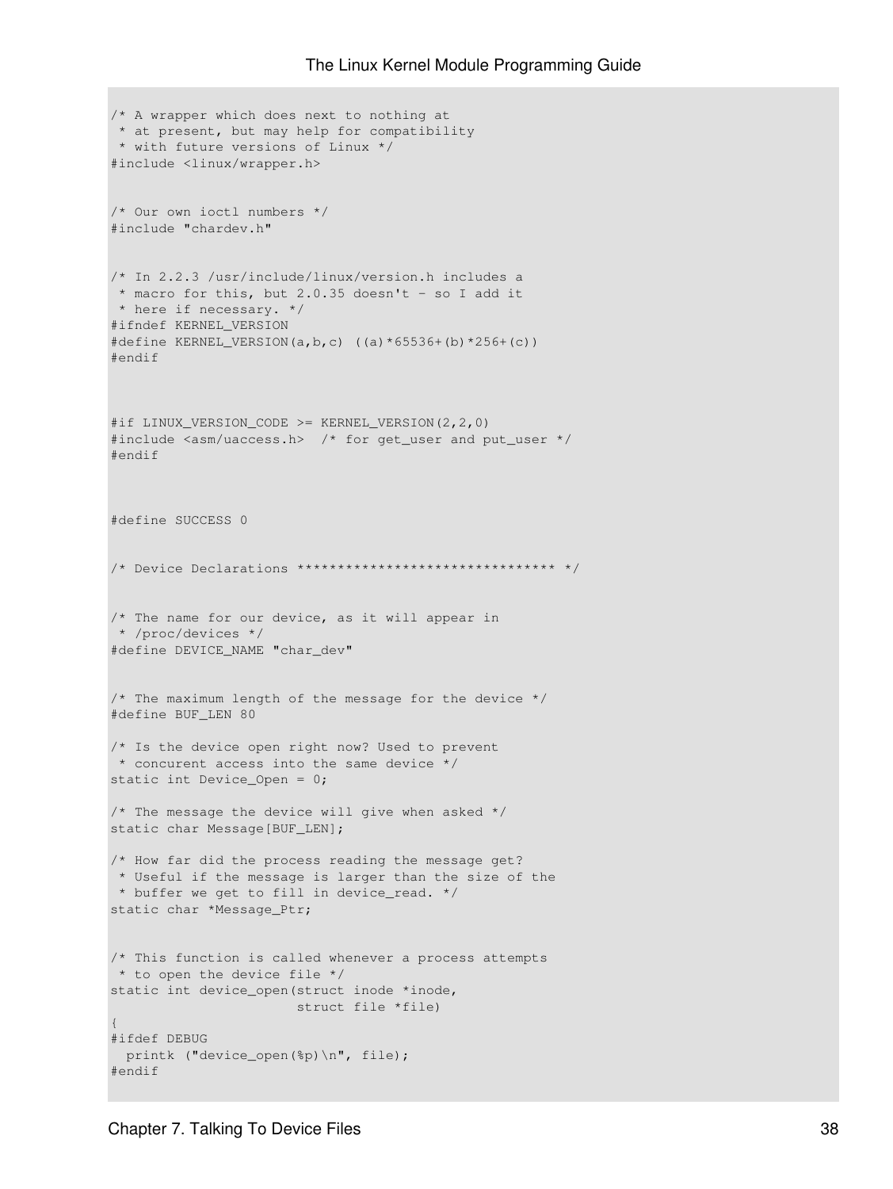```
/* A wrapper which does next to nothing at
 * at present, but may help for compatibility
 * with future versions of Linux */
#include <linux/wrapper.h>


/* Our own ioctl numbers */
#include "chardev.h"


/* In 2.2.3 /usr/include/linux/version.h includes a
 * macro for this, but 2.0.35 doesn't - so I add it
 * here if necessary. */
#ifndef KERNEL_VERSION
#define KERNEL_VERSION(a,b,c) ((a)*65536+(b)*256+(c))
#endif



#if LINUX_VERSION_CODE >= KERNEL_VERSION(2,2,0)
#include <asm/uaccess.h>  /* for get_user and put_user */
#endif



#define SUCCESS 0


/* Device Declarations ******************************** */


/* The name for our device, as it will appear in
 * /proc/devices */
#define DEVICE_NAME "char_dev"


/* The maximum length of the message for the device */
#define BUF_LEN 80

/* Is the device open right now? Used to prevent
 * concurent access into the same device */
static int Device_Open = 0;

/* The message the device will give when asked */
static char Message[BUF_LEN];

/* How far did the process reading the message get?
 * Useful if the message is larger than the size of the
 * buffer we get to fill in device_read. */
static char *Message_Ptr;


/* This function is called whenever a process attempts
 * to open the device file */
static int device_open(struct inode *inode,
                       struct file *file)
{
#ifdef DEBUG
  printk ("device_open(%p)\n", file);
#endif
```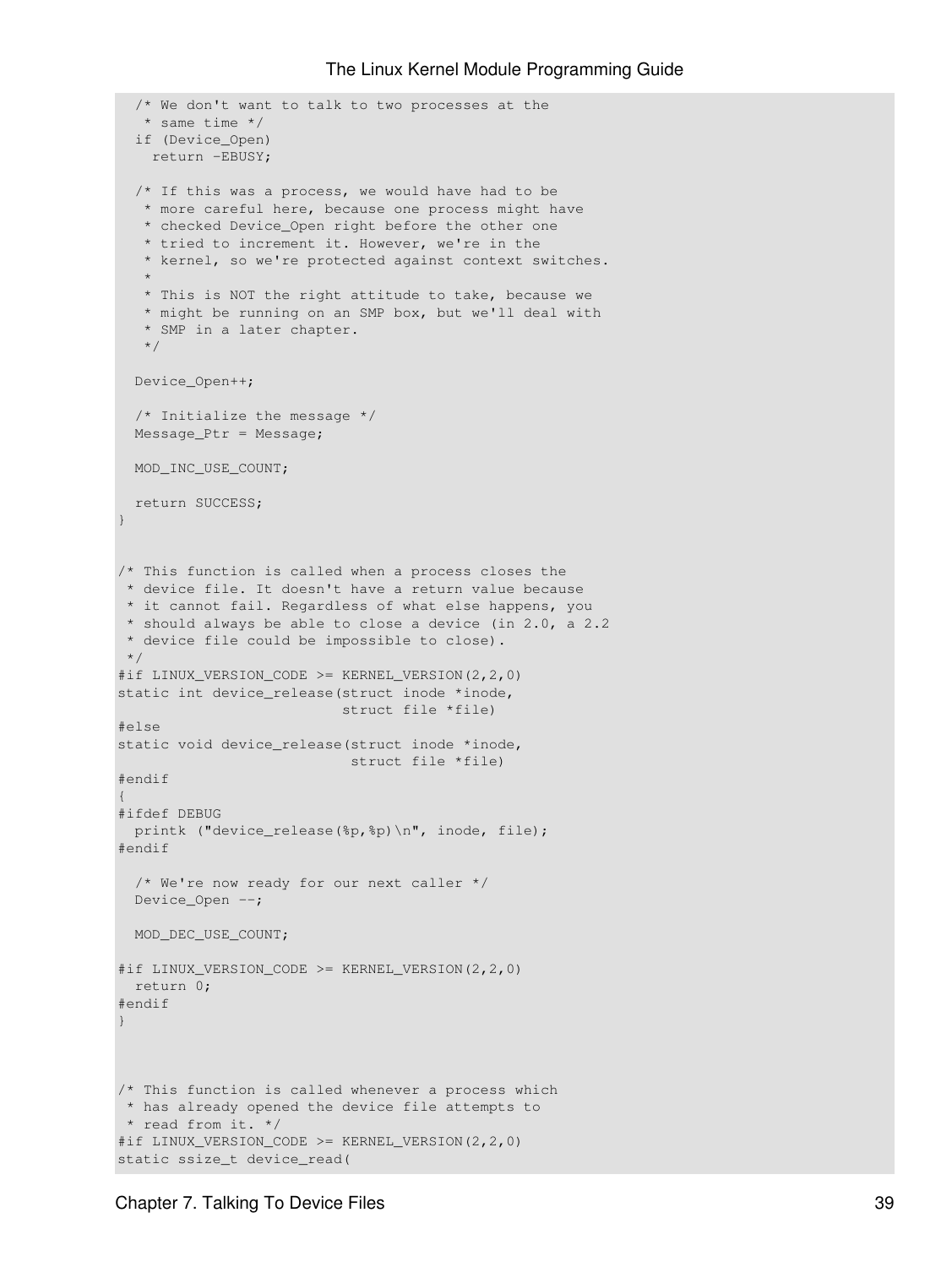```
  /* We don't want to talk to two processes at the
   * same time */
  if (Device_Open)
    return -EBUSY;

  /* If this was a process, we would have had to be
   * more careful here, because one process might have
   * checked Device_Open right before the other one
   * tried to increment it. However, we're in the
   * kernel, so we're protected against context switches.
   *
   * This is NOT the right attitude to take, because we
   * might be running on an SMP box, but we'll deal with
   * SMP in a later chapter.
   */

  Device_Open++;

  /* Initialize the message */
  Message_Ptr = Message;

  MOD_INC_USE_COUNT;

  return SUCCESS;
}


/* This function is called when a process closes the
 * device file. It doesn't have a return value because
 * it cannot fail. Regardless of what else happens, you
 * should always be able to close a device (in 2.0, a 2.2
 * device file could be impossible to close).
 */
#if LINUX_VERSION_CODE >= KERNEL_VERSION(2,2,0)
static int device_release(struct inode *inode,
                          struct file *file)
#else
static void device_release(struct inode *inode,
                           struct file *file)
#endif
{
#ifdef DEBUG
  printk ("device_release(%p,%p)\n", inode, file);
#endif

  /* We're now ready for our next caller */
  Device_Open --;

  MOD_DEC_USE_COUNT;

#if LINUX_VERSION_CODE >= KERNEL_VERSION(2,2,0)
  return 0;
#endif
}



/* This function is called whenever a process which
 * has already opened the device file attempts to
 * read from it. */
#if LINUX_VERSION_CODE >= KERNEL_VERSION(2,2,0)
static ssize_t device_read(
```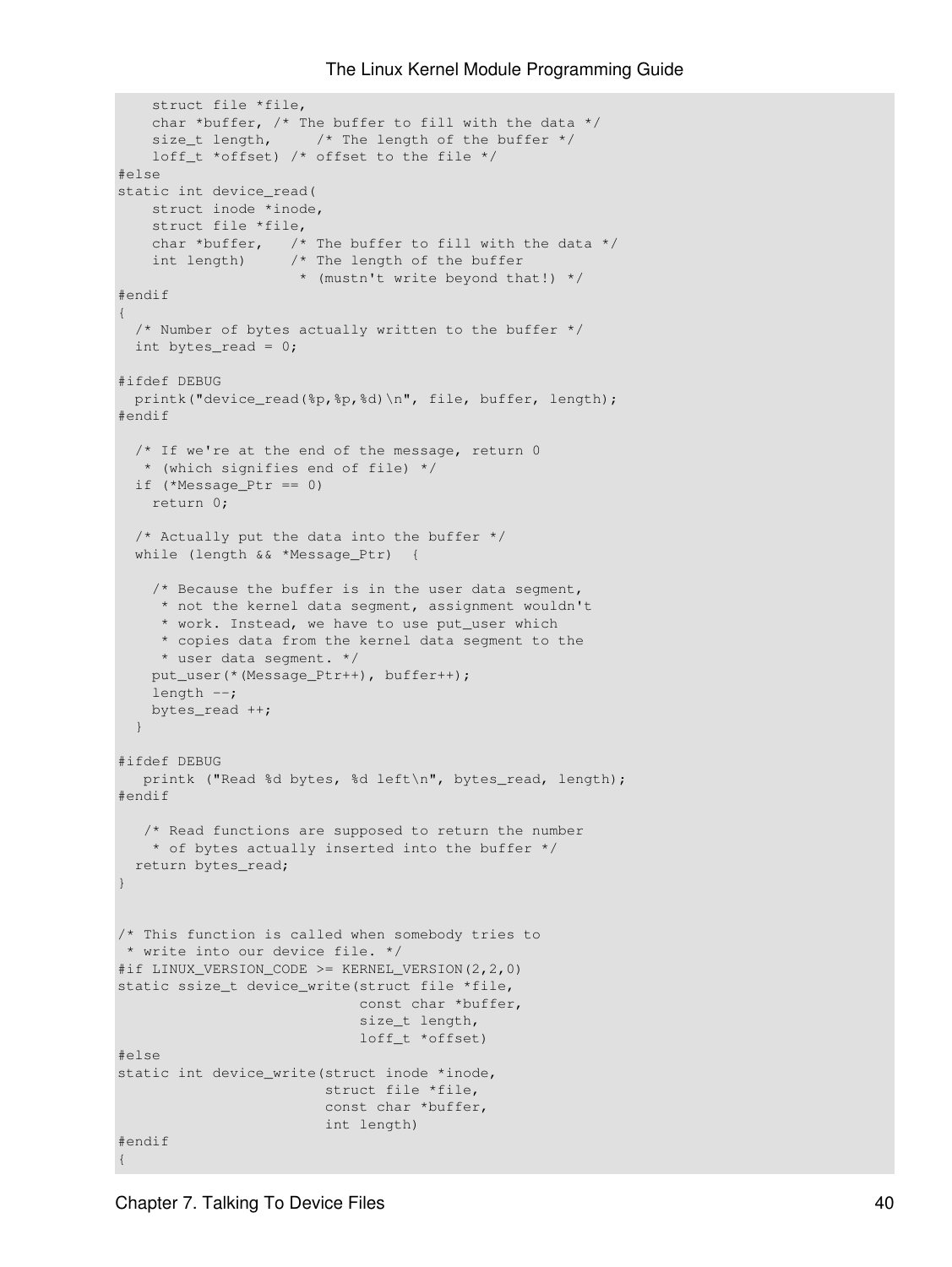```
    struct file *file,
    char *buffer, /* The buffer to fill with the data */
    size_t length,     /* The length of the buffer */
    loff_t *offset) /* offset to the file */
#else
static int device_read(
    struct inode *inode,
    struct file *file,
    char *buffer,   /* The buffer to fill with the data */
    int length)     /* The length of the buffer
                     * (mustn't write beyond that!) */
#endif
{
  /* Number of bytes actually written to the buffer */
  int bytes_read = 0;

#ifdef DEBUG
  printk("device_read(%p,%p,%d)\n", file, buffer, length);
#endif

  /* If we're at the end of the message, return 0
   * (which signifies end of file) */
  if (*Message_Ptr == 0)
    return 0;

  /* Actually put the data into the buffer */
  while (length && *Message_Ptr)  {

    /* Because the buffer is in the user data segment,
     * not the kernel data segment, assignment wouldn't
     * work. Instead, we have to use put_user which
     * copies data from the kernel data segment to the
     * user data segment. */
    put_user(*(Message_Ptr++), buffer++);
    length --;
    bytes_read ++;
  }

#ifdef DEBUG
   printk ("Read %d bytes, %d left\n", bytes_read, length);
#endif

   /* Read functions are supposed to return the number
    * of bytes actually inserted into the buffer */
  return bytes_read;
}


/* This function is called when somebody tries to
 * write into our device file. */
#if LINUX_VERSION_CODE >= KERNEL_VERSION(2,2,0)
static ssize_t device_write(struct file *file,
                            const char *buffer,
                            size_t length,
                            loff_t *offset)
#else
static int device_write(struct inode *inode,
                        struct file *file,
                        const char *buffer,
                        int length)
#endif
{
```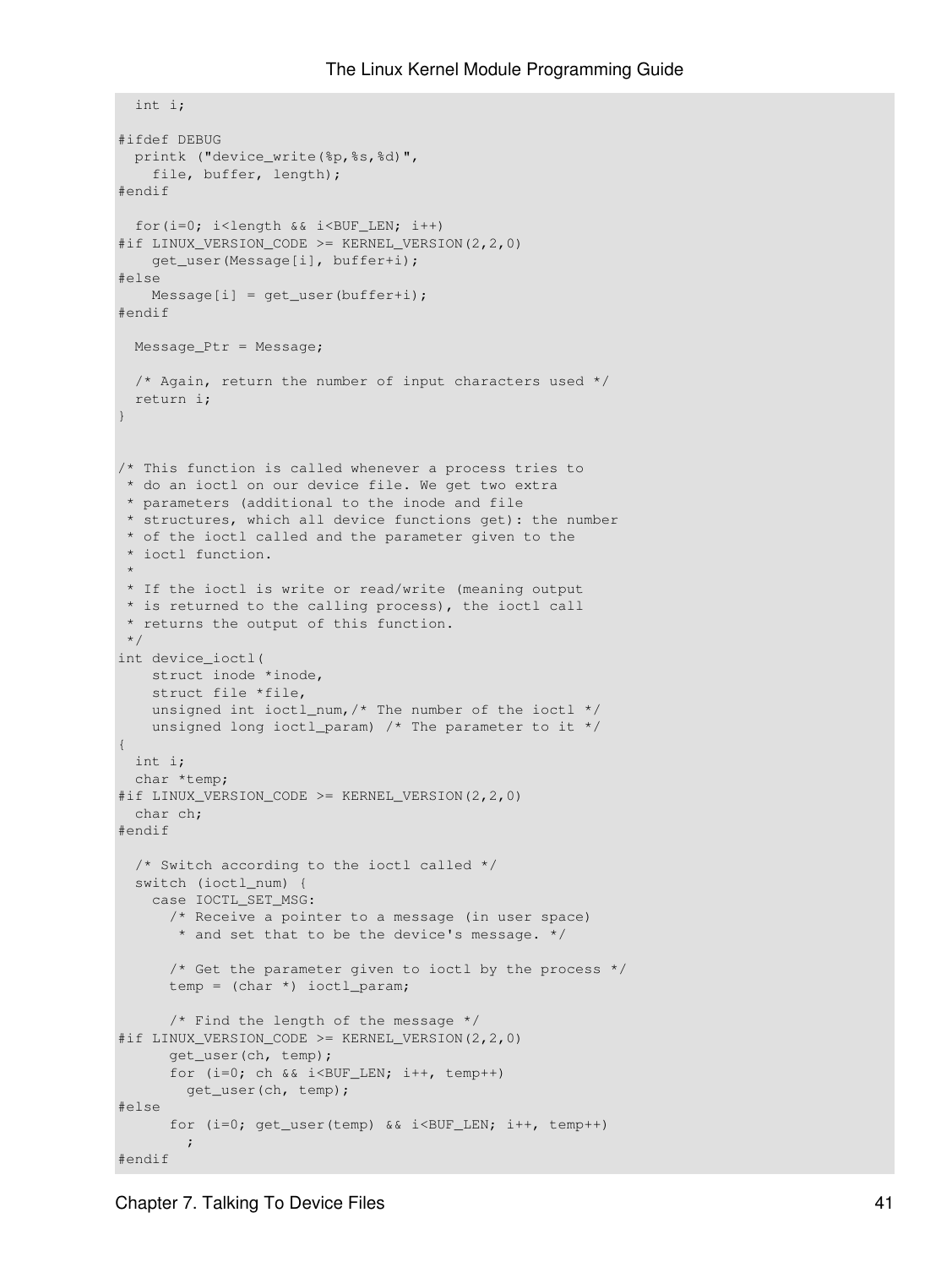```
  int i;

#ifdef DEBUG
  printk ("device_write(%p,%s,%d)",
    file, buffer, length);
#endif

  for(i=0; i<length && i<BUF_LEN; i++)
#if LINUX_VERSION_CODE >= KERNEL_VERSION(2,2,0)
    get_user(Message[i], buffer+i);
#else
    Message[i] = get_user(buffer+i);
#endif

  Message_Ptr = Message;

  /* Again, return the number of input characters used */
  return i;
}


/* This function is called whenever a process tries to
 * do an ioctl on our device file. We get two extra
 * parameters (additional to the inode and file
 * structures, which all device functions get): the number
 * of the ioctl called and the parameter given to the
 * ioctl function.
 *
 * If the ioctl is write or read/write (meaning output
 * is returned to the calling process), the ioctl call
 * returns the output of this function.
 */
int device_ioctl(
    struct inode *inode,
    struct file *file,
    unsigned int ioctl_num,/* The number of the ioctl */
    unsigned long ioctl_param) /* The parameter to it */
{
  int i;
  char *temp;
#if LINUX_VERSION_CODE >= KERNEL_VERSION(2,2,0)
  char ch;
#endif

  /* Switch according to the ioctl called */
  switch (ioctl_num) {
    case IOCTL_SET_MSG:
      /* Receive a pointer to a message (in user space)
       * and set that to be the device's message. */

      /* Get the parameter given to ioctl by the process */
      temp = (char *) ioctl_param;

      /* Find the length of the message */
#if LINUX_VERSION_CODE >= KERNEL_VERSION(2,2,0)
      get_user(ch, temp);
      for (i=0; ch && i<BUF_LEN; i++, temp++)
        get_user(ch, temp);
#else
      for (i=0; get_user(temp) && i<BUF_LEN; i++, temp++)
        ;
#endif
```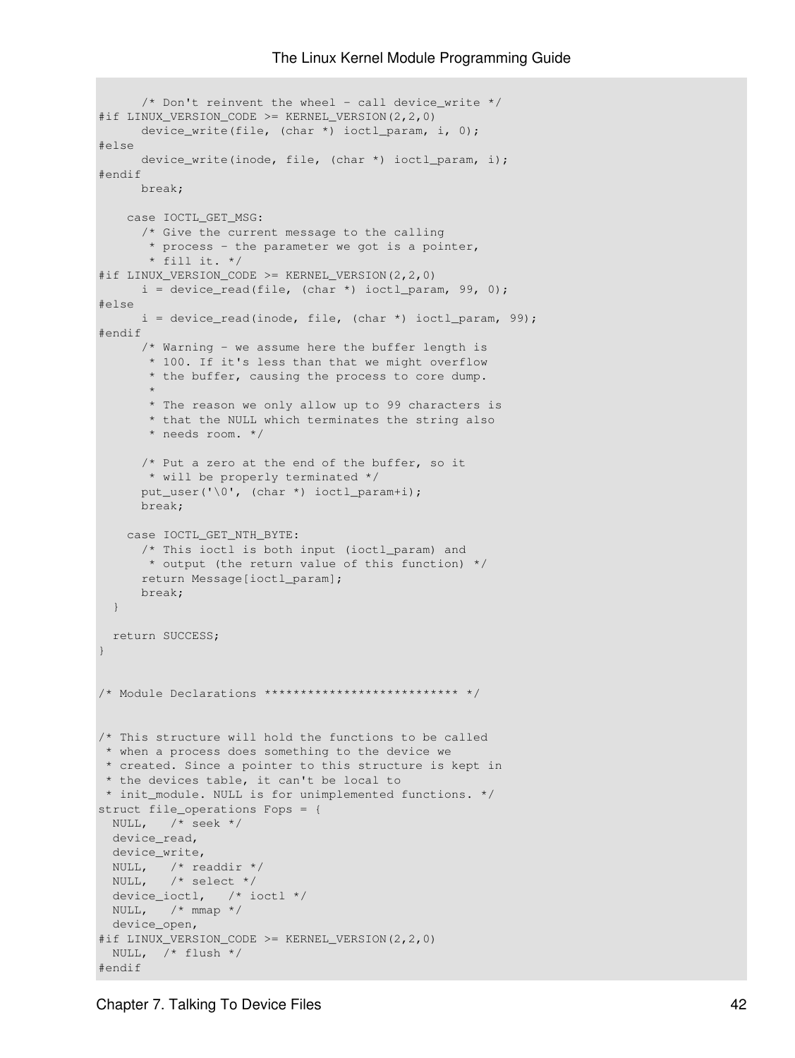```
      /* Don't reinvent the wheel - call device_write */
#if LINUX_VERSION_CODE >= KERNEL_VERSION(2,2,0)
      device_write(file, (char *) ioctl_param, i, 0);
#else
      device_write(inode, file, (char *) ioctl_param, i);
#endif
      break;

    case IOCTL_GET_MSG:
      /* Give the current message to the calling
       * process - the parameter we got is a pointer,
       * fill it. */
#if LINUX_VERSION_CODE >= KERNEL_VERSION(2,2,0)
      i = device_read(file, (char *) ioctl_param, 99, 0);
#else
      i = device_read(inode, file, (char *) ioctl_param, 99);
#endif
      /* Warning - we assume here the buffer length is
       * 100. If it's less than that we might overflow
       * the buffer, causing the process to core dump.
       *
       * The reason we only allow up to 99 characters is
       * that the NULL which terminates the string also
       * needs room. */

      /* Put a zero at the end of the buffer, so it
       * will be properly terminated */
      put_user('\0', (char *) ioctl_param+i);
      break;

    case IOCTL_GET_NTH_BYTE:
      /* This ioctl is both input (ioctl_param) and
       * output (the return value of this function) */
      return Message[ioctl_param];
      break;
  }

  return SUCCESS;
}


/* Module Declarations *************************** */


/* This structure will hold the functions to be called
 * when a process does something to the device we
 * created. Since a pointer to this structure is kept in
 * the devices table, it can't be local to
 * init_module. NULL is for unimplemented functions. */
struct file_operations Fops = {
  NULL,   /* seek */
  device_read,
  device_write,
  NULL,   /* readdir */
  NULL,   /* select */
  device_ioctl,   /* ioctl */
  NULL,   /* mmap */
  device_open,
#if LINUX_VERSION_CODE >= KERNEL_VERSION(2,2,0)
  NULL,  /* flush */
#endif
```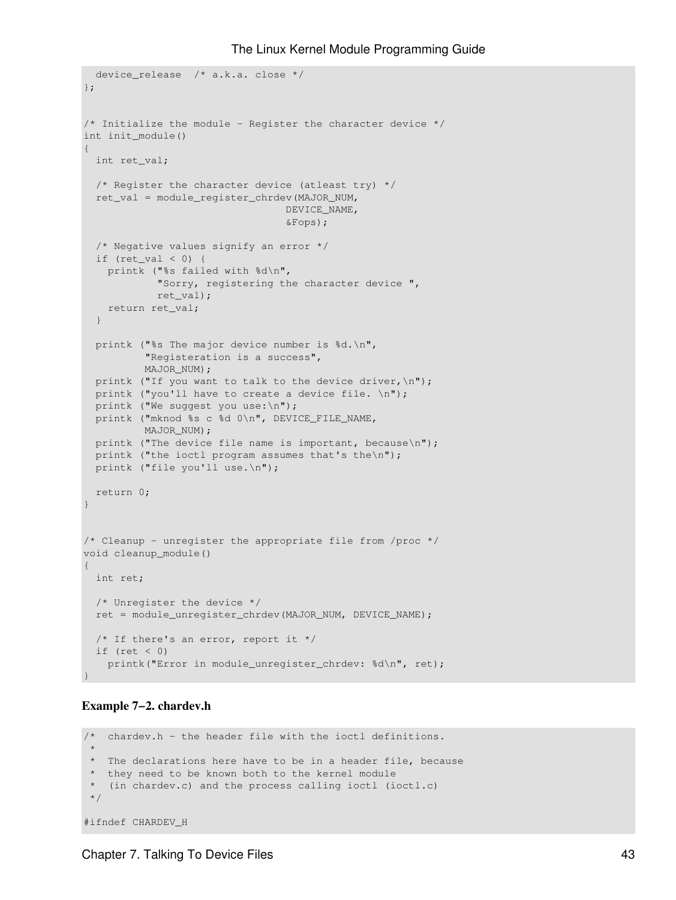```
  device_release  /* a.k.a. close */
};


/* Initialize the module - Register the character device */
int init_module()
{
  int ret_val;

  /* Register the character device (atleast try) */
  ret_val = module_register_chrdev(MAJOR_NUM,
                                 DEVICE_NAME,
                                 &Fops);

  /* Negative values signify an error */
  if (ret_val < 0) {
    printk ("%s failed with %d\n",
            "Sorry, registering the character device ",
            ret_val);
    return ret_val;
  }

  printk ("%s The major device number is %d.\n",
          "Registeration is a success",
          MAJOR_NUM);
  printk ("If you want to talk to the device driver,\n");
  printk ("you'll have to create a device file. \n");
  printk ("We suggest you use:\n");
  printk ("mknod %s c %d 0\n", DEVICE_FILE_NAME,
          MAJOR_NUM);
  printk ("The device file name is important, because\n");
  printk ("the ioctl program assumes that's the\n");
  printk ("file you'll use.\n");

  return 0;
}


/* Cleanup - unregister the appropriate file from /proc */
void cleanup_module()
{
  int ret;

  /* Unregister the device */
  ret = module_unregister_chrdev(MAJOR_NUM, DEVICE_NAME);

  /* If there's an error, report it */
  if (ret < 0)
    printk("Error in module_unregister_chrdev: %d\n", ret);
}
```

**Example 7−2. chardev.h**

```
/*  chardev.h - the header file with the ioctl definitions.
 *
 *  The declarations here have to be in a header file, because
 *  they need to be known both to the kernel module
 *  (in chardev.c) and the process calling ioctl (ioctl.c)
 */

#ifndef CHARDEV_H
```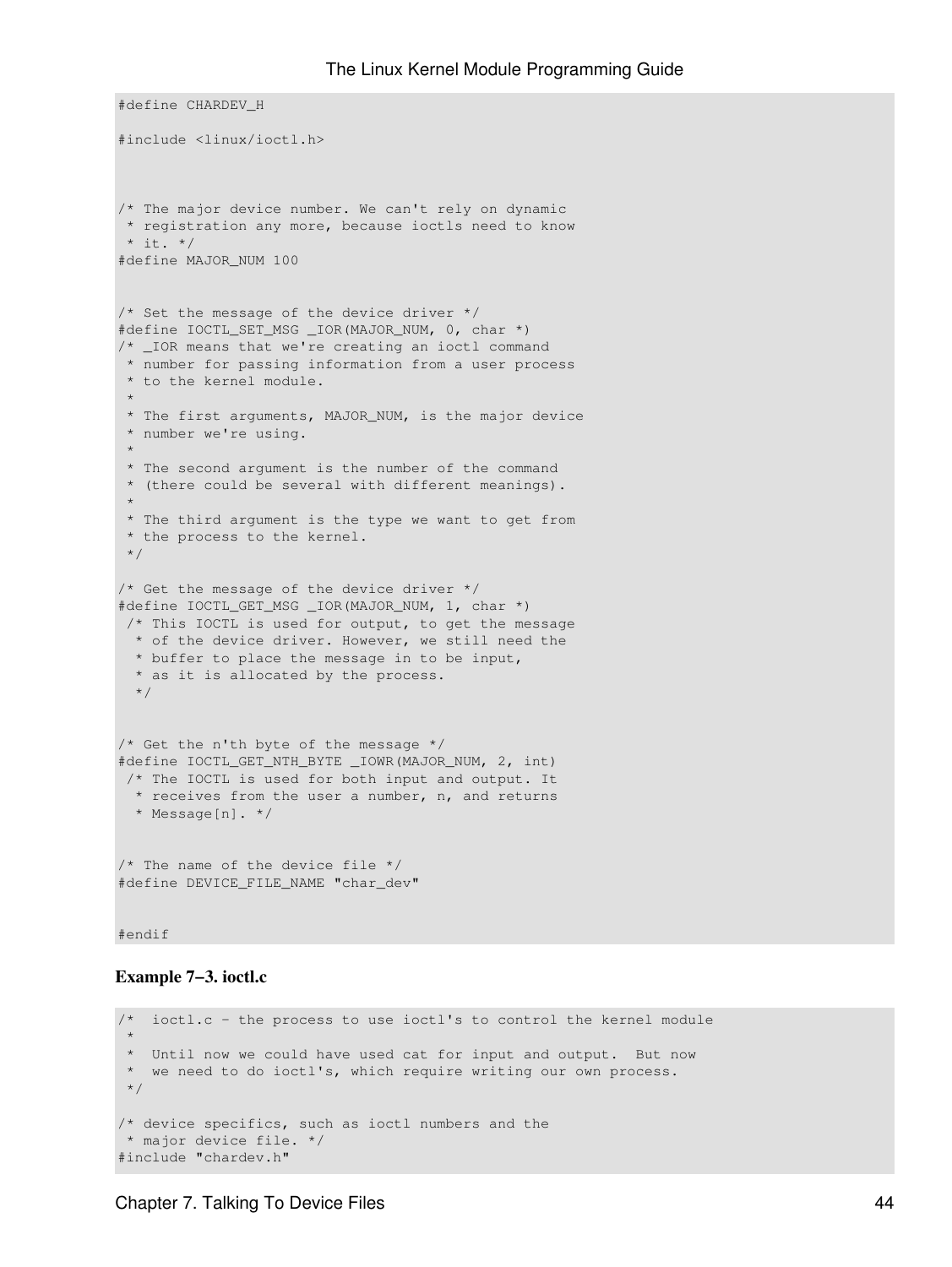```
#define CHARDEV_H

#include <linux/ioctl.h>



/* The major device number. We can't rely on dynamic
 * registration any more, because ioctls need to know
 * it. */
#define MAJOR_NUM 100


/* Set the message of the device driver */
#define IOCTL_SET_MSG _IOR(MAJOR_NUM, 0, char *)
/* _IOR means that we're creating an ioctl command
 * number for passing information from a user process
 * to the kernel module.
 *
 * The first arguments, MAJOR_NUM, is the major device
 * number we're using.
 *
 * The second argument is the number of the command
 * (there could be several with different meanings).
 *
 * The third argument is the type we want to get from
 * the process to the kernel.
 */

/* Get the message of the device driver */
#define IOCTL_GET_MSG _IOR(MAJOR_NUM, 1, char *)
 /* This IOCTL is used for output, to get the message
  * of the device driver. However, we still need the
  * buffer to place the message in to be input,
  * as it is allocated by the process.
  */


/* Get the n'th byte of the message */
#define IOCTL_GET_NTH_BYTE _IOWR(MAJOR_NUM, 2, int)
 /* The IOCTL is used for both input and output. It
  * receives from the user a number, n, and returns
  * Message[n]. */


/* The name of the device file */
#define DEVICE_FILE_NAME "char_dev"


#endif
```

**Example 7−3. ioctl.c**

```
/*  ioctl.c - the process to use ioctl's to control the kernel module
 *
 *  Until now we could have used cat for input and output.  But now
 *  we need to do ioctl's, which require writing our own process.
 */

/* device specifics, such as ioctl numbers and the
 * major device file. */
#include "chardev.h"
```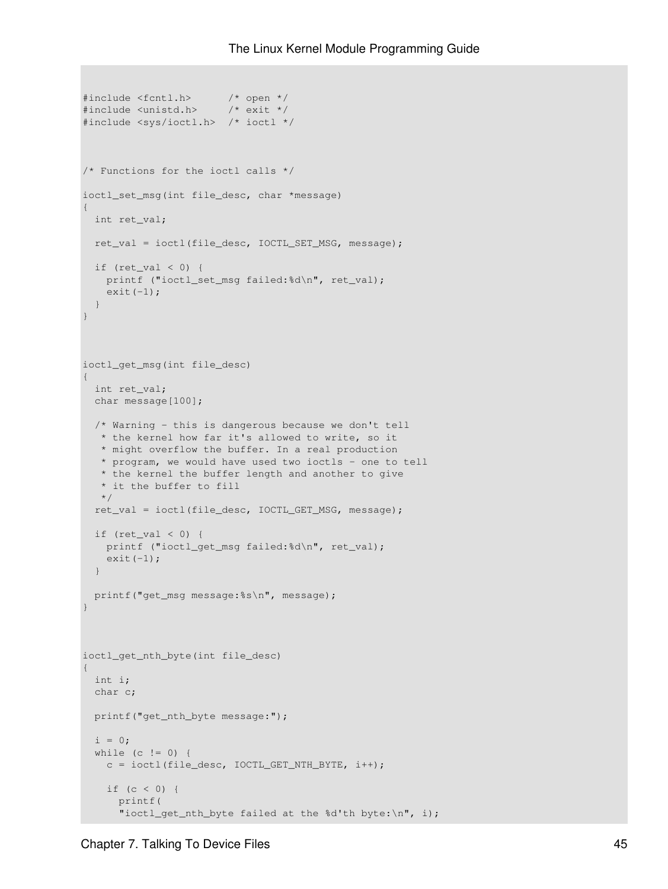```
#include <fcntl.h>      /* open */
#include <unistd.h>     /* exit */
#include <sys/ioctl.h>  /* ioctl */



/* Functions for the ioctl calls */

ioctl_set_msg(int file_desc, char *message)
{
  int ret_val;

  ret_val = ioctl(file_desc, IOCTL_SET_MSG, message);

  if (ret_val < 0) {
    printf ("ioctl_set_msg failed:%d\n", ret_val);
    exit(-1);
  }
}



ioctl_get_msg(int file_desc)
{
  int ret_val;
  char message[100];

  /* Warning - this is dangerous because we don't tell
   * the kernel how far it's allowed to write, so it
   * might overflow the buffer. In a real production
   * program, we would have used two ioctls - one to tell
   * the kernel the buffer length and another to give
   * it the buffer to fill
   */
  ret_val = ioctl(file_desc, IOCTL_GET_MSG, message);

  if (ret_val < 0) {
    printf ("ioctl_get_msg failed:%d\n", ret_val);
    exit(-1);
  }

  printf("get_msg message:%s\n", message);
}



ioctl_get_nth_byte(int file_desc)
{
  int i;
  char c;

  printf("get_nth_byte message:");

  i = 0;
  while (c != 0) {
    c = ioctl(file_desc, IOCTL_GET_NTH_BYTE, i++);

    if (c < 0) {
      printf(
      "ioctl_get_nth_byte failed at the %d'th byte:\n", i);
```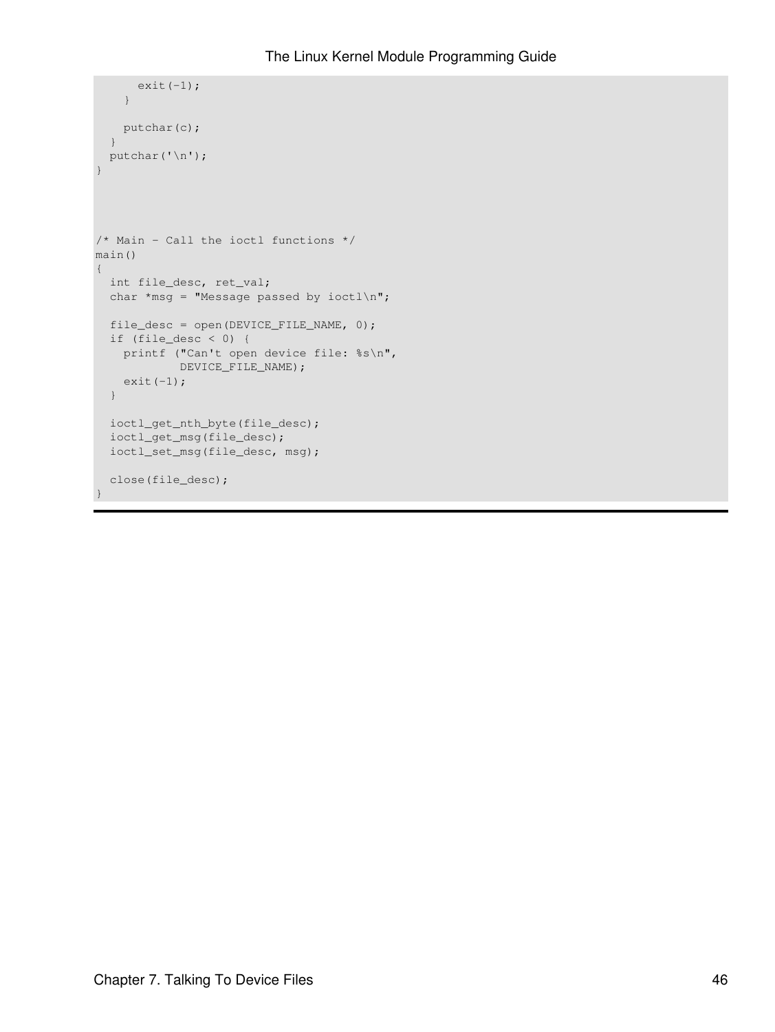```
      exit(-1);
    }

    putchar(c);
  }
  putchar('\n');
}



/* Main - Call the ioctl functions */
main()
{
  int file_desc, ret_val;
  char *msg = "Message passed by ioctl\n";

  file_desc = open(DEVICE_FILE_NAME, 0);
  if (file_desc < 0) {
    printf ("Can't open device file: %s\n",
            DEVICE_FILE_NAME);
    exit(-1);
  }

  ioctl_get_nth_byte(file_desc);
  ioctl_get_msg(file_desc);
  ioctl_set_msg(file_desc, msg);

  close(file_desc);
}
```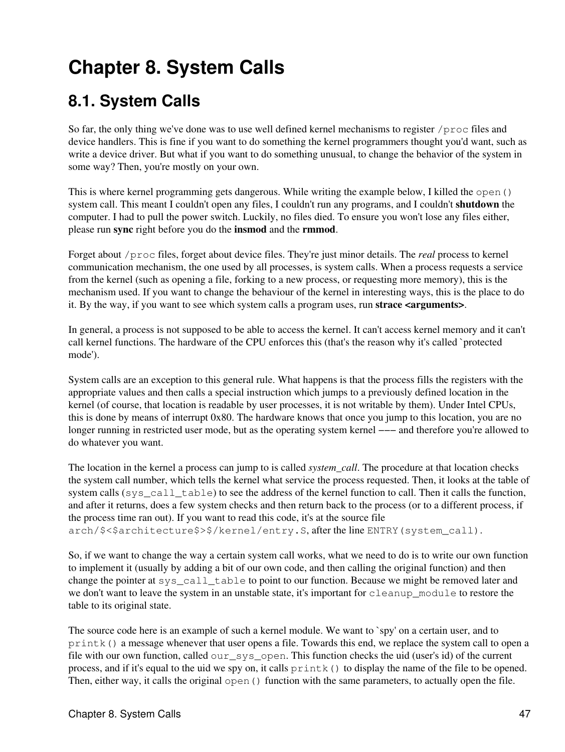# Chapter 8. System Calls

## 8.1. System Calls

So far, the only thing we've done was to use well defined kernel mechanisms to register `/proc` files and device handlers. This is fine if you want to do something the kernel programmers thought you'd want, such as write a device driver. But what if you want to do something unusual, to change the behavior of the system in some way? Then, you're mostly on your own.

This is where kernel programming gets dangerous. While writing the example below, I killed the `open()` system call. This meant I couldn't open any files, I couldn't run any programs, and I couldn't **shutdown** the computer. I had to pull the power switch. Luckily, no files died. To ensure you won't lose any files either, please run **sync** right before you do the **insmod** and the **rmmod**.

Forget about `/proc` files, forget about device files. They're just minor details. The *real* process to kernel communication mechanism, the one used by all processes, is system calls. When a process requests a service from the kernel (such as opening a file, forking to a new process, or requesting more memory), this is the mechanism used. If you want to change the behaviour of the kernel in interesting ways, this is the place to do it. By the way, if you want to see which system calls a program uses, run **strace <arguments>**.

In general, a process is not supposed to be able to access the kernel. It can't access kernel memory and it can't call kernel functions. The hardware of the CPU enforces this (that's the reason why it's called `protected mode').

System calls are an exception to this general rule. What happens is that the process fills the registers with the appropriate values and then calls a special instruction which jumps to a previously defined location in the kernel (of course, that location is readable by user processes, it is not writable by them). Under Intel CPUs, this is done by means of interrupt 0x80. The hardware knows that once you jump to this location, you are no longer running in restricted user mode, but as the operating system kernel −−− and therefore you're allowed to do whatever you want.

The location in the kernel a process can jump to is called *system_call*. The procedure at that location checks the system call number, which tells the kernel what service the process requested. Then, it looks at the table of system calls (`sys_call_table`) to see the address of the kernel function to call. Then it calls the function, and after it returns, does a few system checks and then return back to the process (or to a different process, if the process time ran out). If you want to read this code, it's at the source file `arch/$<$architecture$>$/kernel/entry.S`, after the line `ENTRY(system_call)`.

So, if we want to change the way a certain system call works, what we need to do is to write our own function to implement it (usually by adding a bit of our own code, and then calling the original function) and then change the pointer at `sys_call_table` to point to our function. Because we might be removed later and we don't want to leave the system in an unstable state, it's important for `cleanup_module` to restore the table to its original state.

The source code here is an example of such a kernel module. We want to `spy' on a certain user, and to `printk()` a message whenever that user opens a file. Towards this end, we replace the system call to open a file with our own function, called `our_sys_open`. This function checks the uid (user's id) of the current process, and if it's equal to the uid we spy on, it calls `printk()` to display the name of the file to be opened. Then, either way, it calls the original `open()` function with the same parameters, to actually open the file.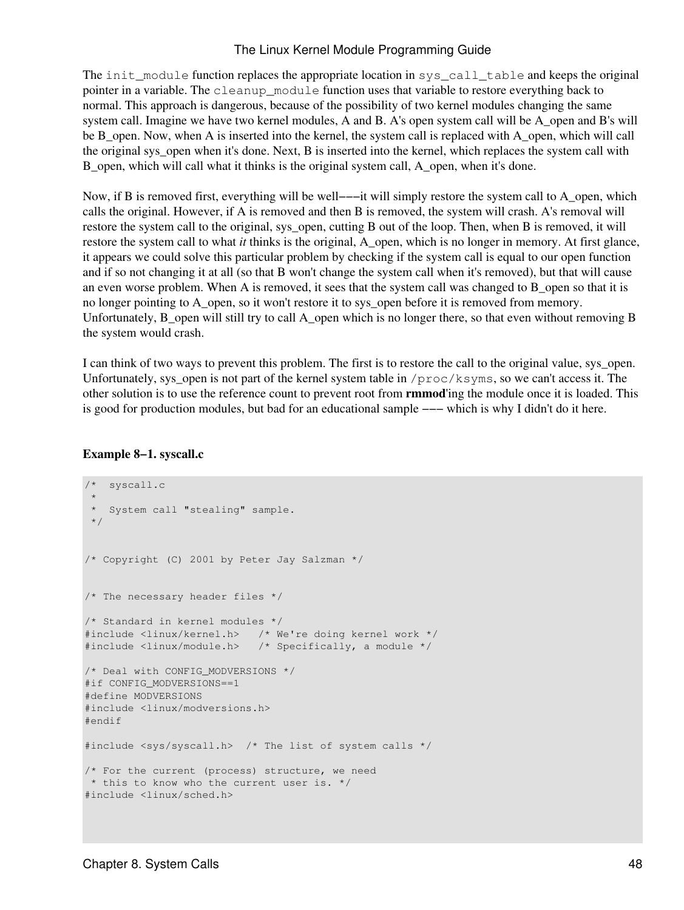The `init_module` function replaces the appropriate location in `sys_call_table` and keeps the original pointer in a variable. The `cleanup_module` function uses that variable to restore everything back to normal. This approach is dangerous, because of the possibility of two kernel modules changing the same system call. Imagine we have two kernel modules, A and B. A's open system call will be A_open and B's will be B_open. Now, when A is inserted into the kernel, the system call is replaced with A_open, which will call the original sys_open when it's done. Next, B is inserted into the kernel, which replaces the system call with B_open, which will call what it thinks is the original system call, A_open, when it's done.

Now, if B is removed first, everything will be well−−−it will simply restore the system call to A_open, which calls the original. However, if A is removed and then B is removed, the system will crash. A's removal will restore the system call to the original, sys_open, cutting B out of the loop. Then, when B is removed, it will restore the system call to what *it* thinks is the original, A_open, which is no longer in memory. At first glance, it appears we could solve this particular problem by checking if the system call is equal to our open function and if so not changing it at all (so that B won't change the system call when it's removed), but that will cause an even worse problem. When A is removed, it sees that the system call was changed to B_open so that it is no longer pointing to A_open, so it won't restore it to sys_open before it is removed from memory. Unfortunately, B_open will still try to call A_open which is no longer there, so that even without removing B the system would crash.

I can think of two ways to prevent this problem. The first is to restore the call to the original value, sys_open. Unfortunately, sys_open is not part of the kernel system table in `/proc/ksyms`, so we can't access it. The other solution is to use the reference count to prevent root from **rmmod**'ing the module once it is loaded. This is good for production modules, but bad for an educational sample −−− which is why I didn't do it here.

**Example 8−1. syscall.c**

```
/*  syscall.c
 *
 *  System call "stealing" sample.
 */


/* Copyright (C) 2001 by Peter Jay Salzman */


/* The necessary header files */

/* Standard in kernel modules */
#include <linux/kernel.h>   /* We're doing kernel work */
#include <linux/module.h>   /* Specifically, a module */

/* Deal with CONFIG_MODVERSIONS */
#if CONFIG_MODVERSIONS==1
#define MODVERSIONS
#include <linux/modversions.h>
#endif

#include <sys/syscall.h>  /* The list of system calls */

/* For the current (process) structure, we need
 * this to know who the current user is. */
#include <linux/sched.h>
```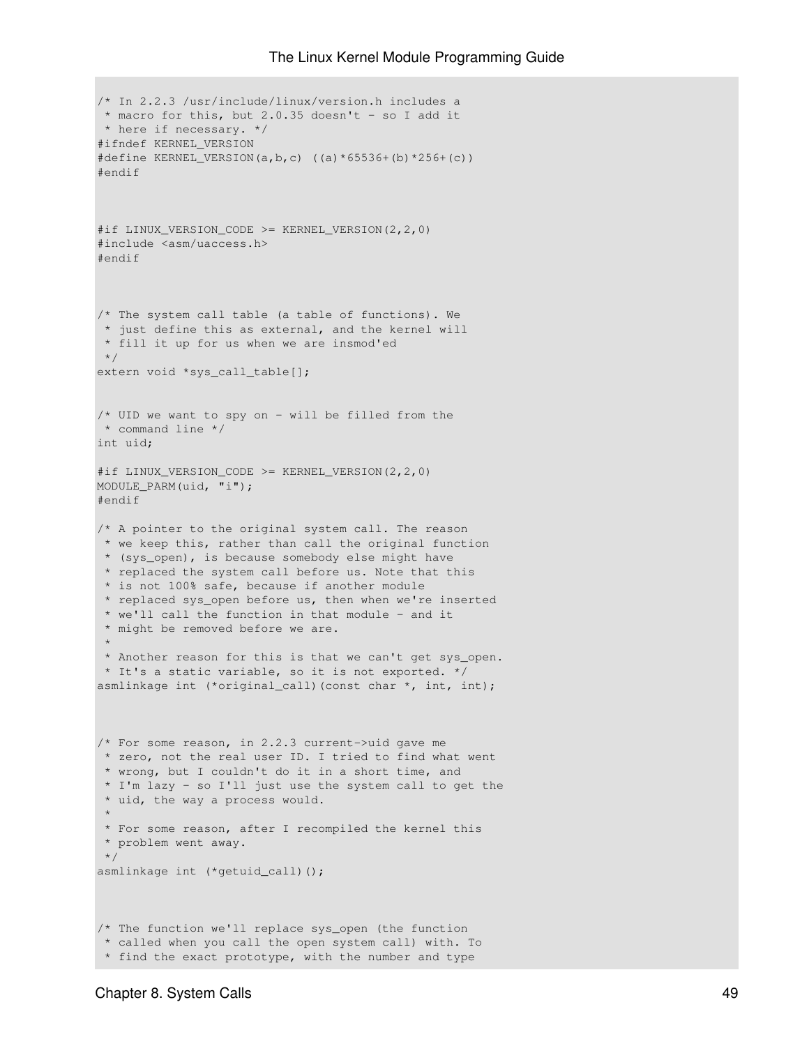```
/* In 2.2.3 /usr/include/linux/version.h includes a
 * macro for this, but 2.0.35 doesn't - so I add it
 * here if necessary. */
#ifndef KERNEL_VERSION
#define KERNEL_VERSION(a,b,c) ((a)*65536+(b)*256+(c))
#endif



#if LINUX_VERSION_CODE >= KERNEL_VERSION(2,2,0)
#include <asm/uaccess.h>
#endif



/* The system call table (a table of functions). We
 * just define this as external, and the kernel will
 * fill it up for us when we are insmod'ed
 */
extern void *sys_call_table[];


/* UID we want to spy on - will be filled from the
 * command line */
int uid;

#if LINUX_VERSION_CODE >= KERNEL_VERSION(2,2,0)
MODULE_PARM(uid, "i");
#endif

/* A pointer to the original system call. The reason
 * we keep this, rather than call the original function
 * (sys_open), is because somebody else might have
 * replaced the system call before us. Note that this
 * is not 100% safe, because if another module
 * replaced sys_open before us, then when we're inserted
 * we'll call the function in that module - and it
 * might be removed before we are.
 *
 * Another reason for this is that we can't get sys_open.
 * It's a static variable, so it is not exported. */
asmlinkage int (*original_call)(const char *, int, int);



/* For some reason, in 2.2.3 current->uid gave me
 * zero, not the real user ID. I tried to find what went
 * wrong, but I couldn't do it in a short time, and
 * I'm lazy - so I'll just use the system call to get the
 * uid, the way a process would.
 *
 * For some reason, after I recompiled the kernel this
 * problem went away.
 */
asmlinkage int (*getuid_call)();



/* The function we'll replace sys_open (the function
 * called when you call the open system call) with. To
 * find the exact prototype, with the number and type
```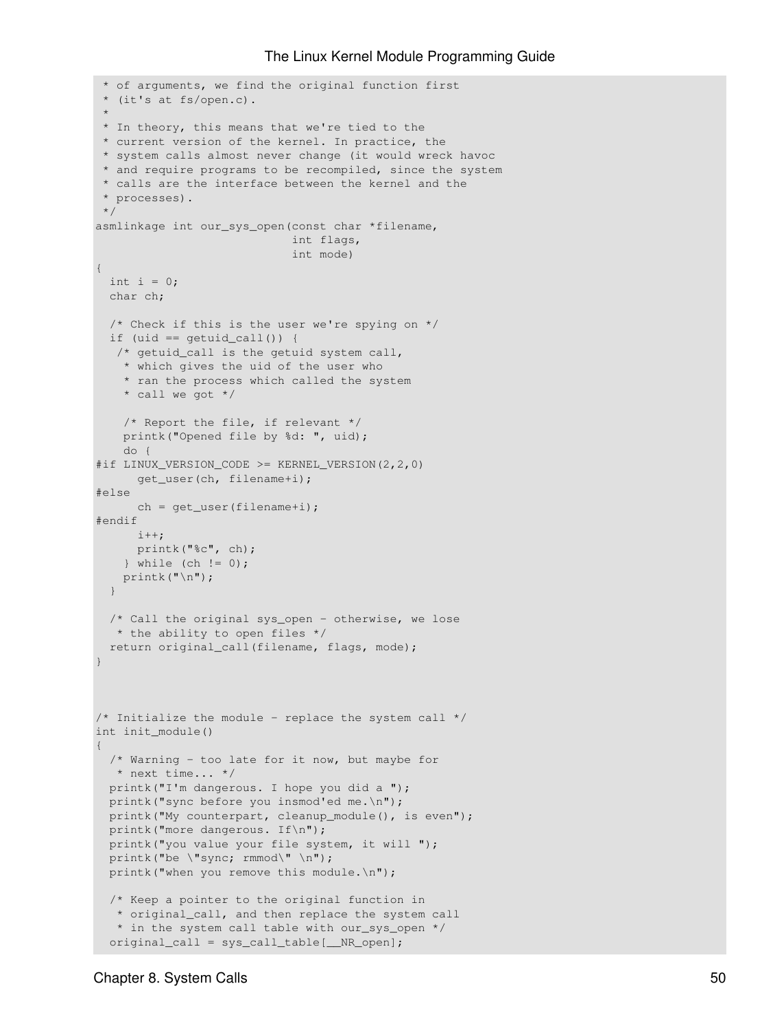```
 * of arguments, we find the original function first
 * (it's at fs/open.c).
 *
 * In theory, this means that we're tied to the
 * current version of the kernel. In practice, the
 * system calls almost never change (it would wreck havoc
 * and require programs to be recompiled, since the system
 * calls are the interface between the kernel and the
 * processes).
 */
asmlinkage int our_sys_open(const char *filename,
                            int flags,
                            int mode)
{
  int i = 0;
  char ch;

  /* Check if this is the user we're spying on */
  if (uid == getuid_call()) {
   /* getuid_call is the getuid system call,
    * which gives the uid of the user who
    * ran the process which called the system
    * call we got */

    /* Report the file, if relevant */
    printk("Opened file by %d: ", uid);
    do {
#if LINUX_VERSION_CODE >= KERNEL_VERSION(2,2,0)
      get_user(ch, filename+i);
#else
      ch = get_user(filename+i);
#endif
      i++;
      printk("%c", ch);
    } while (ch != 0);
    printk("\n");
  }

  /* Call the original sys_open - otherwise, we lose
   * the ability to open files */
  return original_call(filename, flags, mode);
}



/* Initialize the module - replace the system call */
int init_module()
{
  /* Warning - too late for it now, but maybe for
   * next time... */
  printk("I'm dangerous. I hope you did a ");
  printk("sync before you insmod'ed me.\n");
  printk("My counterpart, cleanup_module(), is even");
  printk("more dangerous. If\n");
  printk("you value your file system, it will ");
  printk("be \"sync; rmmod\" \n");
  printk("when you remove this module.\n");

  /* Keep a pointer to the original function in
   * original_call, and then replace the system call
   * in the system call table with our_sys_open */
  original_call = sys_call_table[__NR_open];
```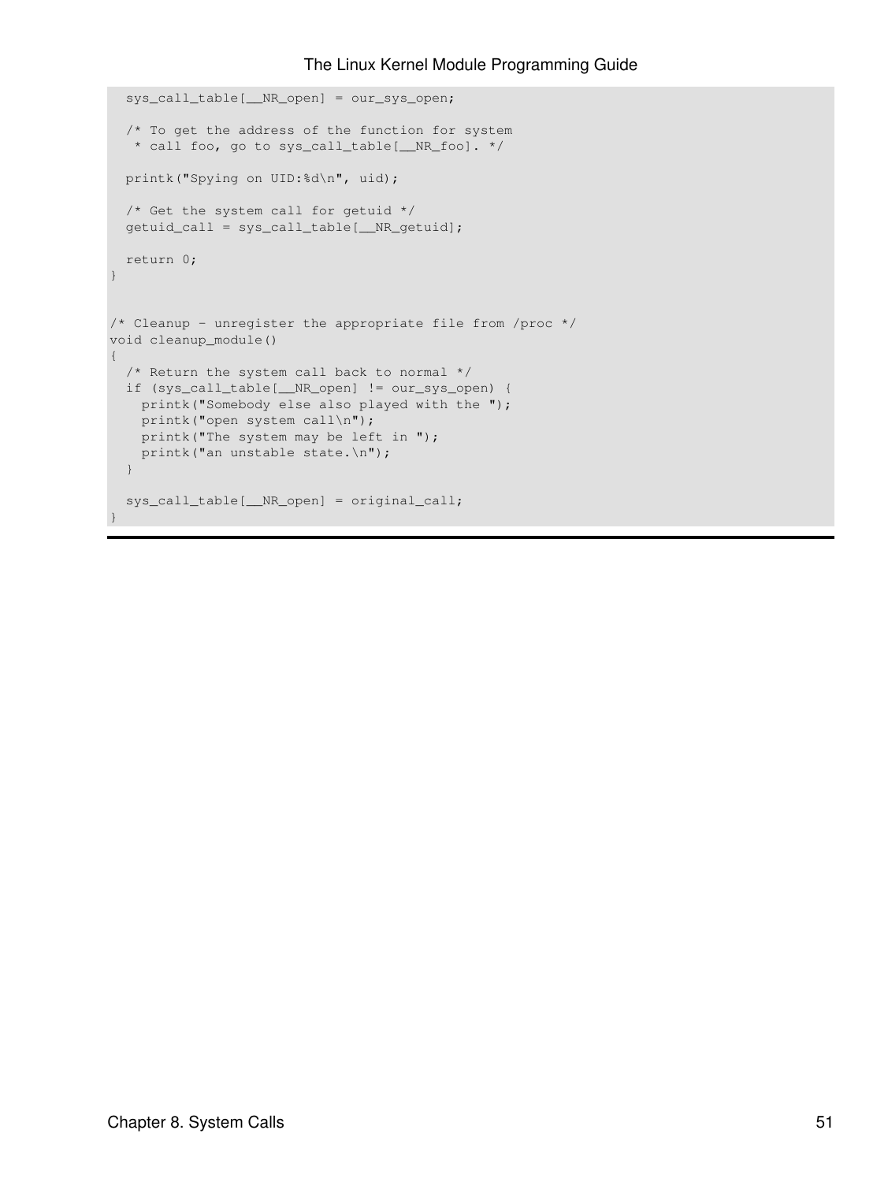```
  sys_call_table[__NR_open] = our_sys_open;

  /* To get the address of the function for system
   * call foo, go to sys_call_table[__NR_foo]. */

  printk("Spying on UID:%d\n", uid);

  /* Get the system call for getuid */
  getuid_call = sys_call_table[__NR_getuid];

  return 0;
}


/* Cleanup - unregister the appropriate file from /proc */
void cleanup_module()
{
  /* Return the system call back to normal */
  if (sys_call_table[__NR_open] != our_sys_open) {
    printk("Somebody else also played with the ");
    printk("open system call\n");
    printk("The system may be left in ");
    printk("an unstable state.\n");
  }

  sys_call_table[__NR_open] = original_call;
}
```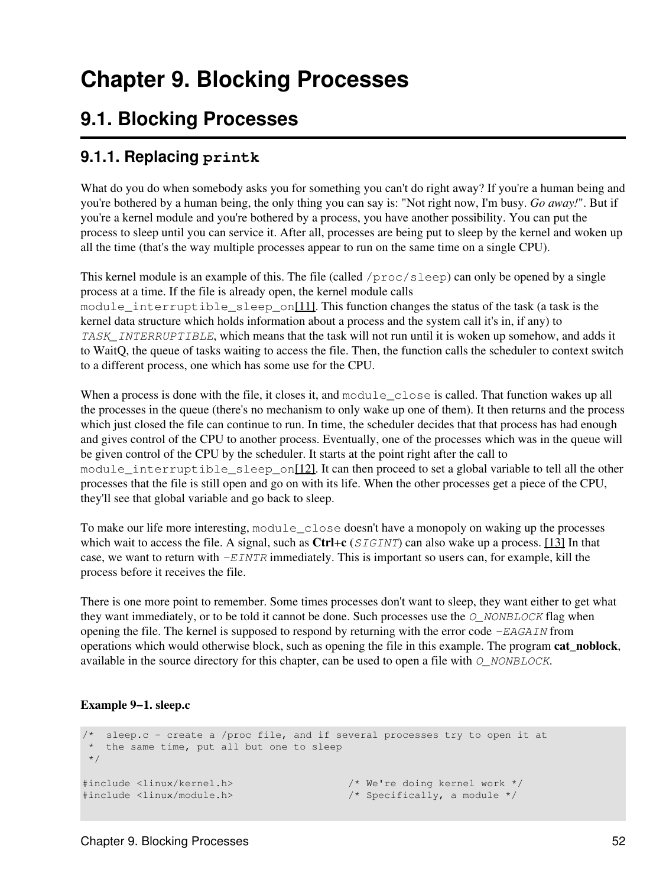# Chapter 9. Blocking Processes

## 9.1. Blocking Processes

### 9.1.1. Replacing `printk`

What do you do when somebody asks you for something you can't do right away? If you're a human being and you're bothered by a human being, the only thing you can say is: "Not right now, I'm busy. *Go away!*". But if you're a kernel module and you're bothered by a process, you have another possibility. You can put the process to sleep until you can service it. After all, processes are being put to sleep by the kernel and woken up all the time (that's the way multiple processes appear to run on the same time on a single CPU).

This kernel module is an example of this. The file (called `/proc/sleep`) can only be opened by a single process at a time. If the file is already open, the kernel module calls `module_interruptible_sleep_on`[11]. This function changes the status of the task (a task is the kernel data structure which holds information about a process and the system call it's in, if any) to *`TASK_INTERRUPTIBLE`*, which means that the task will not run until it is woken up somehow, and adds it to WaitQ, the queue of tasks waiting to access the file. Then, the function calls the scheduler to context switch to a different process, one which has some use for the CPU.

When a process is done with the file, it closes it, and `module_close` is called. That function wakes up all the processes in the queue (there's no mechanism to only wake up one of them). It then returns and the process which just closed the file can continue to run. In time, the scheduler decides that that process has had enough and gives control of the CPU to another process. Eventually, one of the processes which was in the queue will be given control of the CPU by the scheduler. It starts at the point right after the call to `module_interruptible_sleep_on`[12]. It can then proceed to set a global variable to tell all the other processes that the file is still open and go on with its life. When the other processes get a piece of the CPU, they'll see that global variable and go back to sleep.

To make our life more interesting, `module_close` doesn't have a monopoly on waking up the processes which wait to access the file. A signal, such as **Ctrl+c** (*`SIGINT`*) can also wake up a process. [13] In that case, we want to return with *`-EINTR`* immediately. This is important so users can, for example, kill the process before it receives the file.

There is one more point to remember. Some times processes don't want to sleep, they want either to get what they want immediately, or to be told it cannot be done. Such processes use the *`O_NONBLOCK`* flag when opening the file. The kernel is supposed to respond by returning with the error code *`-EAGAIN`* from operations which would otherwise block, such as opening the file in this example. The program **cat_noblock**, available in the source directory for this chapter, can be used to open a file with *`O_NONBLOCK`*.

**Example 9-1. sleep.c**

```
/*  sleep.c - create a /proc file, and if several processes try to open it at
 *  the same time, put all but one to sleep
 */

#include <linux/kernel.h>                   /* We're doing kernel work */
#include <linux/module.h>                   /* Specifically, a module */
```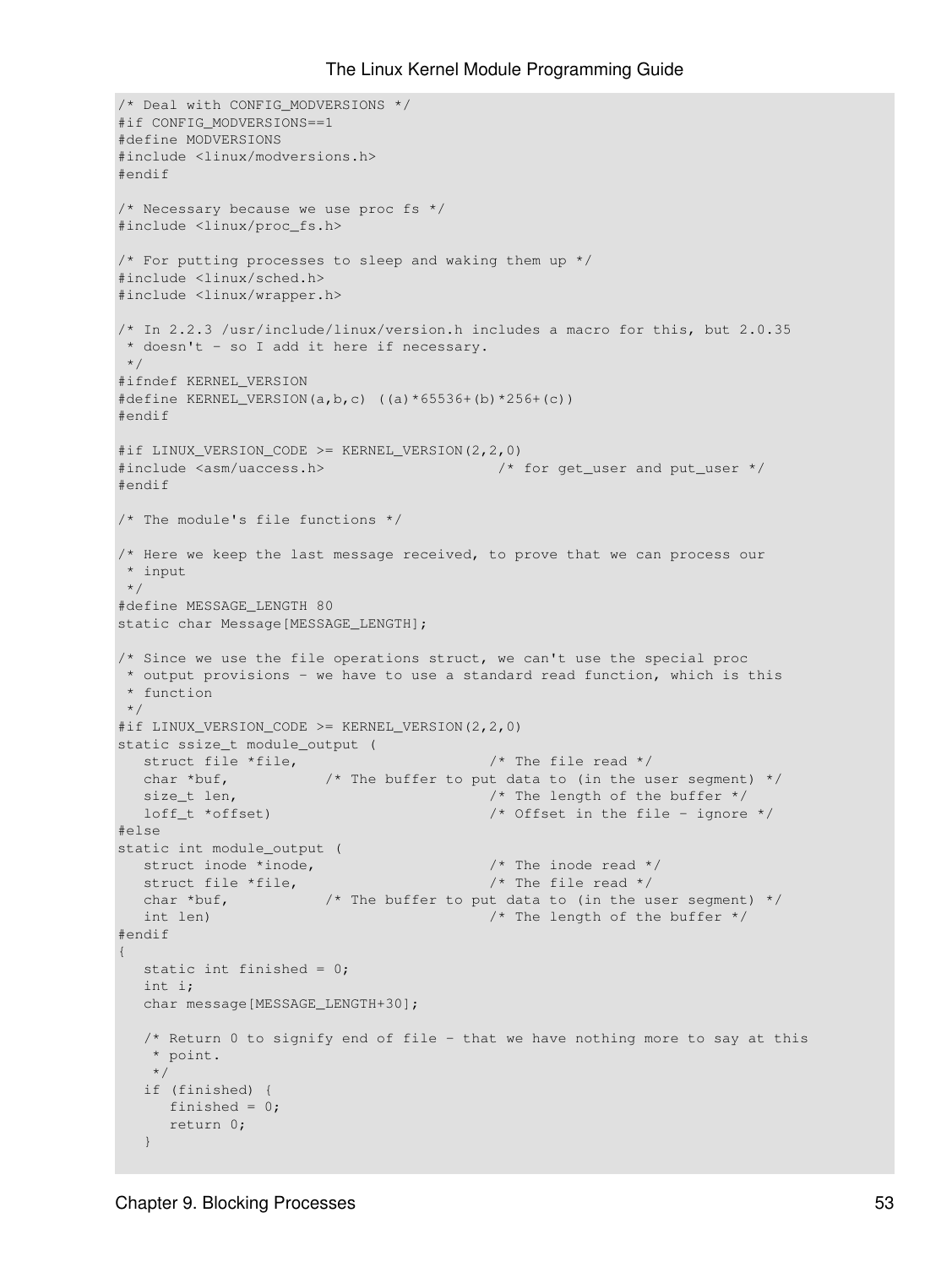```
/* Deal with CONFIG_MODVERSIONS */
#if CONFIG_MODVERSIONS==1
#define MODVERSIONS
#include <linux/modversions.h>
#endif

/* Necessary because we use proc fs */
#include <linux/proc_fs.h>

/* For putting processes to sleep and waking them up */
#include <linux/sched.h>
#include <linux/wrapper.h>

/* In 2.2.3 /usr/include/linux/version.h includes a macro for this, but 2.0.35
 * doesn't - so I add it here if necessary.
 */
#ifndef KERNEL_VERSION
#define KERNEL_VERSION(a,b,c) ((a)*65536+(b)*256+(c))
#endif

#if LINUX_VERSION_CODE >= KERNEL_VERSION(2,2,0)
#include <asm/uaccess.h>                    /* for get_user and put_user */
#endif

/* The module's file functions */

/* Here we keep the last message received, to prove that we can process our
 * input
 */
#define MESSAGE_LENGTH 80
static char Message[MESSAGE_LENGTH];

/* Since we use the file operations struct, we can't use the special proc
 * output provisions - we have to use a standard read function, which is this
 * function
 */
#if LINUX_VERSION_CODE >= KERNEL_VERSION(2,2,0)
static ssize_t module_output (
   struct file *file,                      /* The file read */
   char *buf,           /* The buffer to put data to (in the user segment) */
   size_t len,                             /* The length of the buffer */
   loff_t *offset)                         /* Offset in the file - ignore */
#else
static int module_output (
   struct inode *inode,                    /* The inode read */
   struct file *file,                      /* The file read */
   char *buf,           /* The buffer to put data to (in the user segment) */
   int len)                                /* The length of the buffer */
#endif
{
   static int finished = 0;
   int i;
   char message[MESSAGE_LENGTH+30];

   /* Return 0 to signify end of file - that we have nothing more to say at this
    * point.
    */
   if (finished) {
      finished = 0;
      return 0;
   }
```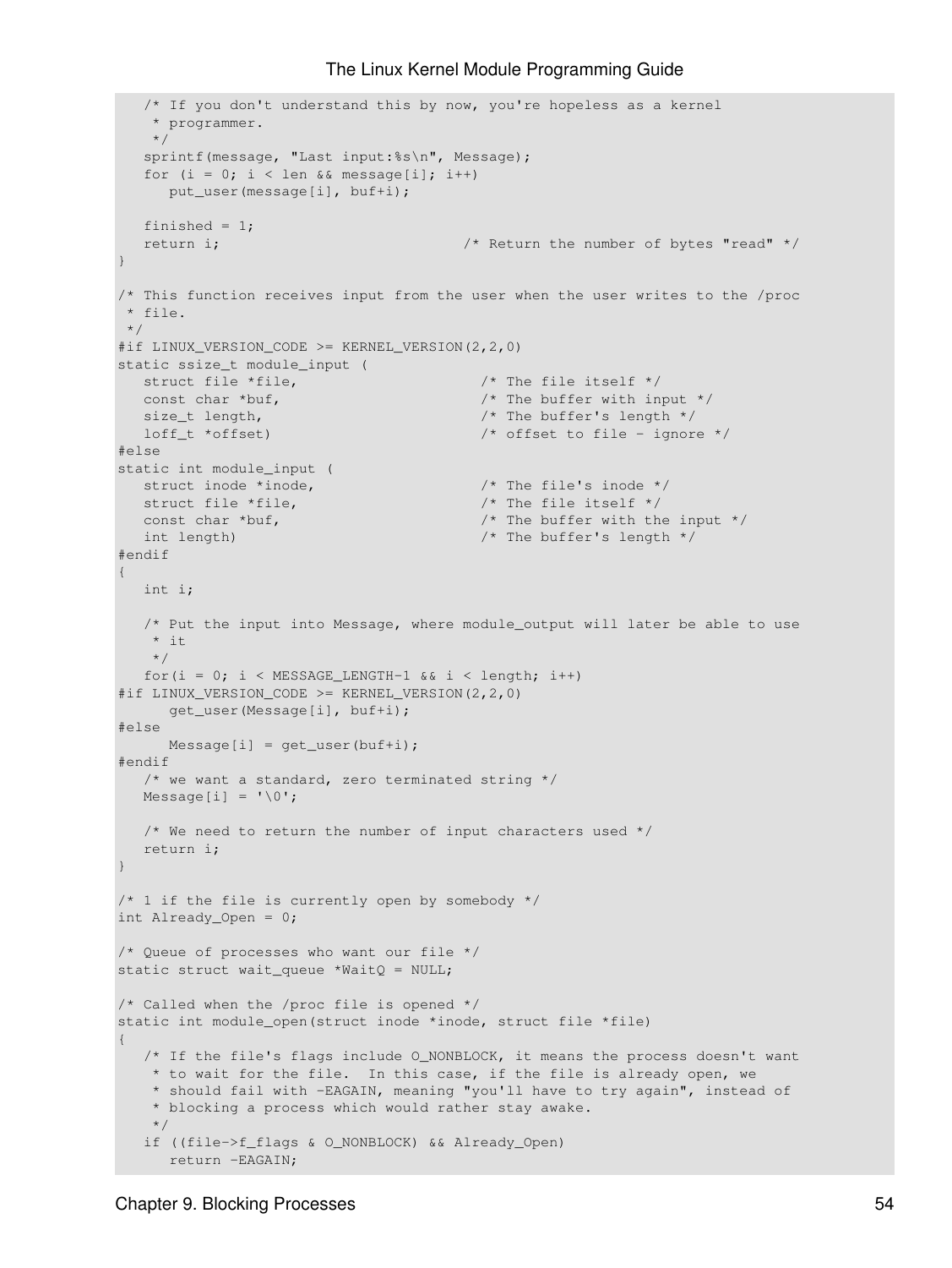```
   /* If you don't understand this by now, you're hopeless as a kernel
    * programmer.
    */
   sprintf(message, "Last input:%s\n", Message);
   for (i = 0; i < len && message[i]; i++)
      put_user(message[i], buf+i);

   finished = 1;
   return i;                            /* Return the number of bytes "read" */
}

/* This function receives input from the user when the user writes to the /proc
 * file.
 */
#if LINUX_VERSION_CODE >= KERNEL_VERSION(2,2,0)
static ssize_t module_input (
   struct file *file,                   /* The file itself */
   const char *buf,                     /* The buffer with input */
   size_t length,                       /* The buffer's length */
   loff_t *offset)                      /* offset to file - ignore */
#else
static int module_input (
   struct inode *inode,                 /* The file's inode */
   struct file *file,                   /* The file itself */
   const char *buf,                     /* The buffer with the input */
   int length)                          /* The buffer's length */
#endif
{
   int i;

   /* Put the input into Message, where module_output will later be able to use
    * it
    */
   for(i = 0; i < MESSAGE_LENGTH-1 && i < length; i++)
#if LINUX_VERSION_CODE >= KERNEL_VERSION(2,2,0)
      get_user(Message[i], buf+i);
#else
      Message[i] = get_user(buf+i);
#endif
   /* we want a standard, zero terminated string */
   Message[i] = '\0';

   /* We need to return the number of input characters used */
   return i;
}

/* 1 if the file is currently open by somebody */
int Already_Open = 0;

/* Queue of processes who want our file */
static struct wait_queue *WaitQ = NULL;

/* Called when the /proc file is opened */
static int module_open(struct inode *inode, struct file *file)
{
   /* If the file's flags include O_NONBLOCK, it means the process doesn't want
    * to wait for the file.  In this case, if the file is already open, we
    * should fail with -EAGAIN, meaning "you'll have to try again", instead of
    * blocking a process which would rather stay awake.
    */
   if ((file->f_flags & O_NONBLOCK) && Already_Open)
      return -EAGAIN;
```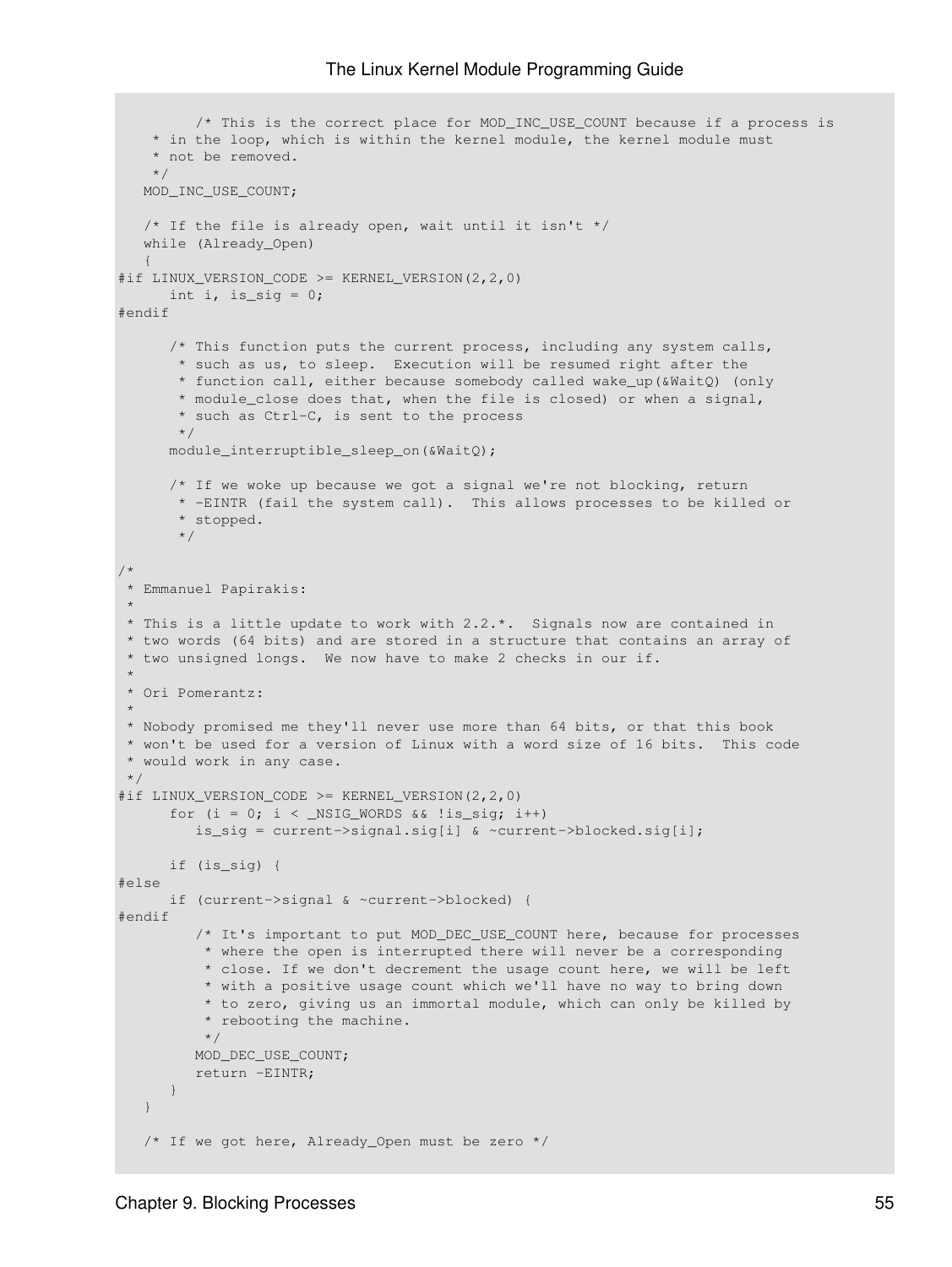```
        /* This is the correct place for MOD_INC_USE_COUNT because if a process is
    * in the loop, which is within the kernel module, the kernel module must
    * not be removed.
    */
   MOD_INC_USE_COUNT;

   /* If the file is already open, wait until it isn't */
   while (Already_Open)
   {
#if LINUX_VERSION_CODE >= KERNEL_VERSION(2,2,0)
      int i, is_sig = 0;
#endif

      /* This function puts the current process, including any system calls,
       * such as us, to sleep.  Execution will be resumed right after the
       * function call, either because somebody called wake_up(&WaitQ) (only
       * module_close does that, when the file is closed) or when a signal,
       * such as Ctrl-C, is sent to the process
       */
      module_interruptible_sleep_on(&WaitQ);

      /* If we woke up because we got a signal we're not blocking, return
       * -EINTR (fail the system call).  This allows processes to be killed or
       * stopped.
       */

/*
 * Emmanuel Papirakis:
 *
 * This is a little update to work with 2.2.*.  Signals now are contained in
 * two words (64 bits) and are stored in a structure that contains an array of
 * two unsigned longs.  We now have to make 2 checks in our if.
 *
 * Ori Pomerantz:
 *
 * Nobody promised me they'll never use more than 64 bits, or that this book
 * won't be used for a version of Linux with a word size of 16 bits.  This code
 * would work in any case.
 */
#if LINUX_VERSION_CODE >= KERNEL_VERSION(2,2,0)
      for (i = 0; i < _NSIG_WORDS && !is_sig; i++)
         is_sig = current->signal.sig[i] & ~current->blocked.sig[i];

      if (is_sig) {
#else
      if (current->signal & ~current->blocked) {
#endif
         /* It's important to put MOD_DEC_USE_COUNT here, because for processes
          * where the open is interrupted there will never be a corresponding
          * close. If we don't decrement the usage count here, we will be left
          * with a positive usage count which we'll have no way to bring down
          * to zero, giving us an immortal module, which can only be killed by
          * rebooting the machine.
          */
         MOD_DEC_USE_COUNT;
         return -EINTR;
      }
   }

   /* If we got here, Already_Open must be zero */
```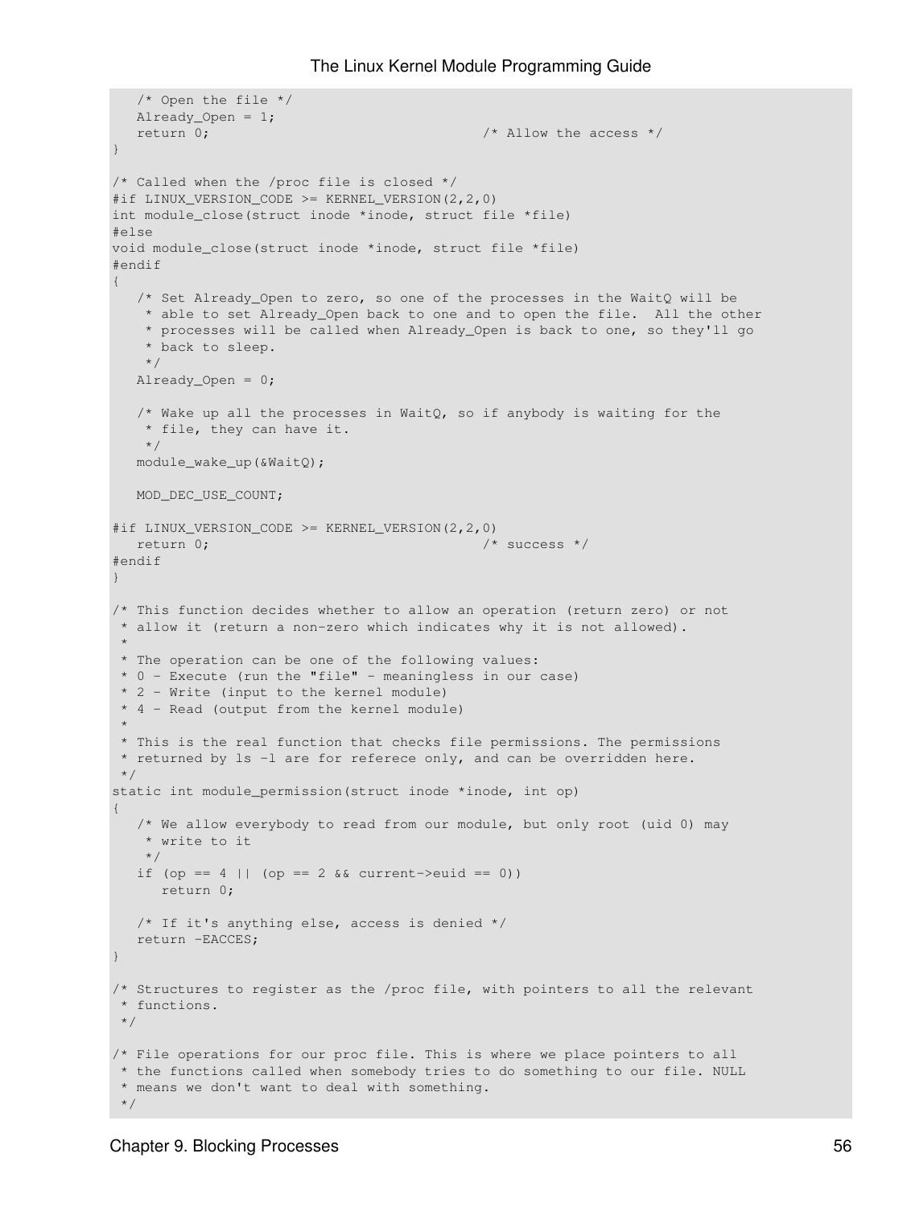```
   /* Open the file */
   Already_Open = 1;
   return 0;                                  /* Allow the access */
}

/* Called when the /proc file is closed */
#if LINUX_VERSION_CODE >= KERNEL_VERSION(2,2,0)
int module_close(struct inode *inode, struct file *file)
#else
void module_close(struct inode *inode, struct file *file)
#endif
{
   /* Set Already_Open to zero, so one of the processes in the WaitQ will be
    * able to set Already_Open back to one and to open the file.  All the other
    * processes will be called when Already_Open is back to one, so they'll go
    * back to sleep.
    */
   Already_Open = 0;

   /* Wake up all the processes in WaitQ, so if anybody is waiting for the
    * file, they can have it.
    */
   module_wake_up(&WaitQ);

   MOD_DEC_USE_COUNT;

#if LINUX_VERSION_CODE >= KERNEL_VERSION(2,2,0)
   return 0;                                  /* success */
#endif
}

/* This function decides whether to allow an operation (return zero) or not
 * allow it (return a non-zero which indicates why it is not allowed).
 *
 * The operation can be one of the following values:
 * 0 - Execute (run the "file" - meaningless in our case)
 * 2 - Write (input to the kernel module)
 * 4 - Read (output from the kernel module)
 *
 * This is the real function that checks file permissions. The permissions
 * returned by ls -l are for referece only, and can be overridden here.
 */
static int module_permission(struct inode *inode, int op)
{
   /* We allow everybody to read from our module, but only root (uid 0) may
    * write to it
    */
   if (op == 4 || (op == 2 && current->euid == 0))
      return 0;

   /* If it's anything else, access is denied */
   return -EACCES;
}

/* Structures to register as the /proc file, with pointers to all the relevant
 * functions.
 */

/* File operations for our proc file. This is where we place pointers to all
 * the functions called when somebody tries to do something to our file. NULL
 * means we don't want to deal with something.
 */
```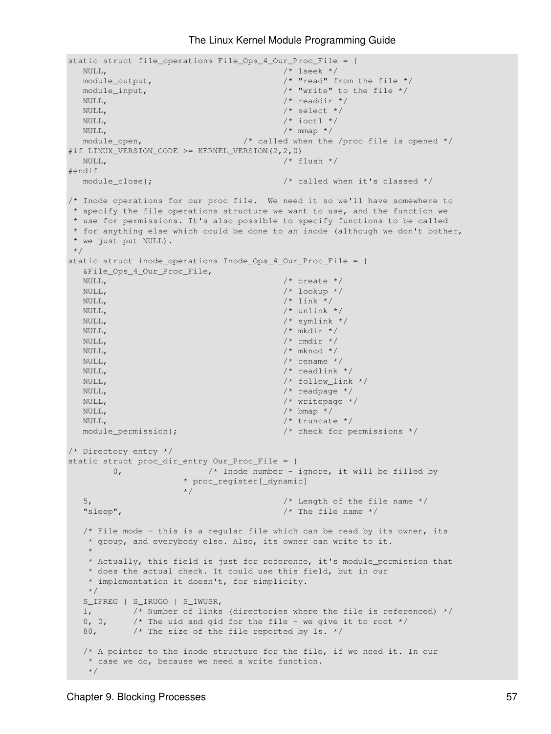```
static struct file_operations File_Ops_4_Our_Proc_File = {
   NULL,                                    /* lseek */
   module_output,                           /* "read" from the file */
   module_input,                            /* "write" to the file */
   NULL,                                    /* readdir */
   NULL,                                    /* select */
   NULL,                                    /* ioctl */
   NULL,                                    /* mmap */
   module_open,                     /* called when the /proc file is opened */
#if LINUX_VERSION_CODE >= KERNEL_VERSION(2,2,0)
   NULL,                                    /* flush */
#endif
   module_close};                           /* called when it's classed */

/* Inode operations for our proc file.  We need it so we'll have somewhere to
 * specify the file operations structure we want to use, and the function we
 * use for permissions. It's also possible to specify functions to be called
 * for anything else which could be done to an inode (although we don't bother,
 * we just put NULL).
 */
static struct inode_operations Inode_Ops_4_Our_Proc_File = {
   &File_Ops_4_Our_Proc_File,
   NULL,                                    /* create */
   NULL,                                    /* lookup */
   NULL,                                    /* link */
   NULL,                                    /* unlink */
   NULL,                                    /* symlink */
   NULL,                                    /* mkdir */
   NULL,                                    /* rmdir */
   NULL,                                    /* mknod */
   NULL,                                    /* rename */
   NULL,                                    /* readlink */
   NULL,                                    /* follow_link */
   NULL,                                    /* readpage */
   NULL,                                    /* writepage */
   NULL,                                    /* bmap */
   NULL,                                    /* truncate */
   module_permission};                      /* check for permissions */

/* Directory entry */
static struct proc_dir_entry Our_Proc_File = {
        0,                 /* Inode number - ignore, it will be filled by
                     * proc_register[_dynamic]
                     */
   5,                                       /* Length of the file name */
   "sleep",                                 /* The file name */

   /* File mode - this is a regular file which can be read by its owner, its
    * group, and everybody else. Also, its owner can write to it.
    *
    * Actually, this field is just for reference, it's module_permission that
    * does the actual check. It could use this field, but in our
    * implementation it doesn't, for simplicity.
    */
   S_IFREG | S_IRUGO | S_IWUSR,
   1,        /* Number of links (directories where the file is referenced) */
   0, 0,     /* The uid and gid for the file - we give it to root */
   80,       /* The size of the file reported by ls. */

   /* A pointer to the inode structure for the file, if we need it. In our
    * case we do, because we need a write function.
    */
```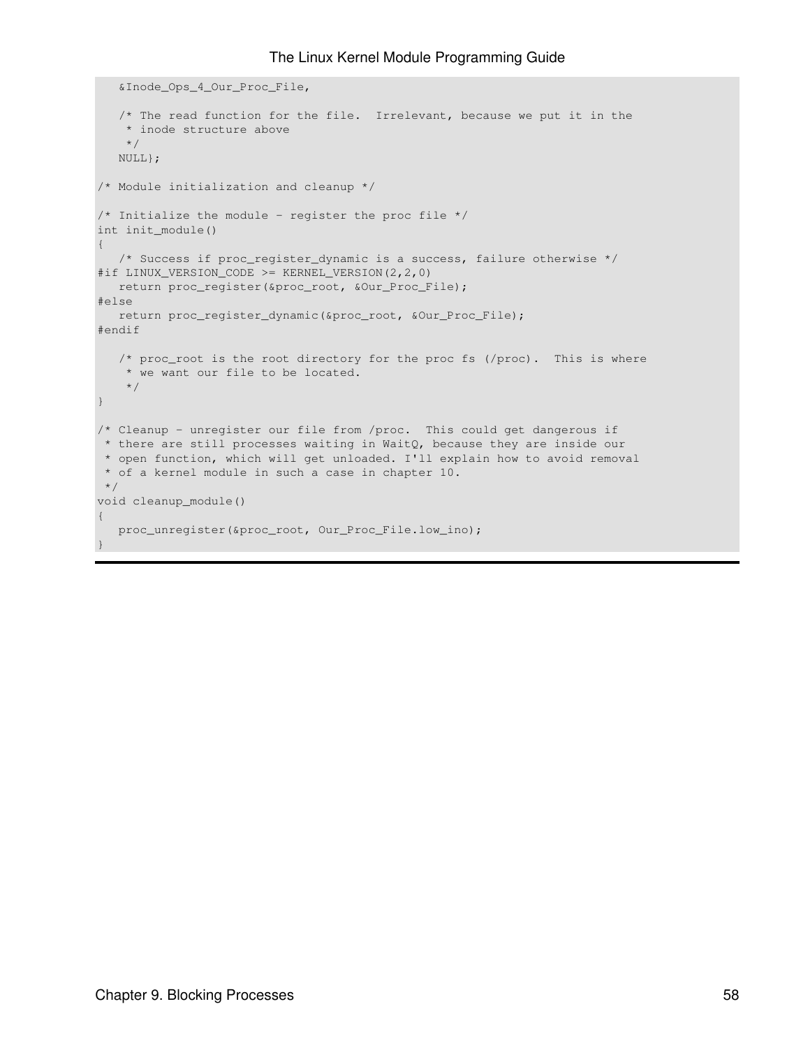```
   &Inode_Ops_4_Our_Proc_File,

   /* The read function for the file.  Irrelevant, because we put it in the
    * inode structure above
    */
   NULL};

/* Module initialization and cleanup */

/* Initialize the module - register the proc file */
int init_module()
{
   /* Success if proc_register_dynamic is a success, failure otherwise */
#if LINUX_VERSION_CODE >= KERNEL_VERSION(2,2,0)
   return proc_register(&proc_root, &Our_Proc_File);
#else
   return proc_register_dynamic(&proc_root, &Our_Proc_File);
#endif

   /* proc_root is the root directory for the proc fs (/proc).  This is where
    * we want our file to be located.
    */
}

/* Cleanup - unregister our file from /proc.  This could get dangerous if
 * there are still processes waiting in WaitQ, because they are inside our
 * open function, which will get unloaded. I'll explain how to avoid removal
 * of a kernel module in such a case in chapter 10.
 */
void cleanup_module()
{
   proc_unregister(&proc_root, Our_Proc_File.low_ino);
}
```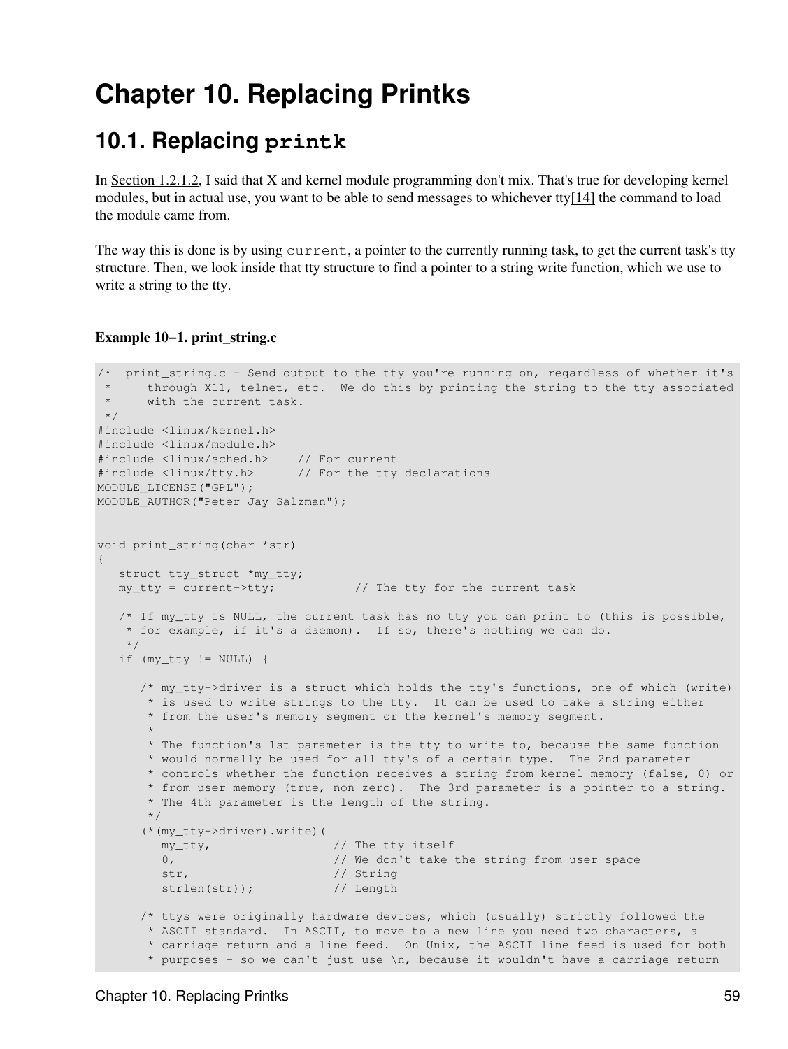# Chapter 10. Replacing Printks

## 10.1. Replacing printk

In Section 1.2.1.2, I said that X and kernel module programming don't mix. That's true for developing kernel modules, but in actual use, you want to be able to send messages to whichever tty[14] the command to load the module came from.

The way this is done is by using `current`, a pointer to the currently running task, to get the current task's tty structure. Then, we look inside that tty structure to find a pointer to a string write function, which we use to write a string to the tty.

**Example 10−1. print_string.c**

```
/*  print_string.c - Send output to the tty you're running on, regardless of whether it's
 *     through X11, telnet, etc.  We do this by printing the string to the tty associated
 *     with the current task.
 */
#include <linux/kernel.h>
#include <linux/module.h>
#include <linux/sched.h>    // For current
#include <linux/tty.h>      // For the tty declarations
MODULE_LICENSE("GPL");
MODULE_AUTHOR("Peter Jay Salzman");


void print_string(char *str)
{
   struct tty_struct *my_tty;
   my_tty = current->tty;           // The tty for the current task

   /* If my_tty is NULL, the current task has no tty you can print to (this is possible,
    * for example, if it's a daemon).  If so, there's nothing we can do.
    */
   if (my_tty != NULL) {

      /* my_tty->driver is a struct which holds the tty's functions, one of which (write)
       * is used to write strings to the tty.  It can be used to take a string either
       * from the user's memory segment or the kernel's memory segment.
       *
       * The function's 1st parameter is the tty to write to, because the same function
       * would normally be used for all tty's of a certain type.  The 2nd parameter
       * controls whether the function receives a string from kernel memory (false, 0) or
       * from user memory (true, non zero).  The 3rd parameter is a pointer to a string.
       * The 4th parameter is the length of the string.
       */
      (*(my_tty->driver).write)(
         my_tty,                 // The tty itself
         0,                      // We don't take the string from user space
         str,                    // String
         strlen(str));           // Length

      /* ttys were originally hardware devices, which (usually) strictly followed the
       * ASCII standard.  In ASCII, to move to a new line you need two characters, a
       * carriage return and a line feed.  On Unix, the ASCII line feed is used for both
       * purposes - so we can't just use \n, because it wouldn't have a carriage return
```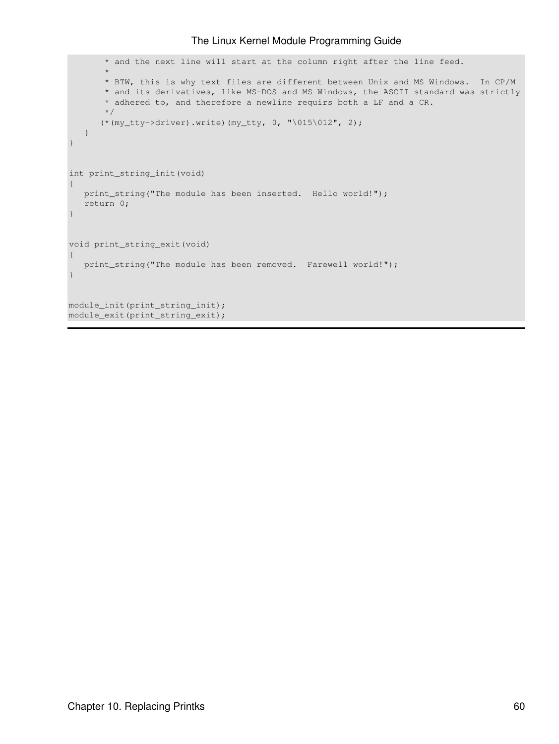```
       * and the next line will start at the column right after the line feed.
       *
       * BTW, this is why text files are different between Unix and MS Windows.  In CP/M
       * and its derivatives, like MS-DOS and MS Windows, the ASCII standard was strictly
       * adhered to, and therefore a newline requirs both a LF and a CR.
       */
      (*(my_tty->driver).write)(my_tty, 0, "\015\012", 2);
   }
}


int print_string_init(void)
{
   print_string("The module has been inserted.  Hello world!");
   return 0;
}


void print_string_exit(void)
{
   print_string("The module has been removed.  Farewell world!");
}


module_init(print_string_init);
module_exit(print_string_exit);
```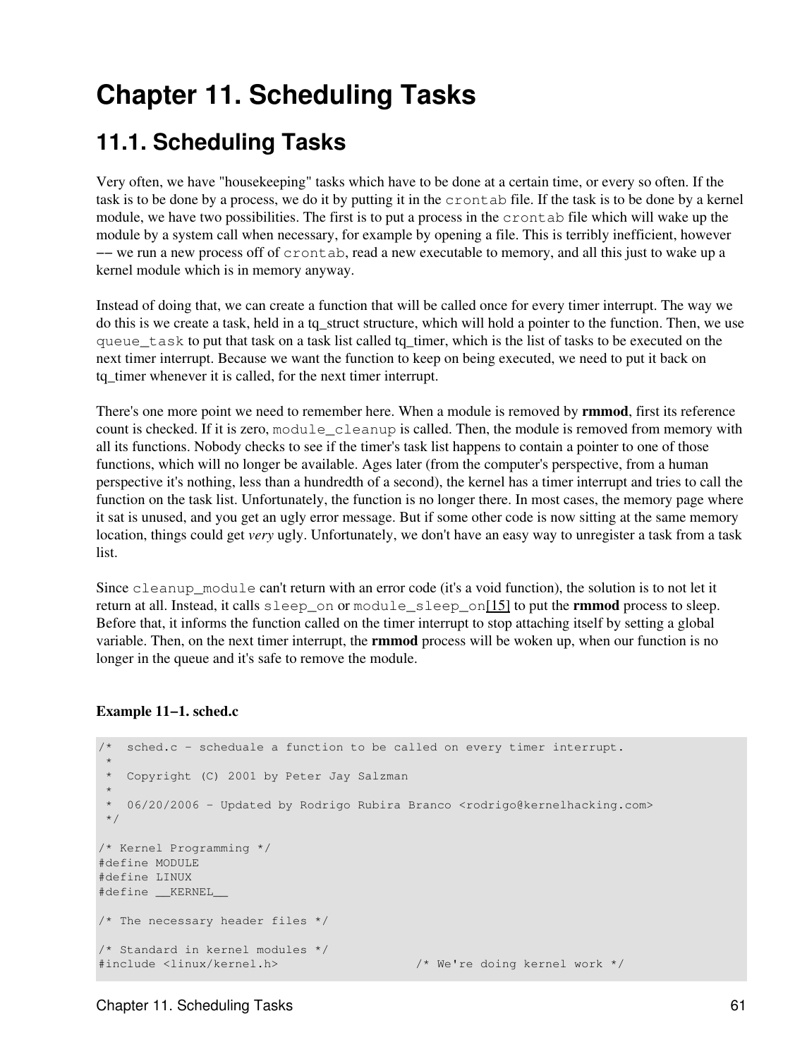# Chapter 11. Scheduling Tasks

## 11.1. Scheduling Tasks

Very often, we have "housekeeping" tasks which have to be done at a certain time, or every so often. If the task is to be done by a process, we do it by putting it in the `crontab` file. If the task is to be done by a kernel module, we have two possibilities. The first is to put a process in the `crontab` file which will wake up the module by a system call when necessary, for example by opening a file. This is terribly inefficient, however −− we run a new process off of `crontab`, read a new executable to memory, and all this just to wake up a kernel module which is in memory anyway.

Instead of doing that, we can create a function that will be called once for every timer interrupt. The way we do this is we create a task, held in a tq_struct structure, which will hold a pointer to the function. Then, we use `queue_task` to put that task on a task list called tq_timer, which is the list of tasks to be executed on the next timer interrupt. Because we want the function to keep on being executed, we need to put it back on tq_timer whenever it is called, for the next timer interrupt.

There's one more point we need to remember here. When a module is removed by **rmmod**, first its reference count is checked. If it is zero, `module_cleanup` is called. Then, the module is removed from memory with all its functions. Nobody checks to see if the timer's task list happens to contain a pointer to one of those functions, which will no longer be available. Ages later (from the computer's perspective, from a human perspective it's nothing, less than a hundredth of a second), the kernel has a timer interrupt and tries to call the function on the task list. Unfortunately, the function is no longer there. In most cases, the memory page where it sat is unused, and you get an ugly error message. But if some other code is now sitting at the same memory location, things could get *very* ugly. Unfortunately, we don't have an easy way to unregister a task from a task list.

Since `cleanup_module` can't return with an error code (it's a void function), the solution is to not let it return at all. Instead, it calls `sleep_on` or `module_sleep_on`[15] to put the **rmmod** process to sleep. Before that, it informs the function called on the timer interrupt to stop attaching itself by setting a global variable. Then, on the next timer interrupt, the **rmmod** process will be woken up, when our function is no longer in the queue and it's safe to remove the module.

**Example 11−1. sched.c**

```
/*  sched.c - scheduale a function to be called on every timer interrupt.
 *
 *  Copyright (C) 2001 by Peter Jay Salzman
 *
 *  06/20/2006 - Updated by Rodrigo Rubira Branco <rodrigo@kernelhacking.com>
 */

/* Kernel Programming */
#define MODULE
#define LINUX
#define __KERNEL__

/* The necessary header files */

/* Standard in kernel modules */
#include <linux/kernel.h>                   /* We're doing kernel work */
```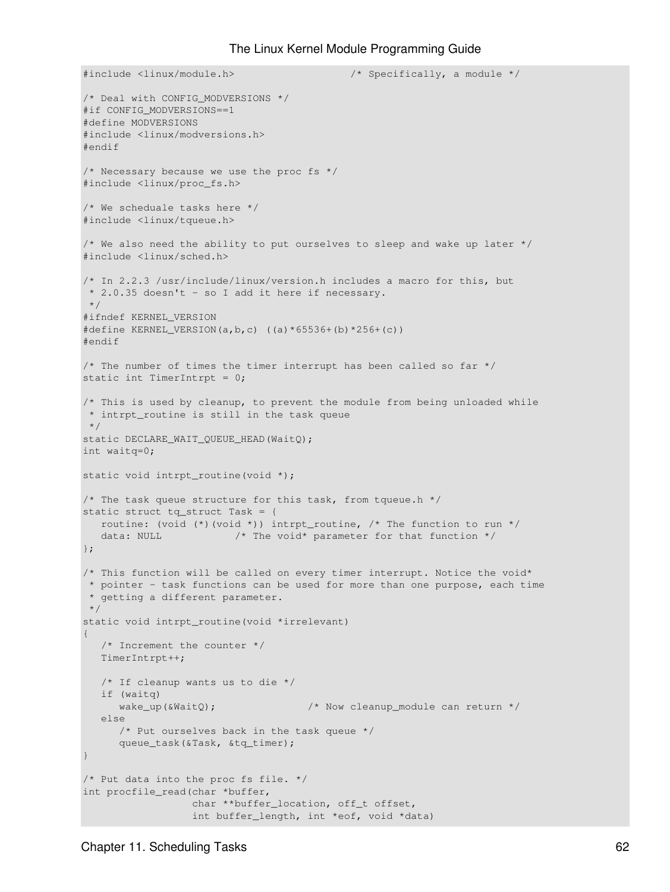```
#include <linux/module.h>                   /* Specifically, a module */

/* Deal with CONFIG_MODVERSIONS */
#if CONFIG_MODVERSIONS==1
#define MODVERSIONS
#include <linux/modversions.h>
#endif

/* Necessary because we use the proc fs */
#include <linux/proc_fs.h>

/* We scheduale tasks here */
#include <linux/tqueue.h>

/* We also need the ability to put ourselves to sleep and wake up later */
#include <linux/sched.h>

/* In 2.2.3 /usr/include/linux/version.h includes a macro for this, but
 * 2.0.35 doesn't - so I add it here if necessary.
 */
#ifndef KERNEL_VERSION
#define KERNEL_VERSION(a,b,c) ((a)*65536+(b)*256+(c))
#endif

/* The number of times the timer interrupt has been called so far */
static int TimerIntrpt = 0;

/* This is used by cleanup, to prevent the module from being unloaded while
 * intrpt_routine is still in the task queue
 */
static DECLARE_WAIT_QUEUE_HEAD(WaitQ);
int waitq=0;

static void intrpt_routine(void *);

/* The task queue structure for this task, from tqueue.h */
static struct tq_struct Task = {
   routine: (void (*)(void *)) intrpt_routine, /* The function to run */
   data: NULL            /* The void* parameter for that function */
};

/* This function will be called on every timer interrupt. Notice the void*
 * pointer - task functions can be used for more than one purpose, each time
 * getting a different parameter.
 */
static void intrpt_routine(void *irrelevant)
{
   /* Increment the counter */
   TimerIntrpt++;

   /* If cleanup wants us to die */
   if (waitq)
      wake_up(&WaitQ);               /* Now cleanup_module can return */
   else
      /* Put ourselves back in the task queue */
      queue_task(&Task, &tq_timer);
}

/* Put data into the proc fs file. */
int procfile_read(char *buffer,
                  char **buffer_location, off_t offset,
                  int buffer_length, int *eof, void *data)
```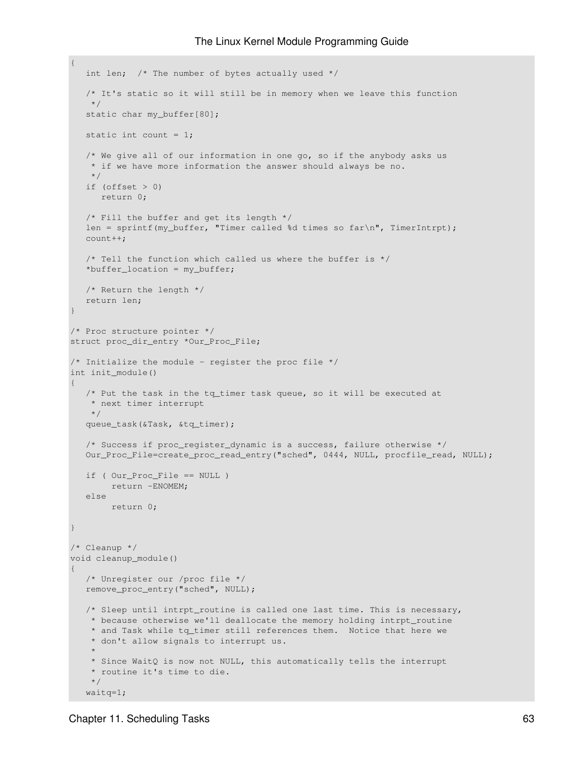```
{
   int len;  /* The number of bytes actually used */

   /* It's static so it will still be in memory when we leave this function
    */
   static char my_buffer[80];

   static int count = 1;

   /* We give all of our information in one go, so if the anybody asks us
    * if we have more information the answer should always be no.
    */
   if (offset > 0)
      return 0;

   /* Fill the buffer and get its length */
   len = sprintf(my_buffer, "Timer called %d times so far\n", TimerIntrpt);
   count++;

   /* Tell the function which called us where the buffer is */
   *buffer_location = my_buffer;

   /* Return the length */
   return len;
}

/* Proc structure pointer */
struct proc_dir_entry *Our_Proc_File;

/* Initialize the module - register the proc file */
int init_module()
{
   /* Put the task in the tq_timer task queue, so it will be executed at
    * next timer interrupt
    */
   queue_task(&Task, &tq_timer);

   /* Success if proc_register_dynamic is a success, failure otherwise */
   Our_Proc_File=create_proc_read_entry("sched", 0444, NULL, procfile_read, NULL);

   if ( Our_Proc_File == NULL )
        return -ENOMEM;
   else
        return 0;

}

/* Cleanup */
void cleanup_module()
{
   /* Unregister our /proc file */
   remove_proc_entry("sched", NULL);

   /* Sleep until intrpt_routine is called one last time. This is necessary,
    * because otherwise we'll deallocate the memory holding intrpt_routine
    * and Task while tq_timer still references them.  Notice that here we
    * don't allow signals to interrupt us.
    *
    * Since WaitQ is now not NULL, this automatically tells the interrupt
    * routine it's time to die.
    */
   waitq=1;
```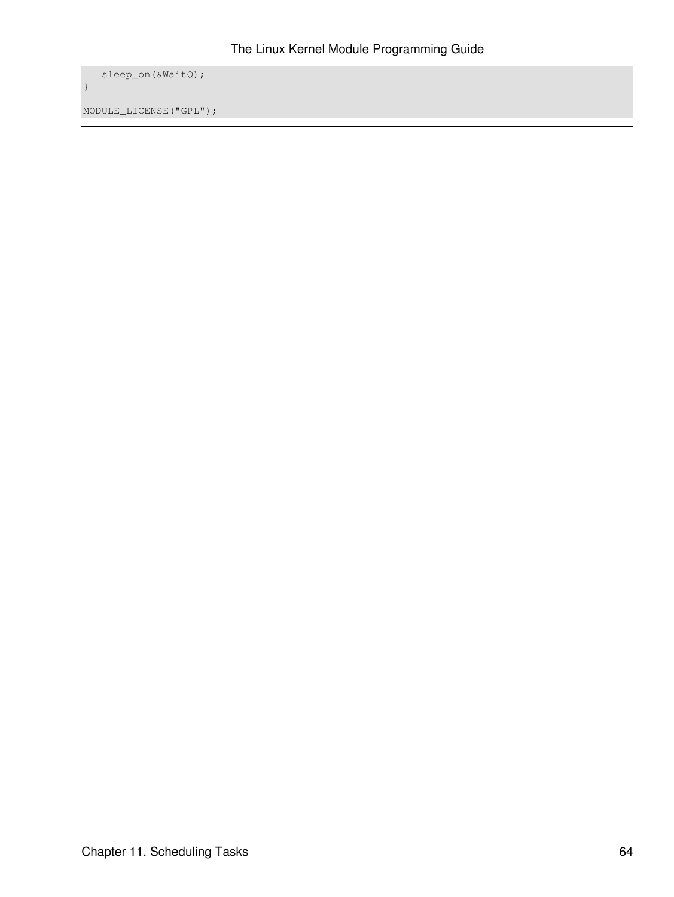```
    sleep_on(&WaitQ);
}

MODULE_LICENSE("GPL");
```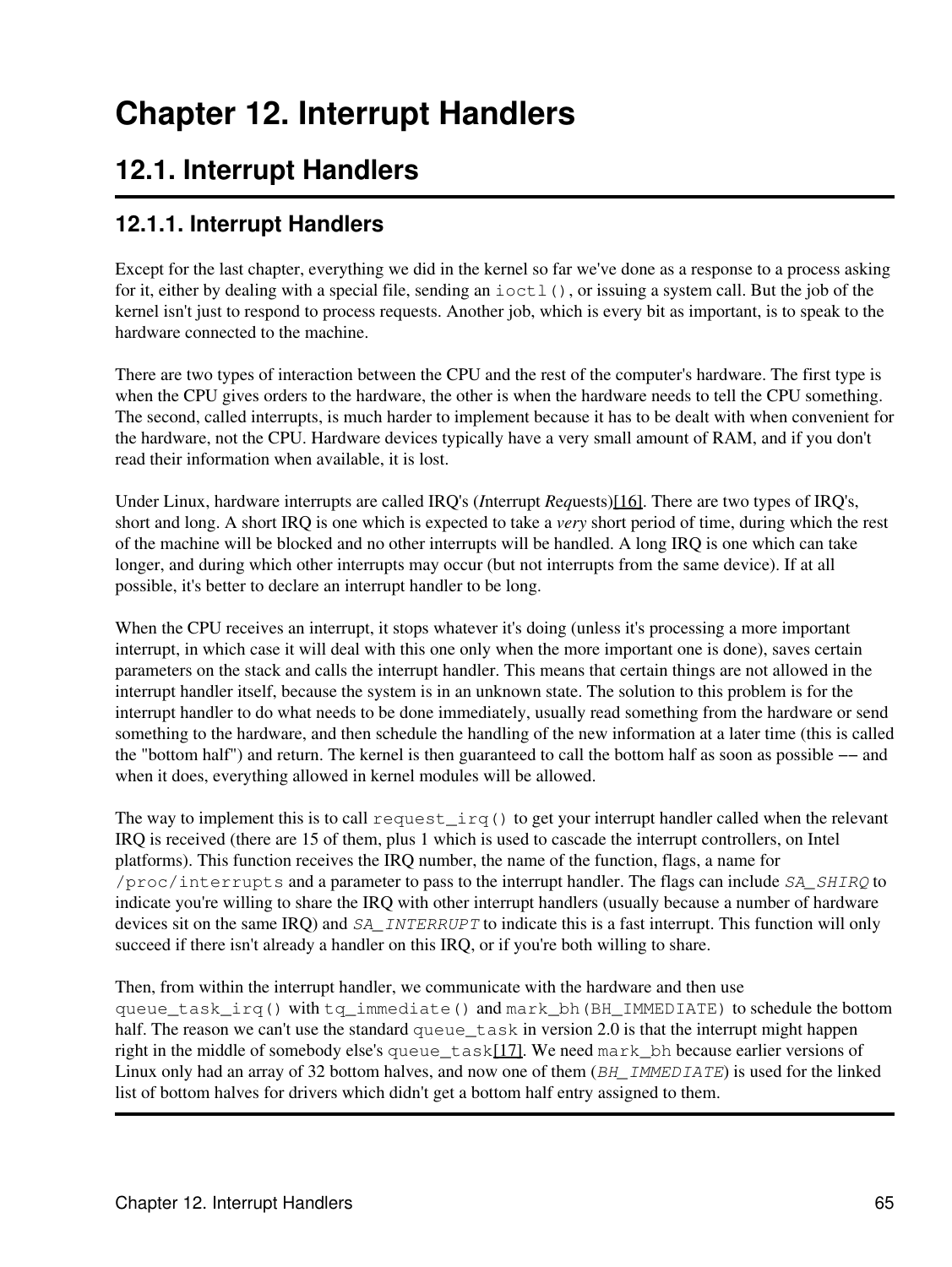# Chapter 12. Interrupt Handlers

## 12.1. Interrupt Handlers

### 12.1.1. Interrupt Handlers

Except for the last chapter, everything we did in the kernel so far we've done as a response to a process asking for it, either by dealing with a special file, sending an `ioctl()`, or issuing a system call. But the job of the kernel isn't just to respond to process requests. Another job, which is every bit as important, is to speak to the hardware connected to the machine.

There are two types of interaction between the CPU and the rest of the computer's hardware. The first type is when the CPU gives orders to the hardware, the other is when the hardware needs to tell the CPU something. The second, called interrupts, is much harder to implement because it has to be dealt with when convenient for the hardware, not the CPU. Hardware devices typically have a very small amount of RAM, and if you don't read their information when available, it is lost.

Under Linux, hardware interrupts are called IRQ's (***I***nterrupt ***Req***uests)[16]. There are two types of IRQ's, short and long. A short IRQ is one which is expected to take a *very* short period of time, during which the rest of the machine will be blocked and no other interrupts will be handled. A long IRQ is one which can take longer, and during which other interrupts may occur (but not interrupts from the same device). If at all possible, it's better to declare an interrupt handler to be long.

When the CPU receives an interrupt, it stops whatever it's doing (unless it's processing a more important interrupt, in which case it will deal with this one only when the more important one is done), saves certain parameters on the stack and calls the interrupt handler. This means that certain things are not allowed in the interrupt handler itself, because the system is in an unknown state. The solution to this problem is for the interrupt handler to do what needs to be done immediately, usually read something from the hardware or send something to the hardware, and then schedule the handling of the new information at a later time (this is called the "bottom half") and return. The kernel is then guaranteed to call the bottom half as soon as possible −− and when it does, everything allowed in kernel modules will be allowed.

The way to implement this is to call `request_irq()` to get your interrupt handler called when the relevant IRQ is received (there are 15 of them, plus 1 which is used to cascade the interrupt controllers, on Intel platforms). This function receives the IRQ number, the name of the function, flags, a name for `/proc/interrupts` and a parameter to pass to the interrupt handler. The flags can include *`SA_SHIRQ`* to indicate you're willing to share the IRQ with other interrupt handlers (usually because a number of hardware devices sit on the same IRQ) and *`SA_INTERRUPT`* to indicate this is a fast interrupt. This function will only succeed if there isn't already a handler on this IRQ, or if you're both willing to share.

Then, from within the interrupt handler, we communicate with the hardware and then use `queue_task_irq()` with `tq_immediate()` and `mark_bh(BH_IMMEDIATE)` to schedule the bottom half. The reason we can't use the standard `queue_task` in version 2.0 is that the interrupt might happen right in the middle of somebody else's `queue_task`[17]. We need `mark_bh` because earlier versions of Linux only had an array of 32 bottom halves, and now one of them (*`BH_IMMEDIATE`*) is used for the linked list of bottom halves for drivers which didn't get a bottom half entry assigned to them.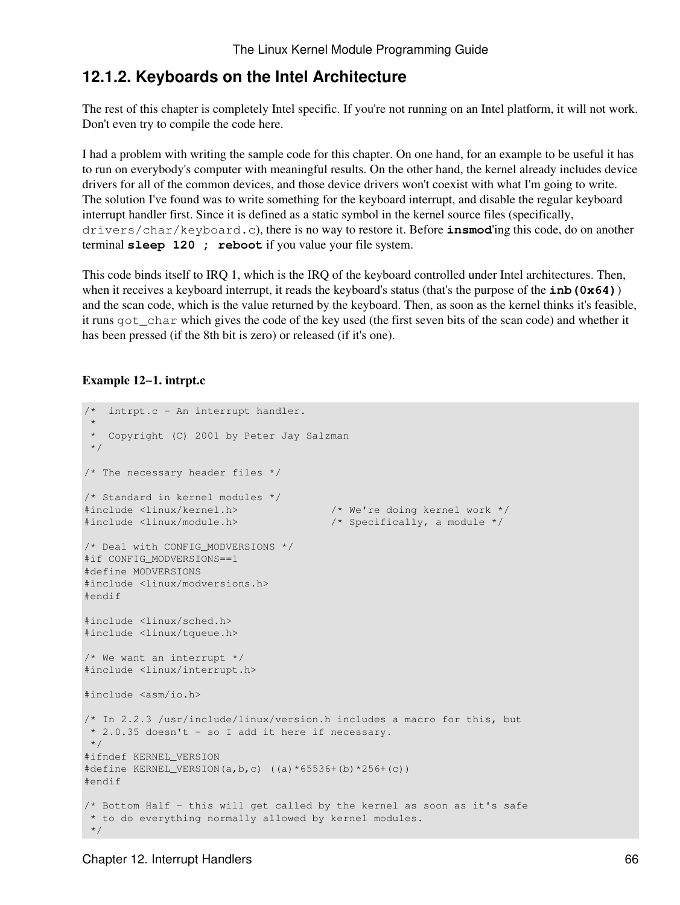### 12.1.2. Keyboards on the Intel Architecture

The rest of this chapter is completely Intel specific. If you're not running on an Intel platform, it will not work. Don't even try to compile the code here.

I had a problem with writing the sample code for this chapter. On one hand, for an example to be useful it has to run on everybody's computer with meaningful results. On the other hand, the kernel already includes device drivers for all of the common devices, and those device drivers won't coexist with what I'm going to write. The solution I've found was to write something for the keyboard interrupt, and disable the regular keyboard interrupt handler first. Since it is defined as a static symbol in the kernel source files (specifically, `drivers/char/keyboard.c`), there is no way to restore it. Before **insmod**'ing this code, do on another terminal **`sleep 120 ; reboot`** if you value your file system.

This code binds itself to IRQ 1, which is the IRQ of the keyboard controlled under Intel architectures. Then, when it receives a keyboard interrupt, it reads the keyboard's status (that's the purpose of the **`inb(0x64)`**) and the scan code, which is the value returned by the keyboard. Then, as soon as the kernel thinks it's feasible, it runs `got_char` which gives the code of the key used (the first seven bits of the scan code) and whether it has been pressed (if the 8th bit is zero) or released (if it's one).

**Example 12−1. intrpt.c**

```
/*  intrpt.c - An interrupt handler.
 *
 *  Copyright (C) 2001 by Peter Jay Salzman
 */

/* The necessary header files */

/* Standard in kernel modules */
#include <linux/kernel.h>               /* We're doing kernel work */
#include <linux/module.h>               /* Specifically, a module */

/* Deal with CONFIG_MODVERSIONS */
#if CONFIG_MODVERSIONS==1
#define MODVERSIONS
#include <linux/modversions.h>
#endif

#include <linux/sched.h>
#include <linux/tqueue.h>

/* We want an interrupt */
#include <linux/interrupt.h>

#include <asm/io.h>

/* In 2.2.3 /usr/include/linux/version.h includes a macro for this, but
 * 2.0.35 doesn't - so I add it here if necessary.
 */
#ifndef KERNEL_VERSION
#define KERNEL_VERSION(a,b,c) ((a)*65536+(b)*256+(c))
#endif

/* Bottom Half - this will get called by the kernel as soon as it's safe
 * to do everything normally allowed by kernel modules.
 */
```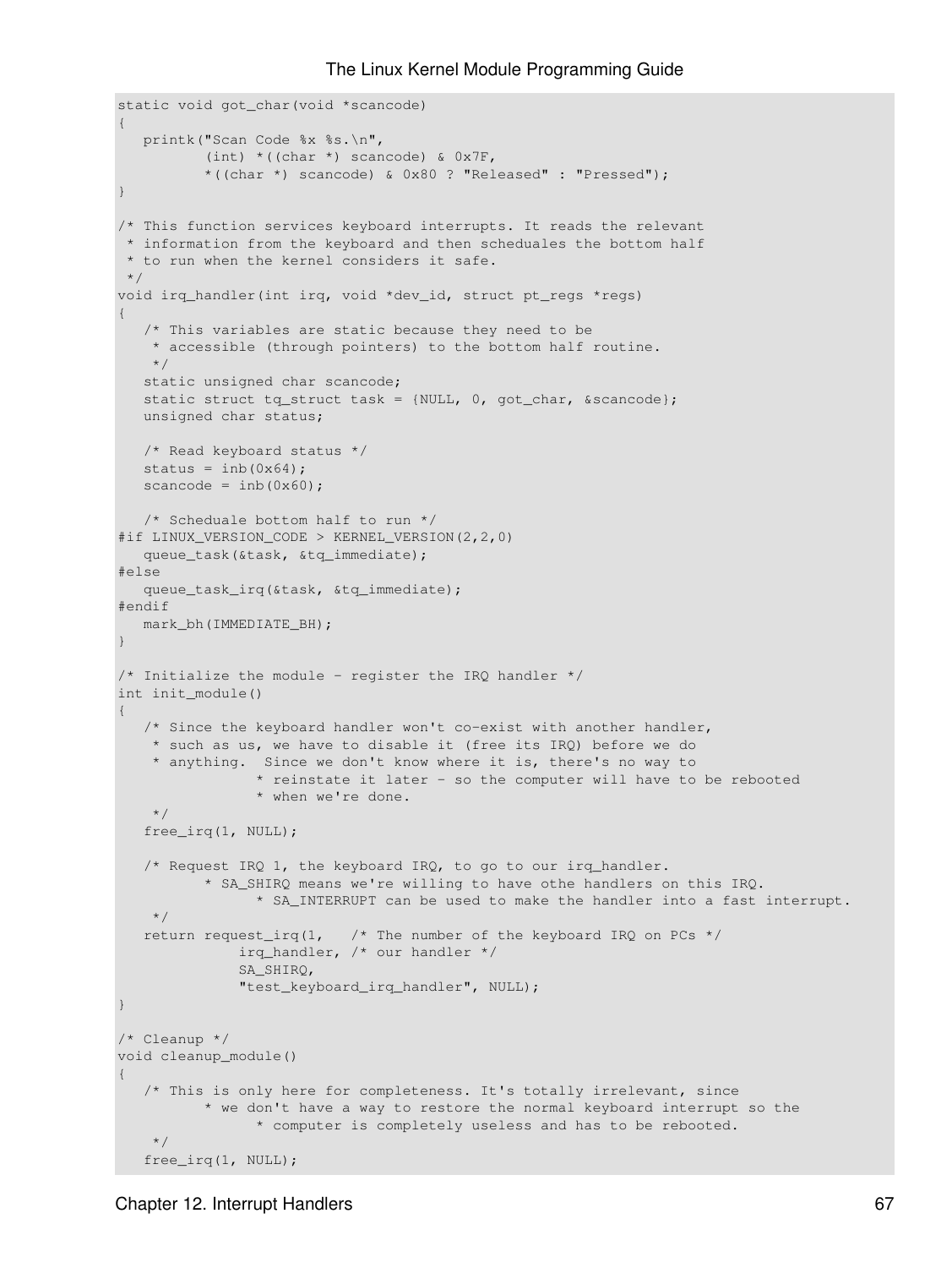```
static void got_char(void *scancode)
{
   printk("Scan Code %x %s.\n",
          (int) *((char *) scancode) & 0x7F,
          *((char *) scancode) & 0x80 ? "Released" : "Pressed");
}

/* This function services keyboard interrupts. It reads the relevant
 * information from the keyboard and then scheduales the bottom half
 * to run when the kernel considers it safe.
 */
void irq_handler(int irq, void *dev_id, struct pt_regs *regs)
{
   /* This variables are static because they need to be
    * accessible (through pointers) to the bottom half routine.
    */
   static unsigned char scancode;
   static struct tq_struct task = {NULL, 0, got_char, &scancode};
   unsigned char status;

   /* Read keyboard status */
   status = inb(0x64);
   scancode = inb(0x60);

   /* Scheduale bottom half to run */
#if LINUX_VERSION_CODE > KERNEL_VERSION(2,2,0)
   queue_task(&task, &tq_immediate);
#else
   queue_task_irq(&task, &tq_immediate);
#endif
   mark_bh(IMMEDIATE_BH);
}

/* Initialize the module - register the IRQ handler */
int init_module()
{
   /* Since the keyboard handler won't co-exist with another handler,
    * such as us, we have to disable it (free its IRQ) before we do
    * anything.  Since we don't know where it is, there's no way to
                * reinstate it later - so the computer will have to be rebooted
                * when we're done.
    */
   free_irq(1, NULL);

   /* Request IRQ 1, the keyboard IRQ, to go to our irq_handler.
          * SA_SHIRQ means we're willing to have othe handlers on this IRQ.
                * SA_INTERRUPT can be used to make the handler into a fast interrupt.
    */
   return request_irq(1,   /* The number of the keyboard IRQ on PCs */
              irq_handler, /* our handler */
              SA_SHIRQ,
              "test_keyboard_irq_handler", NULL);
}

/* Cleanup */
void cleanup_module()
{
   /* This is only here for completeness. It's totally irrelevant, since
          * we don't have a way to restore the normal keyboard interrupt so the
                * computer is completely useless and has to be rebooted.
    */
   free_irq(1, NULL);
```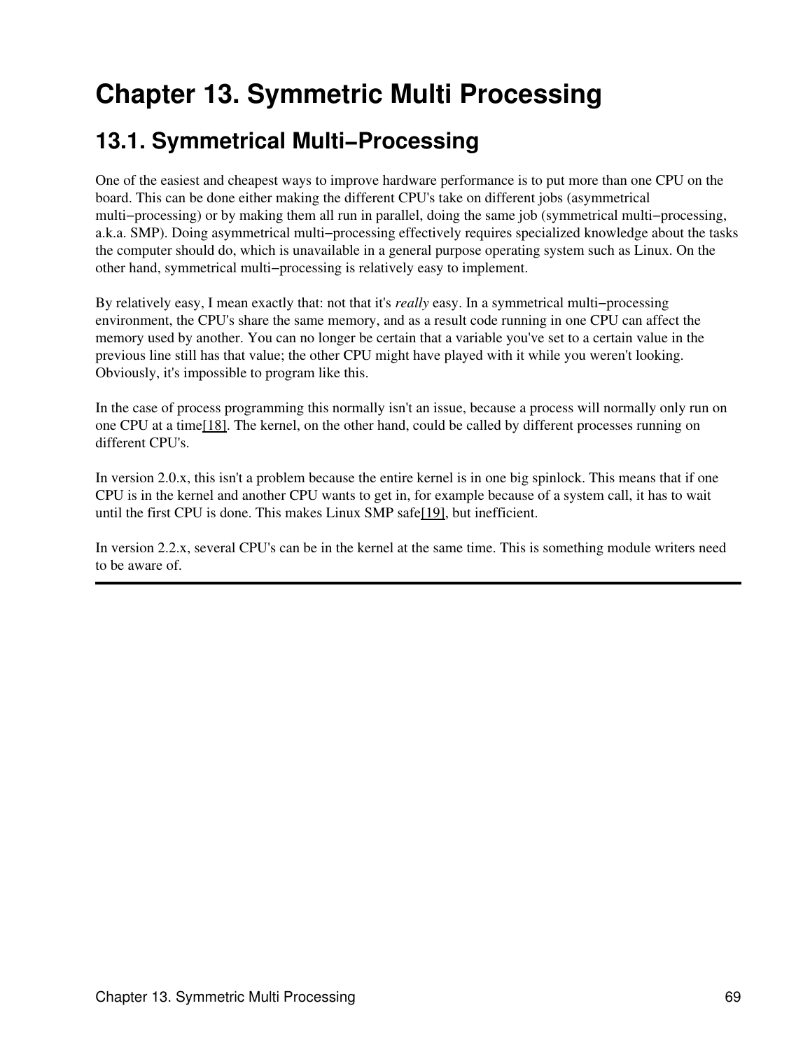# Chapter 13. Symmetric Multi Processing

## 13.1. Symmetrical Multi−Processing

One of the easiest and cheapest ways to improve hardware performance is to put more than one CPU on the board. This can be done either making the different CPU's take on different jobs (asymmetrical multi−processing) or by making them all run in parallel, doing the same job (symmetrical multi−processing, a.k.a. SMP). Doing asymmetrical multi−processing effectively requires specialized knowledge about the tasks the computer should do, which is unavailable in a general purpose operating system such as Linux. On the other hand, symmetrical multi−processing is relatively easy to implement.

By relatively easy, I mean exactly that: not that it's *really* easy. In a symmetrical multi−processing environment, the CPU's share the same memory, and as a result code running in one CPU can affect the memory used by another. You can no longer be certain that a variable you've set to a certain value in the previous line still has that value; the other CPU might have played with it while you weren't looking. Obviously, it's impossible to program like this.

In the case of process programming this normally isn't an issue, because a process will normally only run on one CPU at a time[18]. The kernel, on the other hand, could be called by different processes running on different CPU's.

In version 2.0.x, this isn't a problem because the entire kernel is in one big spinlock. This means that if one CPU is in the kernel and another CPU wants to get in, for example because of a system call, it has to wait until the first CPU is done. This makes Linux SMP safe[19], but inefficient.

In version 2.2.x, several CPU's can be in the kernel at the same time. This is something module writers need to be aware of.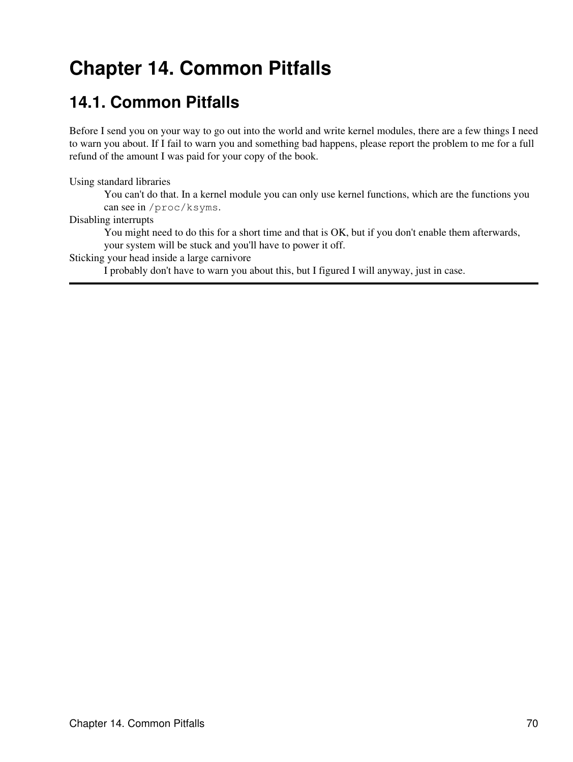# Chapter 14. Common Pitfalls

## 14.1. Common Pitfalls

Before I send you on your way to go out into the world and write kernel modules, there are a few things I need to warn you about. If I fail to warn you and something bad happens, please report the problem to me for a full refund of the amount I was paid for your copy of the book.

Using standard libraries
: You can't do that. In a kernel module you can only use kernel functions, which are the functions you can see in `/proc/ksyms`.

Disabling interrupts
: You might need to do this for a short time and that is OK, but if you don't enable them afterwards, your system will be stuck and you'll have to power it off.

Sticking your head inside a large carnivore
: I probably don't have to warn you about this, but I figured I will anyway, just in case.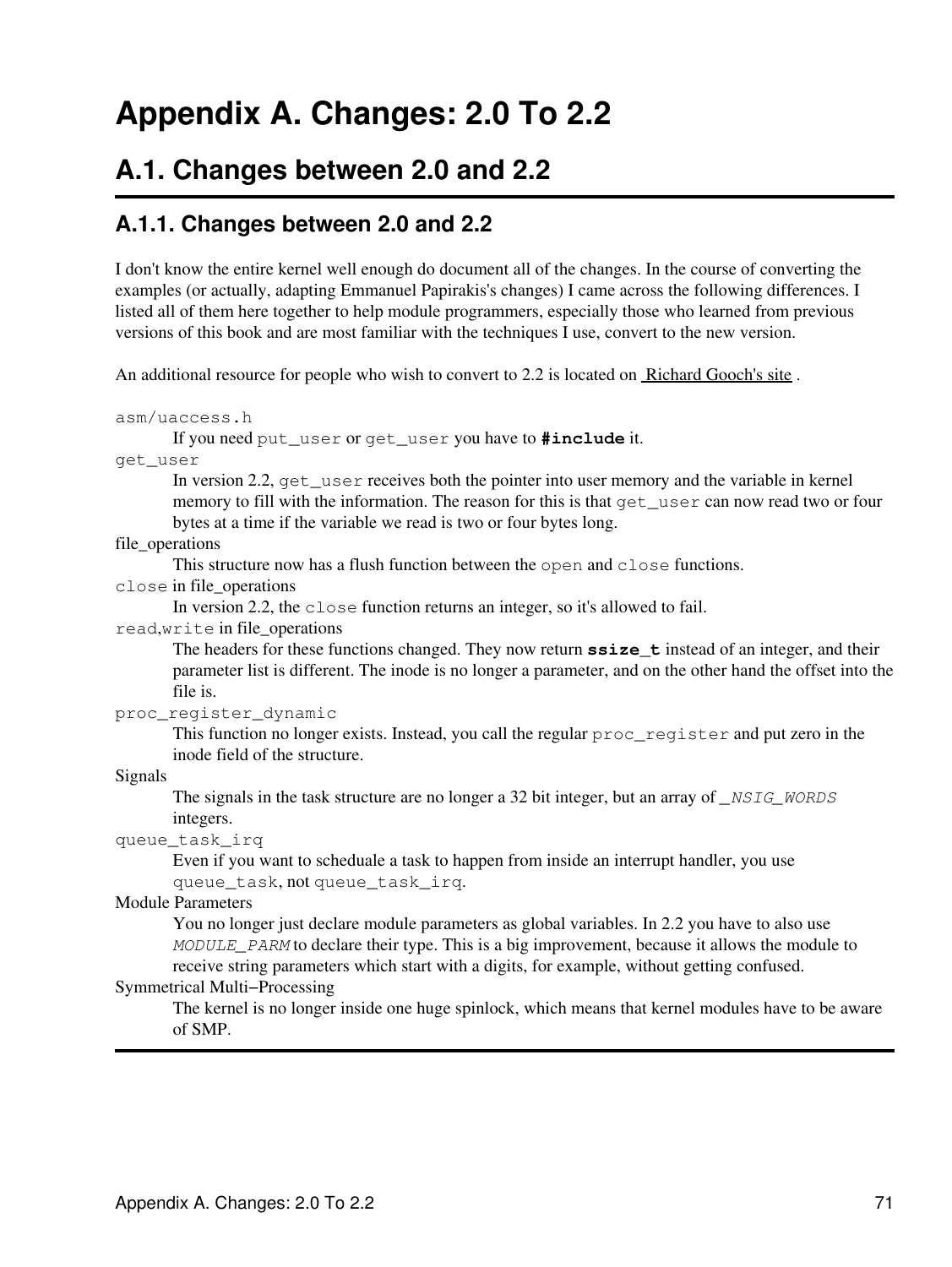# Appendix A. Changes: 2.0 To 2.2

## A.1. Changes between 2.0 and 2.2

### A.1.1. Changes between 2.0 and 2.2

I don't know the entire kernel well enough do document all of the changes. In the course of converting the examples (or actually, adapting Emmanuel Papirakis's changes) I came across the following differences. I listed all of them here together to help module programmers, especially those who learned from previous versions of this book and are most familiar with the techniques I use, convert to the new version.

An additional resource for people who wish to convert to 2.2 is located on Richard Gooch's site .

`asm/uaccess.h`
: If you need `put_user` or `get_user` you have to **`#include`** it.

`get_user`
: In version 2.2, `get_user` receives both the pointer into user memory and the variable in kernel memory to fill with the information. The reason for this is that `get_user` can now read two or four bytes at a time if the variable we read is two or four bytes long.

file_operations
: This structure now has a flush function between the `open` and `close` functions.

`close` in file_operations
: In version 2.2, the `close` function returns an integer, so it's allowed to fail.

`read`,`write` in file_operations
: The headers for these functions changed. They now return **`ssize_t`** instead of an integer, and their parameter list is different. The inode is no longer a parameter, and on the other hand the offset into the file is.

`proc_register_dynamic`
: This function no longer exists. Instead, you call the regular `proc_register` and put zero in the inode field of the structure.

Signals
: The signals in the task structure are no longer a 32 bit integer, but an array of *`_NSIG_WORDS`* integers.

`queue_task_irq`
: Even if you want to scheduale a task to happen from inside an interrupt handler, you use `queue_task`, not `queue_task_irq`.

Module Parameters
: You no longer just declare module parameters as global variables. In 2.2 you have to also use *`MODULE_PARM`* to declare their type. This is a big improvement, because it allows the module to receive string parameters which start with a digits, for example, without getting confused.

Symmetrical Multi−Processing
: The kernel is no longer inside one huge spinlock, which means that kernel modules have to be aware of SMP.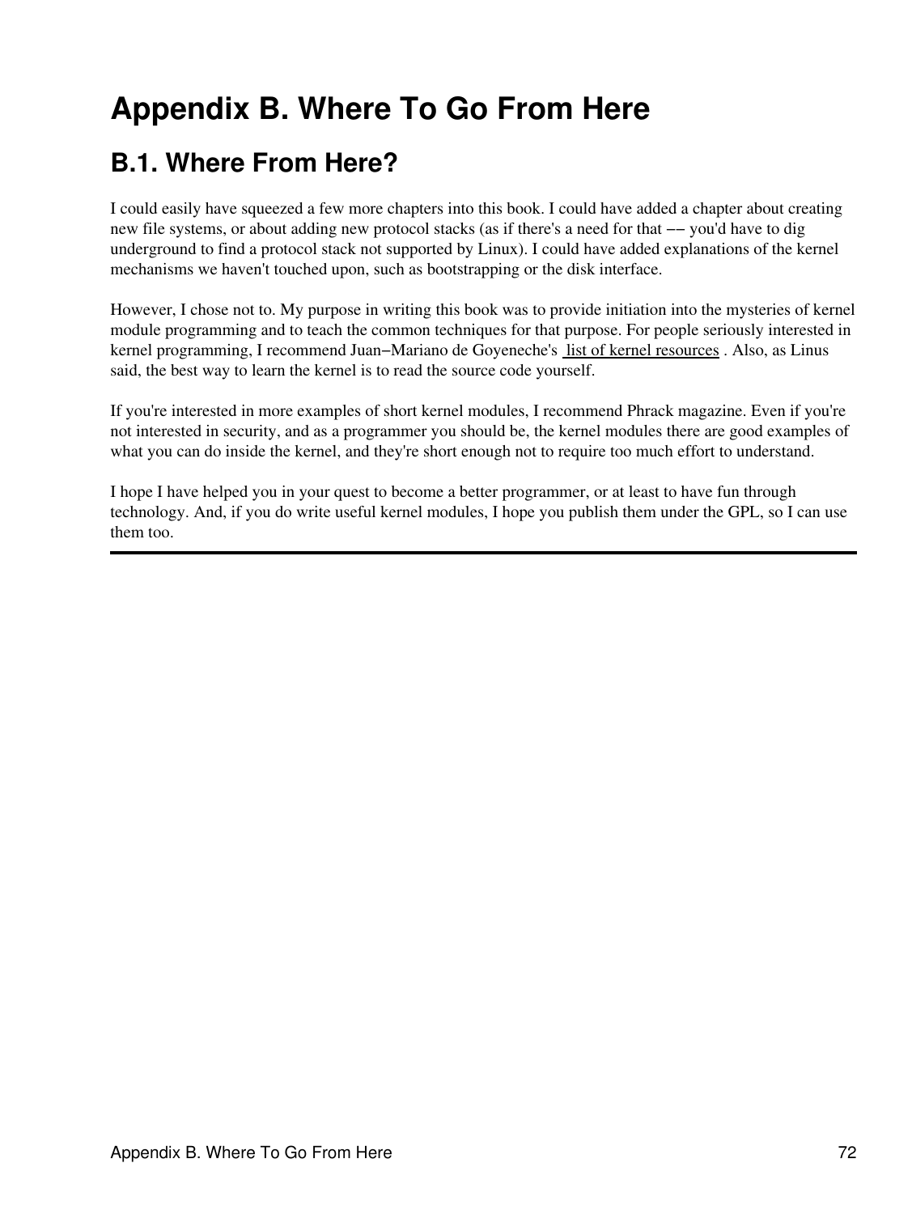# Appendix B. Where To Go From Here

## B.1. Where From Here?

I could easily have squeezed a few more chapters into this book. I could have added a chapter about creating new file systems, or about adding new protocol stacks (as if there's a need for that −− you'd have to dig underground to find a protocol stack not supported by Linux). I could have added explanations of the kernel mechanisms we haven't touched upon, such as bootstrapping or the disk interface.

However, I chose not to. My purpose in writing this book was to provide initiation into the mysteries of kernel module programming and to teach the common techniques for that purpose. For people seriously interested in kernel programming, I recommend Juan−Mariano de Goyeneche's list of kernel resources . Also, as Linus said, the best way to learn the kernel is to read the source code yourself.

If you're interested in more examples of short kernel modules, I recommend Phrack magazine. Even if you're not interested in security, and as a programmer you should be, the kernel modules there are good examples of what you can do inside the kernel, and they're short enough not to require too much effort to understand.

I hope I have helped you in your quest to become a better programmer, or at least to have fun through technology. And, if you do write useful kernel modules, I hope you publish them under the GPL, so I can use them too.